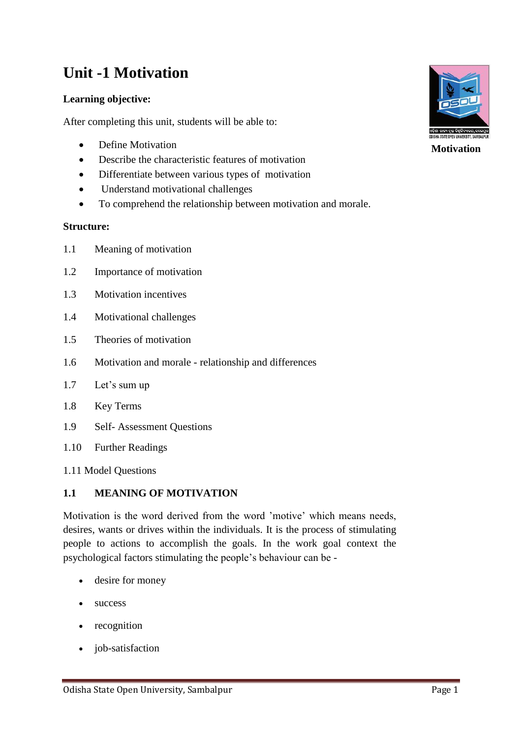# Unit -1 Motivation

**Learning objective:**

After completing this unit, students will be able to:

- Define Motivation
- Describe the characteristic features of motivation
- Differentiate between various types of motivation
- Understand motivational challenges
- To comprehend the relationship between motivation and morale.

**Structure:**

1.1 Meaning of motivation

1.2 Importance of motivation

1.3 Motivation incentives

1.4 Motivational challenges

1.5 Theories of motivation

1.6 Motivation and morale - relationship and differences

1.7 Let's sum up

1.8 Key Terms

1.9 Self- Assessment Questions

1.10 Further Readings

1.11 Model Questions

## 1.1 MEANING OF MOTIVATION

Motivation is the word derived from the word 'motive' which means needs, desires, wants or drives within the individuals. It is the process of stimulating people to actions to accomplish the goals. In the work goal context the psychological factors stimulating the people's behaviour can be -

- desire for money
- success
- recognition
- job-satisfaction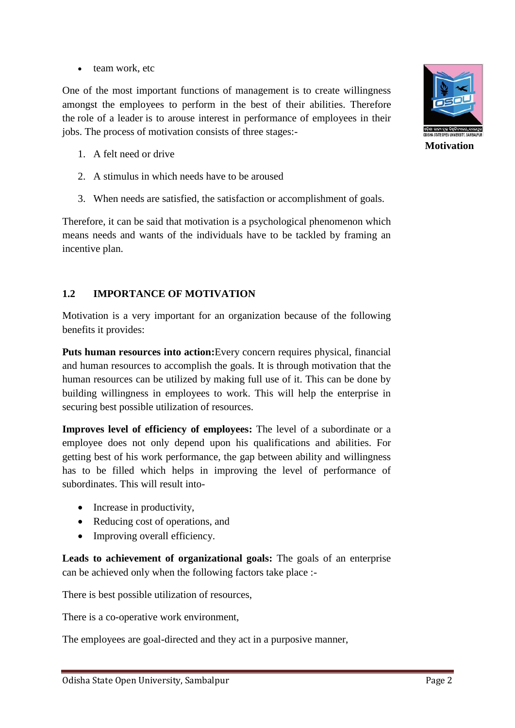- team work, etc

One of the most important functions of management is to create willingness amongst the employees to perform in the best of their abilities. Therefore the role of a leader is to arouse interest in performance of employees in their jobs. The process of motivation consists of three stages:-

1. A felt need or drive
2. A stimulus in which needs have to be aroused
3. When needs are satisfied, the satisfaction or accomplishment of goals.

Therefore, it can be said that motivation is a psychological phenomenon which means needs and wants of the individuals have to be tackled by framing an incentive plan.

## 1.2 IMPORTANCE OF MOTIVATION

Motivation is a very important for an organization because of the following benefits it provides:

**Puts human resources into action:**Every concern requires physical, financial and human resources to accomplish the goals. It is through motivation that the human resources can be utilized by making full use of it. This can be done by building willingness in employees to work. This will help the enterprise in securing best possible utilization of resources.

**Improves level of efficiency of employees:** The level of a subordinate or a employee does not only depend upon his qualifications and abilities. For getting best of his work performance, the gap between ability and willingness has to be filled which helps in improving the level of performance of subordinates. This will result into-

- Increase in productivity,
- Reducing cost of operations, and
- Improving overall efficiency.

**Leads to achievement of organizational goals:** The goals of an enterprise can be achieved only when the following factors take place :-

There is best possible utilization of resources,

There is a co-operative work environment,

The employees are goal-directed and they act in a purposive manner,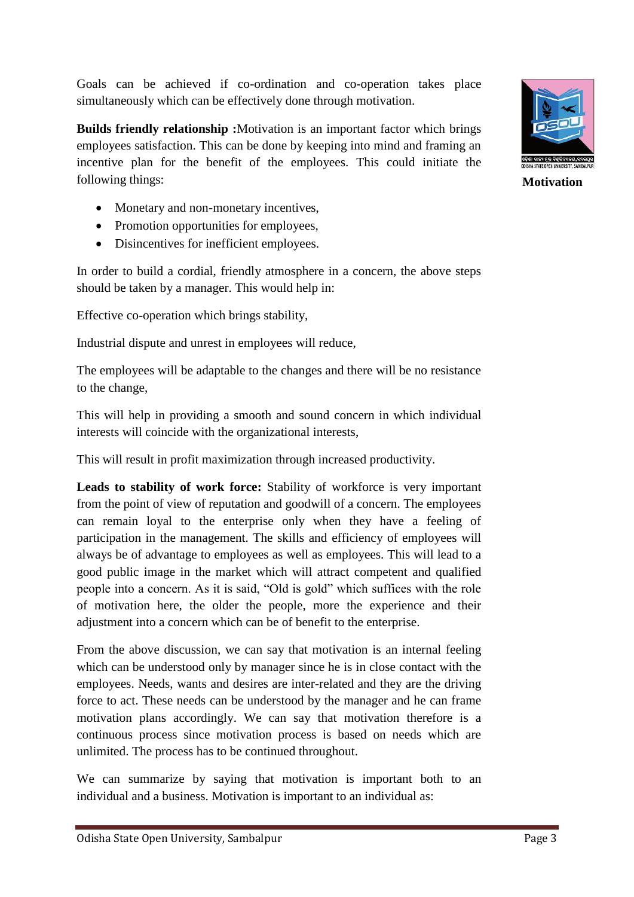Goals can be achieved if co-ordination and co-operation takes place simultaneously which can be effectively done through motivation.

**Builds friendly relationship :**Motivation is an important factor which brings employees satisfaction. This can be done by keeping into mind and framing an incentive plan for the benefit of the employees. This could initiate the following things:

- Monetary and non-monetary incentives,
- Promotion opportunities for employees,
- Disincentives for inefficient employees.

In order to build a cordial, friendly atmosphere in a concern, the above steps should be taken by a manager. This would help in:

Effective co-operation which brings stability,

Industrial dispute and unrest in employees will reduce,

The employees will be adaptable to the changes and there will be no resistance to the change,

This will help in providing a smooth and sound concern in which individual interests will coincide with the organizational interests,

This will result in profit maximization through increased productivity.

**Leads to stability of work force:** Stability of workforce is very important from the point of view of reputation and goodwill of a concern. The employees can remain loyal to the enterprise only when they have a feeling of participation in the management. The skills and efficiency of employees will always be of advantage to employees as well as employees. This will lead to a good public image in the market which will attract competent and qualified people into a concern. As it is said, "Old is gold" which suffices with the role of motivation here, the older the people, more the experience and their adjustment into a concern which can be of benefit to the enterprise.

From the above discussion, we can say that motivation is an internal feeling which can be understood only by manager since he is in close contact with the employees. Needs, wants and desires are inter-related and they are the driving force to act. These needs can be understood by the manager and he can frame motivation plans accordingly. We can say that motivation therefore is a continuous process since motivation process is based on needs which are unlimited. The process has to be continued throughout.

We can summarize by saying that motivation is important both to an individual and a business. Motivation is important to an individual as: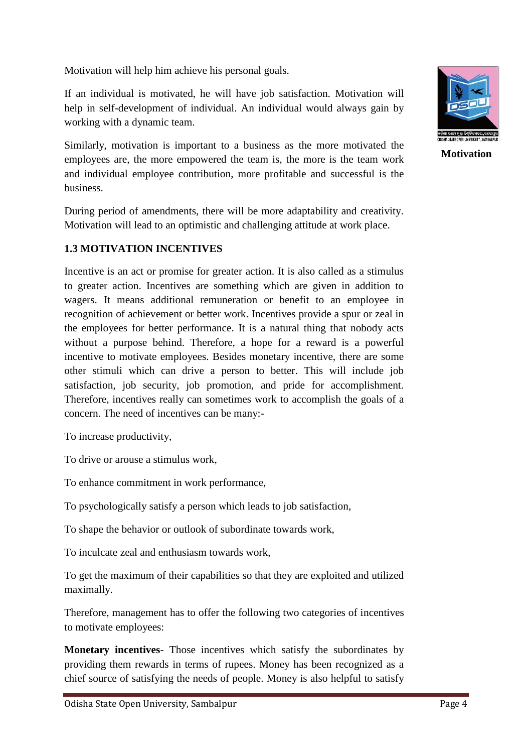Motivation will help him achieve his personal goals.

If an individual is motivated, he will have job satisfaction. Motivation will help in self-development of individual. An individual would always gain by working with a dynamic team.

Similarly, motivation is important to a business as the more motivated the employees are, the more empowered the team is, the more is the team work and individual employee contribution, more profitable and successful is the business.

During period of amendments, there will be more adaptability and creativity. Motivation will lead to an optimistic and challenging attitude at work place.

## 1.3 MOTIVATION INCENTIVES

Incentive is an act or promise for greater action. It is also called as a stimulus to greater action. Incentives are something which are given in addition to wagers. It means additional remuneration or benefit to an employee in recognition of achievement or better work. Incentives provide a spur or zeal in the employees for better performance. It is a natural thing that nobody acts without a purpose behind. Therefore, a hope for a reward is a powerful incentive to motivate employees. Besides monetary incentive, there are some other stimuli which can drive a person to better. This will include job satisfaction, job security, job promotion, and pride for accomplishment. Therefore, incentives really can sometimes work to accomplish the goals of a concern. The need of incentives can be many:-

To increase productivity,

To drive or arouse a stimulus work,

To enhance commitment in work performance,

To psychologically satisfy a person which leads to job satisfaction,

To shape the behavior or outlook of subordinate towards work,

To inculcate zeal and enthusiasm towards work,

To get the maximum of their capabilities so that they are exploited and utilized maximally.

Therefore, management has to offer the following two categories of incentives to motivate employees:

**Monetary incentives**- Those incentives which satisfy the subordinates by providing them rewards in terms of rupees. Money has been recognized as a chief source of satisfying the needs of people. Money is also helpful to satisfy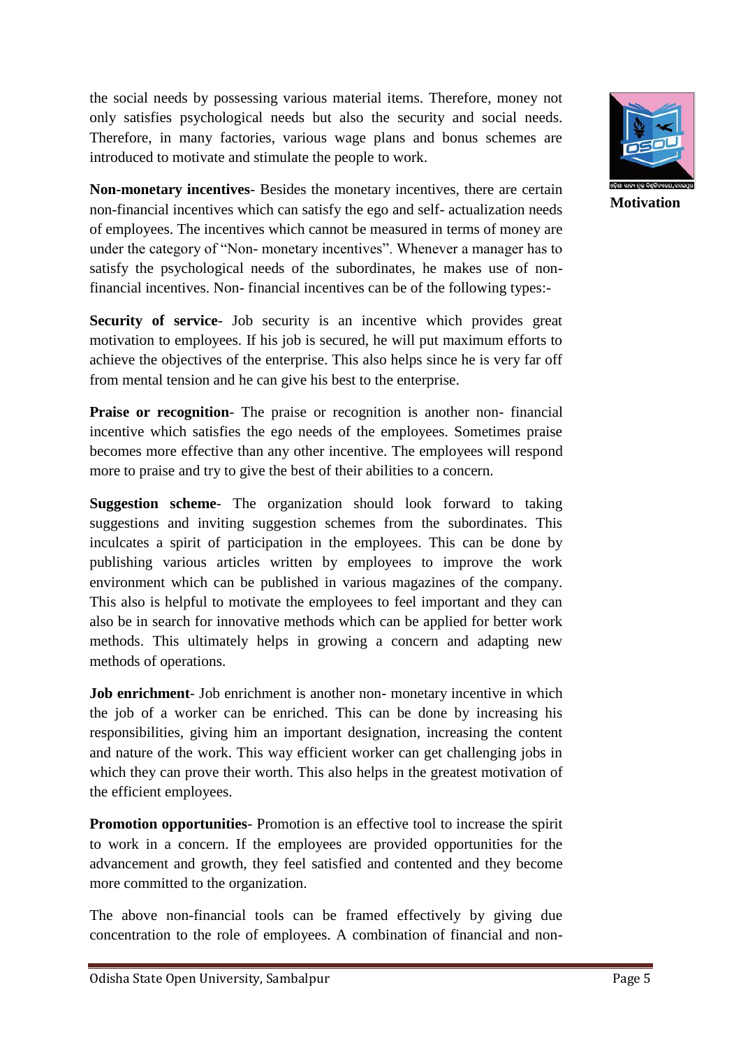the social needs by possessing various material items. Therefore, money not only satisfies psychological needs but also the security and social needs. Therefore, in many factories, various wage plans and bonus schemes are introduced to motivate and stimulate the people to work.

**Non-monetary incentives**- Besides the monetary incentives, there are certain non-financial incentives which can satisfy the ego and self- actualization needs of employees. The incentives which cannot be measured in terms of money are under the category of "Non- monetary incentives". Whenever a manager has to satisfy the psychological needs of the subordinates, he makes use of non-financial incentives. Non- financial incentives can be of the following types:-

**Security of service**- Job security is an incentive which provides great motivation to employees. If his job is secured, he will put maximum efforts to achieve the objectives of the enterprise. This also helps since he is very far off from mental tension and he can give his best to the enterprise.

**Praise or recognition**- The praise or recognition is another non- financial incentive which satisfies the ego needs of the employees. Sometimes praise becomes more effective than any other incentive. The employees will respond more to praise and try to give the best of their abilities to a concern.

**Suggestion scheme**- The organization should look forward to taking suggestions and inviting suggestion schemes from the subordinates. This inculcates a spirit of participation in the employees. This can be done by publishing various articles written by employees to improve the work environment which can be published in various magazines of the company. This also is helpful to motivate the employees to feel important and they can also be in search for innovative methods which can be applied for better work methods. This ultimately helps in growing a concern and adapting new methods of operations.

**Job enrichment**- Job enrichment is another non- monetary incentive in which the job of a worker can be enriched. This can be done by increasing his responsibilities, giving him an important designation, increasing the content and nature of the work. This way efficient worker can get challenging jobs in which they can prove their worth. This also helps in the greatest motivation of the efficient employees.

**Promotion opportunities**- Promotion is an effective tool to increase the spirit to work in a concern. If the employees are provided opportunities for the advancement and growth, they feel satisfied and contented and they become more committed to the organization.

The above non-financial tools can be framed effectively by giving due concentration to the role of employees. A combination of financial and non-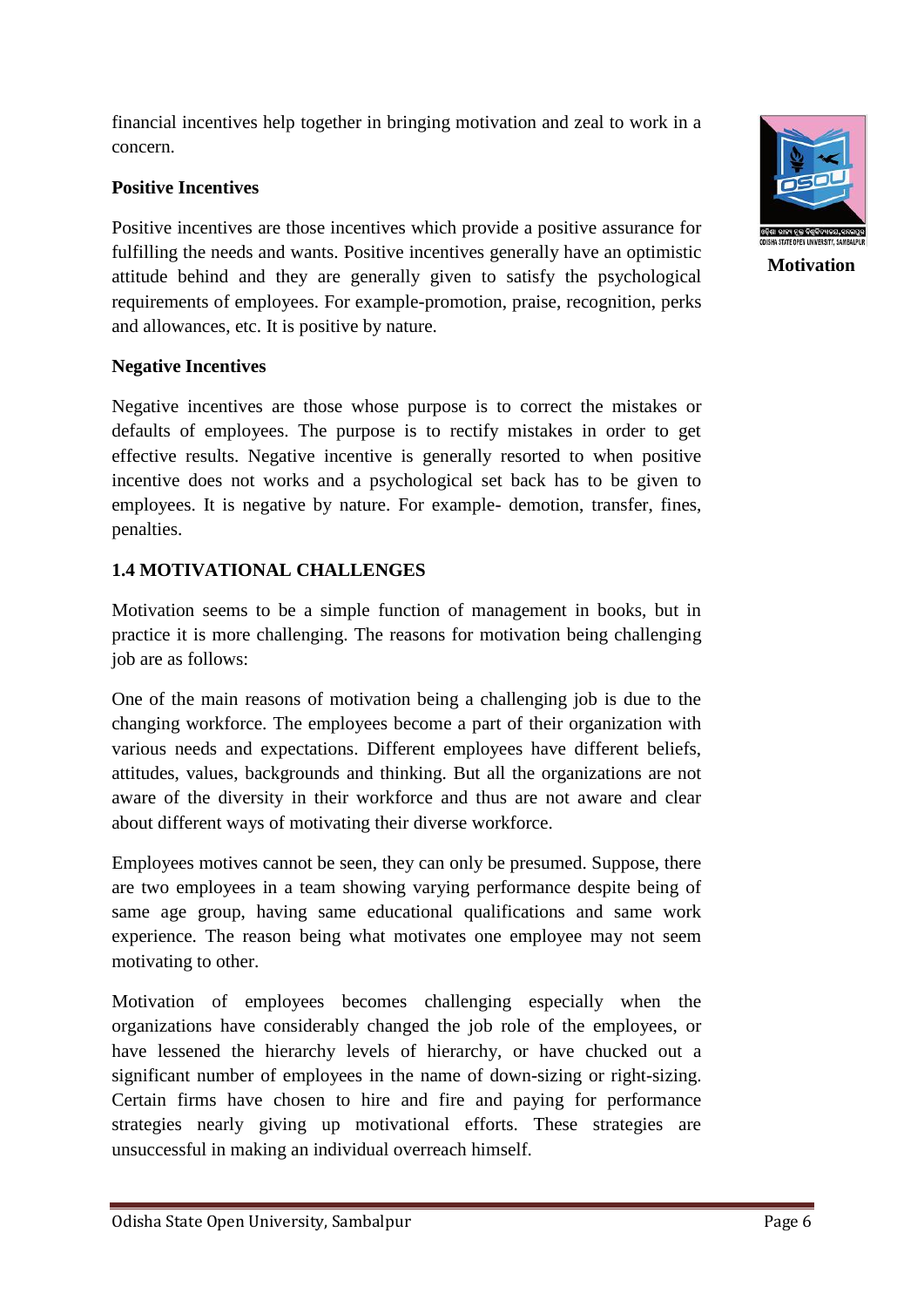financial incentives help together in bringing motivation and zeal to work in a concern.

**Positive Incentives**

Positive incentives are those incentives which provide a positive assurance for fulfilling the needs and wants. Positive incentives generally have an optimistic attitude behind and they are generally given to satisfy the psychological requirements of employees. For example-promotion, praise, recognition, perks and allowances, etc. It is positive by nature.

**Negative Incentives**

Negative incentives are those whose purpose is to correct the mistakes or defaults of employees. The purpose is to rectify mistakes in order to get effective results. Negative incentive is generally resorted to when positive incentive does not works and a psychological set back has to be given to employees. It is negative by nature. For example- demotion, transfer, fines, penalties.

## 1.4 MOTIVATIONAL CHALLENGES

Motivation seems to be a simple function of management in books, but in practice it is more challenging. The reasons for motivation being challenging job are as follows:

One of the main reasons of motivation being a challenging job is due to the changing workforce. The employees become a part of their organization with various needs and expectations. Different employees have different beliefs, attitudes, values, backgrounds and thinking. But all the organizations are not aware of the diversity in their workforce and thus are not aware and clear about different ways of motivating their diverse workforce.

Employees motives cannot be seen, they can only be presumed. Suppose, there are two employees in a team showing varying performance despite being of same age group, having same educational qualifications and same work experience. The reason being what motivates one employee may not seem motivating to other.

Motivation of employees becomes challenging especially when the organizations have considerably changed the job role of the employees, or have lessened the hierarchy levels of hierarchy, or have chucked out a significant number of employees in the name of down-sizing or right-sizing. Certain firms have chosen to hire and fire and paying for performance strategies nearly giving up motivational efforts. These strategies are unsuccessful in making an individual overreach himself.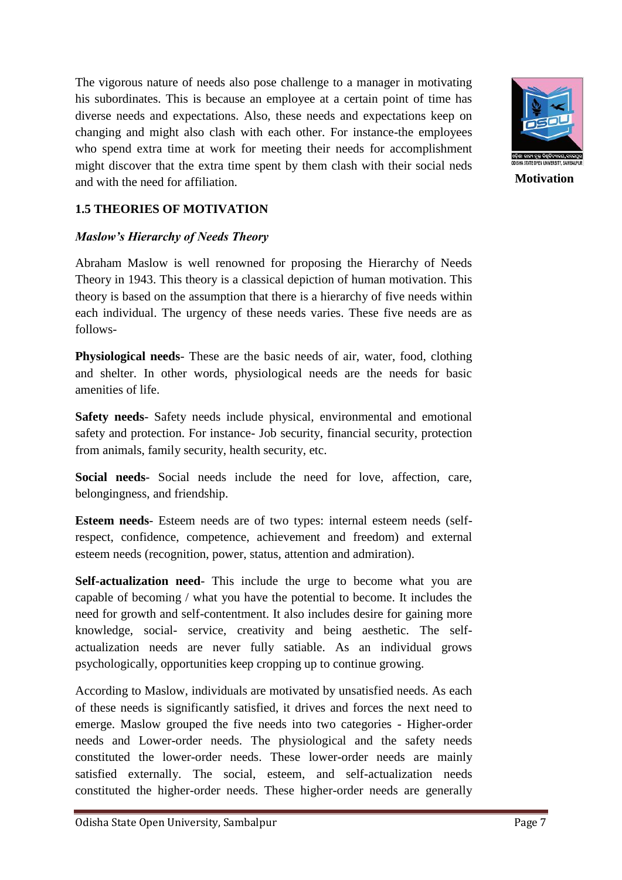The vigorous nature of needs also pose challenge to a manager in motivating his subordinates. This is because an employee at a certain point of time has diverse needs and expectations. Also, these needs and expectations keep on changing and might also clash with each other. For instance-the employees who spend extra time at work for meeting their needs for accomplishment might discover that the extra time spent by them clash with their social neds and with the need for affiliation.

## 1.5 THEORIES OF MOTIVATION

### *Maslow's Hierarchy of Needs Theory*

Abraham Maslow is well renowned for proposing the Hierarchy of Needs Theory in 1943. This theory is a classical depiction of human motivation. This theory is based on the assumption that there is a hierarchy of five needs within each individual. The urgency of these needs varies. These five needs are as follows-

**Physiological needs**- These are the basic needs of air, water, food, clothing and shelter. In other words, physiological needs are the needs for basic amenities of life.

**Safety needs**- Safety needs include physical, environmental and emotional safety and protection. For instance- Job security, financial security, protection from animals, family security, health security, etc.

**Social needs**- Social needs include the need for love, affection, care, belongingness, and friendship.

**Esteem needs**- Esteem needs are of two types: internal esteem needs (self-respect, confidence, competence, achievement and freedom) and external esteem needs (recognition, power, status, attention and admiration).

**Self-actualization need**- This include the urge to become what you are capable of becoming / what you have the potential to become. It includes the need for growth and self-contentment. It also includes desire for gaining more knowledge, social- service, creativity and being aesthetic. The self-actualization needs are never fully satiable. As an individual grows psychologically, opportunities keep cropping up to continue growing.

According to Maslow, individuals are motivated by unsatisfied needs. As each of these needs is significantly satisfied, it drives and forces the next need to emerge. Maslow grouped the five needs into two categories - Higher-order needs and Lower-order needs. The physiological and the safety needs constituted the lower-order needs. These lower-order needs are mainly satisfied externally. The social, esteem, and self-actualization needs constituted the higher-order needs. These higher-order needs are generally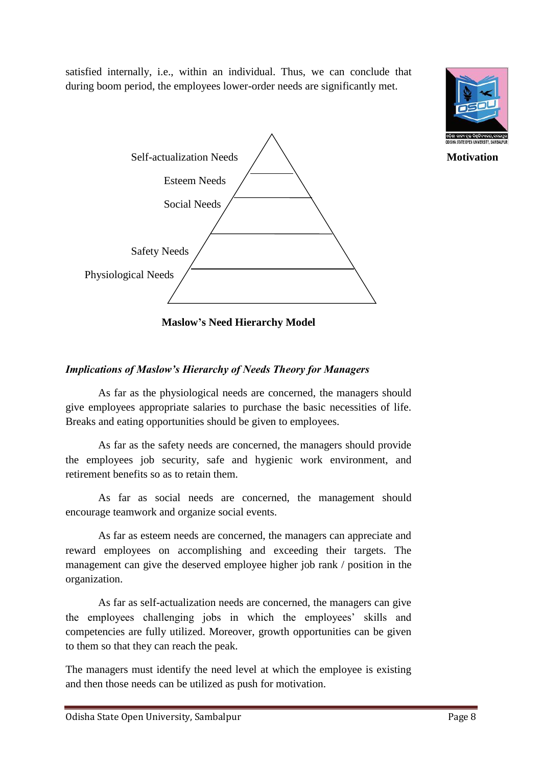satisfied internally, i.e., within an individual. Thus, we can conclude that during boom period, the employees lower-order needs are significantly met.

Self-actualization Needs

Esteem Needs

Social Needs

Safety Needs

Physiological Needs

**Maslow's Need Hierarchy Model**

***Implications of Maslow's Hierarchy of Needs Theory for Managers***

As far as the physiological needs are concerned, the managers should give employees appropriate salaries to purchase the basic necessities of life. Breaks and eating opportunities should be given to employees.

As far as the safety needs are concerned, the managers should provide the employees job security, safe and hygienic work environment, and retirement benefits so as to retain them.

As far as social needs are concerned, the management should encourage teamwork and organize social events.

As far as esteem needs are concerned, the managers can appreciate and reward employees on accomplishing and exceeding their targets. The management can give the deserved employee higher job rank / position in the organization.

As far as self-actualization needs are concerned, the managers can give the employees challenging jobs in which the employees' skills and competencies are fully utilized. Moreover, growth opportunities can be given to them so that they can reach the peak.

The managers must identify the need level at which the employee is existing and then those needs can be utilized as push for motivation.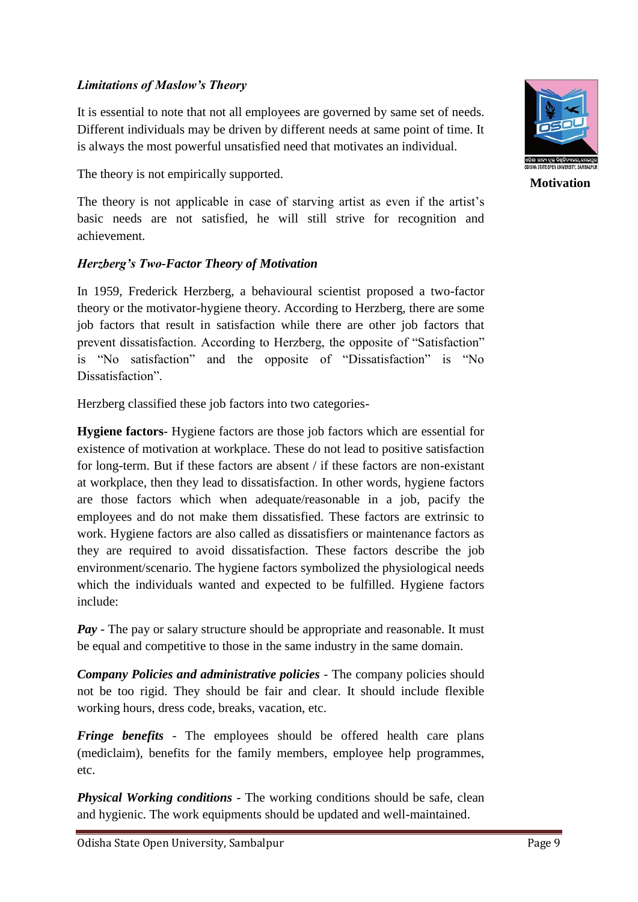### *Limitations of Maslow's Theory*

It is essential to note that not all employees are governed by same set of needs. Different individuals may be driven by different needs at same point of time. It is always the most powerful unsatisfied need that motivates an individual.

The theory is not empirically supported.

The theory is not applicable in case of starving artist as even if the artist's basic needs are not satisfied, he will still strive for recognition and achievement.

### *Herzberg's Two-Factor Theory of Motivation*

In 1959, Frederick Herzberg, a behavioural scientist proposed a two-factor theory or the motivator-hygiene theory. According to Herzberg, there are some job factors that result in satisfaction while there are other job factors that prevent dissatisfaction. According to Herzberg, the opposite of "Satisfaction" is "No satisfaction" and the opposite of "Dissatisfaction" is "No Dissatisfaction".

Herzberg classified these job factors into two categories-

**Hygiene factors**- Hygiene factors are those job factors which are essential for existence of motivation at workplace. These do not lead to positive satisfaction for long-term. But if these factors are absent / if these factors are non-existant at workplace, then they lead to dissatisfaction. In other words, hygiene factors are those factors which when adequate/reasonable in a job, pacify the employees and do not make them dissatisfied. These factors are extrinsic to work. Hygiene factors are also called as dissatisfiers or maintenance factors as they are required to avoid dissatisfaction. These factors describe the job environment/scenario. The hygiene factors symbolized the physiological needs which the individuals wanted and expected to be fulfilled. Hygiene factors include:

***Pay*** - The pay or salary structure should be appropriate and reasonable. It must be equal and competitive to those in the same industry in the same domain.

***Company Policies and administrative policies*** - The company policies should not be too rigid. They should be fair and clear. It should include flexible working hours, dress code, breaks, vacation, etc.

***Fringe benefits*** - The employees should be offered health care plans (mediclaim), benefits for the family members, employee help programmes, etc.

***Physical Working conditions*** - The working conditions should be safe, clean and hygienic. The work equipments should be updated and well-maintained.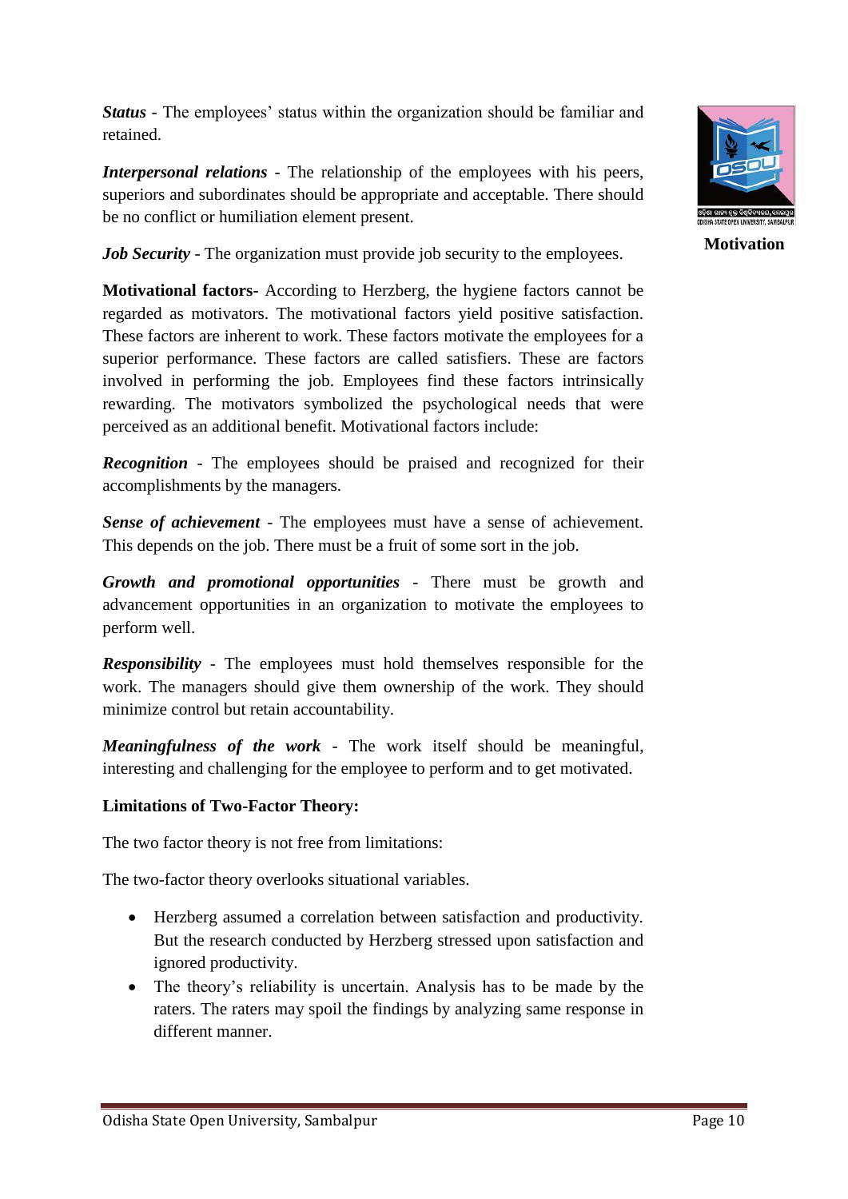***Status*** - The employees' status within the organization should be familiar and retained.

***Interpersonal relations*** - The relationship of the employees with his peers, superiors and subordinates should be appropriate and acceptable. There should be no conflict or humiliation element present.

***Job Security*** - The organization must provide job security to the employees.

**Motivational factors-** According to Herzberg, the hygiene factors cannot be regarded as motivators. The motivational factors yield positive satisfaction. These factors are inherent to work. These factors motivate the employees for a superior performance. These factors are called satisfiers. These are factors involved in performing the job. Employees find these factors intrinsically rewarding. The motivators symbolized the psychological needs that were perceived as an additional benefit. Motivational factors include:

***Recognition*** - The employees should be praised and recognized for their accomplishments by the managers.

***Sense of achievement*** - The employees must have a sense of achievement. This depends on the job. There must be a fruit of some sort in the job.

***Growth and promotional opportunities*** - There must be growth and advancement opportunities in an organization to motivate the employees to perform well.

***Responsibility*** - The employees must hold themselves responsible for the work. The managers should give them ownership of the work. They should minimize control but retain accountability.

***Meaningfulness of the work*** - The work itself should be meaningful, interesting and challenging for the employee to perform and to get motivated.

**Limitations of Two-Factor Theory:**

The two factor theory is not free from limitations:

The two-factor theory overlooks situational variables.

- Herzberg assumed a correlation between satisfaction and productivity. But the research conducted by Herzberg stressed upon satisfaction and ignored productivity.
- The theory's reliability is uncertain. Analysis has to be made by the raters. The raters may spoil the findings by analyzing same response in different manner.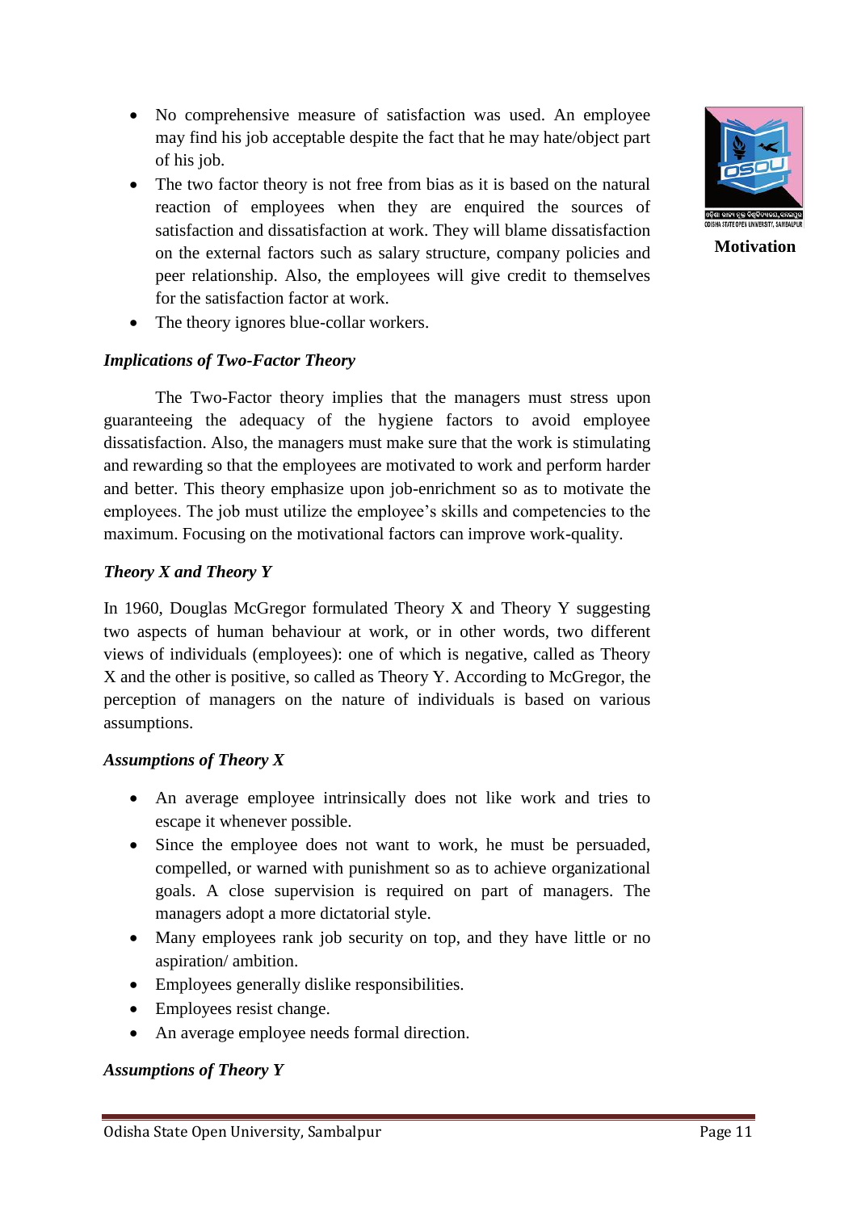- No comprehensive measure of satisfaction was used. An employee may find his job acceptable despite the fact that he may hate/object part of his job.
- The two factor theory is not free from bias as it is based on the natural reaction of employees when they are enquired the sources of satisfaction and dissatisfaction at work. They will blame dissatisfaction on the external factors such as salary structure, company policies and peer relationship. Also, the employees will give credit to themselves for the satisfaction factor at work.
- The theory ignores blue-collar workers.

***Implications of Two-Factor Theory***

The Two-Factor theory implies that the managers must stress upon guaranteeing the adequacy of the hygiene factors to avoid employee dissatisfaction. Also, the managers must make sure that the work is stimulating and rewarding so that the employees are motivated to work and perform harder and better. This theory emphasize upon job-enrichment so as to motivate the employees. The job must utilize the employee's skills and competencies to the maximum. Focusing on the motivational factors can improve work-quality.

***Theory X and Theory Y***

In 1960, Douglas McGregor formulated Theory X and Theory Y suggesting two aspects of human behaviour at work, or in other words, two different views of individuals (employees): one of which is negative, called as Theory X and the other is positive, so called as Theory Y. According to McGregor, the perception of managers on the nature of individuals is based on various assumptions.

***Assumptions of Theory X***

- An average employee intrinsically does not like work and tries to escape it whenever possible.
- Since the employee does not want to work, he must be persuaded, compelled, or warned with punishment so as to achieve organizational goals. A close supervision is required on part of managers. The managers adopt a more dictatorial style.
- Many employees rank job security on top, and they have little or no aspiration/ ambition.
- Employees generally dislike responsibilities.
- Employees resist change.
- An average employee needs formal direction.

***Assumptions of Theory Y***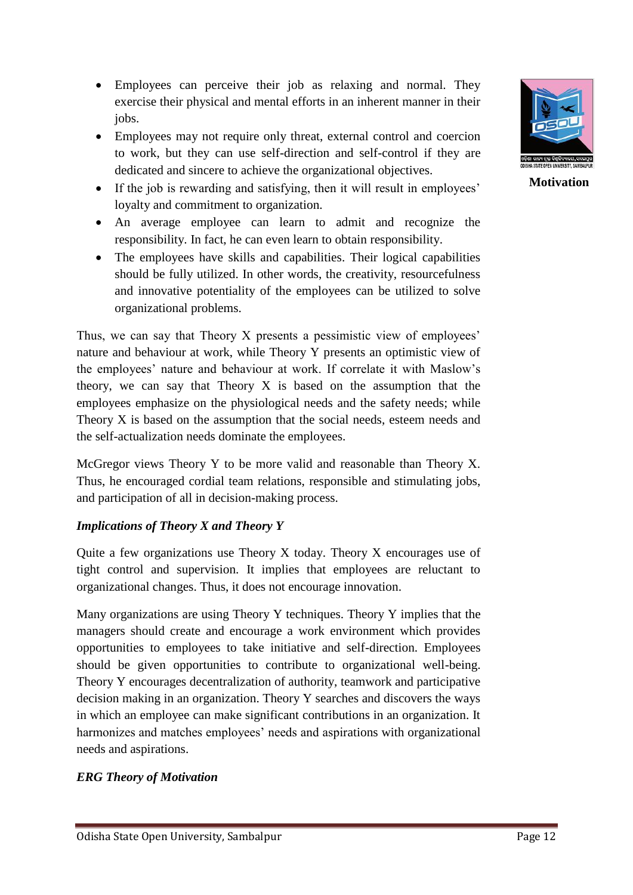- Employees can perceive their job as relaxing and normal. They exercise their physical and mental efforts in an inherent manner in their jobs.
- Employees may not require only threat, external control and coercion to work, but they can use self-direction and self-control if they are dedicated and sincere to achieve the organizational objectives.
- If the job is rewarding and satisfying, then it will result in employees' loyalty and commitment to organization.
- An average employee can learn to admit and recognize the responsibility. In fact, he can even learn to obtain responsibility.
- The employees have skills and capabilities. Their logical capabilities should be fully utilized. In other words, the creativity, resourcefulness and innovative potentiality of the employees can be utilized to solve organizational problems.

Thus, we can say that Theory X presents a pessimistic view of employees' nature and behaviour at work, while Theory Y presents an optimistic view of the employees' nature and behaviour at work. If correlate it with Maslow's theory, we can say that Theory X is based on the assumption that the employees emphasize on the physiological needs and the safety needs; while Theory X is based on the assumption that the social needs, esteem needs and the self-actualization needs dominate the employees.

McGregor views Theory Y to be more valid and reasonable than Theory X. Thus, he encouraged cordial team relations, responsible and stimulating jobs, and participation of all in decision-making process.

***Implications of Theory X and Theory Y***

Quite a few organizations use Theory X today. Theory X encourages use of tight control and supervision. It implies that employees are reluctant to organizational changes. Thus, it does not encourage innovation.

Many organizations are using Theory Y techniques. Theory Y implies that the managers should create and encourage a work environment which provides opportunities to employees to take initiative and self-direction. Employees should be given opportunities to contribute to organizational well-being. Theory Y encourages decentralization of authority, teamwork and participative decision making in an organization. Theory Y searches and discovers the ways in which an employee can make significant contributions in an organization. It harmonizes and matches employees' needs and aspirations with organizational needs and aspirations.

***ERG Theory of Motivation***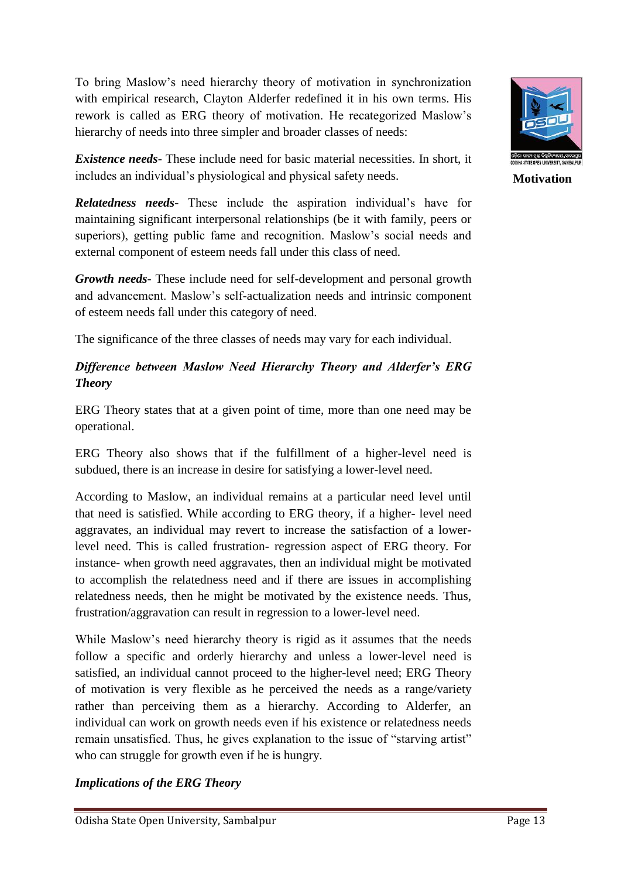To bring Maslow's need hierarchy theory of motivation in synchronization with empirical research, Clayton Alderfer redefined it in his own terms. His rework is called as ERG theory of motivation. He recategorized Maslow's hierarchy of needs into three simpler and broader classes of needs:

***Existence needs***- These include need for basic material necessities. In short, it includes an individual's physiological and physical safety needs.

***Relatedness needs***- These include the aspiration individual's have for maintaining significant interpersonal relationships (be it with family, peers or superiors), getting public fame and recognition. Maslow's social needs and external component of esteem needs fall under this class of need.

***Growth needs***- These include need for self-development and personal growth and advancement. Maslow's self-actualization needs and intrinsic component of esteem needs fall under this category of need.

The significance of the three classes of needs may vary for each individual.

### *Difference between Maslow Need Hierarchy Theory and Alderfer's ERG Theory*

ERG Theory states that at a given point of time, more than one need may be operational.

ERG Theory also shows that if the fulfillment of a higher-level need is subdued, there is an increase in desire for satisfying a lower-level need.

According to Maslow, an individual remains at a particular need level until that need is satisfied. While according to ERG theory, if a higher- level need aggravates, an individual may revert to increase the satisfaction of a lower-level need. This is called frustration- regression aspect of ERG theory. For instance- when growth need aggravates, then an individual might be motivated to accomplish the relatedness need and if there are issues in accomplishing relatedness needs, then he might be motivated by the existence needs. Thus, frustration/aggravation can result in regression to a lower-level need.

While Maslow's need hierarchy theory is rigid as it assumes that the needs follow a specific and orderly hierarchy and unless a lower-level need is satisfied, an individual cannot proceed to the higher-level need; ERG Theory of motivation is very flexible as he perceived the needs as a range/variety rather than perceiving them as a hierarchy. According to Alderfer, an individual can work on growth needs even if his existence or relatedness needs remain unsatisfied. Thus, he gives explanation to the issue of "starving artist" who can struggle for growth even if he is hungry.

### *Implications of the ERG Theory*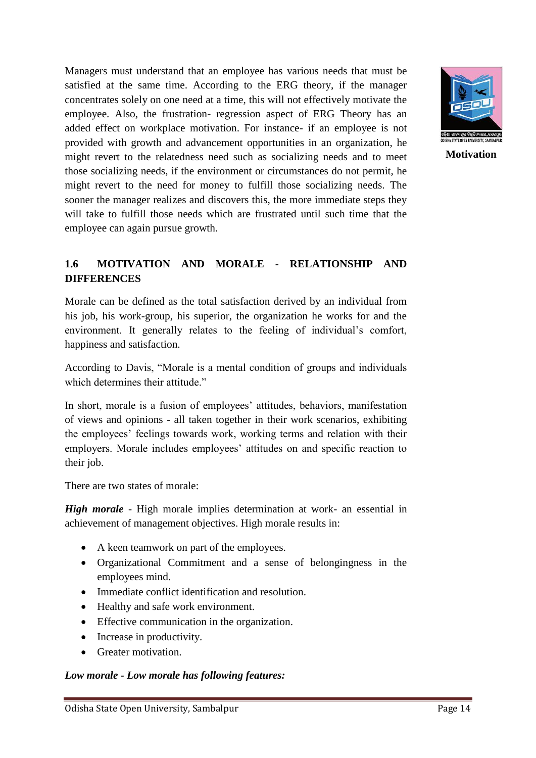Managers must understand that an employee has various needs that must be satisfied at the same time. According to the ERG theory, if the manager concentrates solely on one need at a time, this will not effectively motivate the employee. Also, the frustration- regression aspect of ERG Theory has an added effect on workplace motivation. For instance- if an employee is not provided with growth and advancement opportunities in an organization, he might revert to the relatedness need such as socializing needs and to meet those socializing needs, if the environment or circumstances do not permit, he might revert to the need for money to fulfill those socializing needs. The sooner the manager realizes and discovers this, the more immediate steps they will take to fulfill those needs which are frustrated until such time that the employee can again pursue growth.

## 1.6 MOTIVATION AND MORALE - RELATIONSHIP AND DIFFERENCES

Morale can be defined as the total satisfaction derived by an individual from his job, his work-group, his superior, the organization he works for and the environment. It generally relates to the feeling of individual's comfort, happiness and satisfaction.

According to Davis, "Morale is a mental condition of groups and individuals which determines their attitude."

In short, morale is a fusion of employees' attitudes, behaviors, manifestation of views and opinions - all taken together in their work scenarios, exhibiting the employees' feelings towards work, working terms and relation with their employers. Morale includes employees' attitudes on and specific reaction to their job.

There are two states of morale:

***High morale*** - High morale implies determination at work- an essential in achievement of management objectives. High morale results in:

- A keen teamwork on part of the employees.
- Organizational Commitment and a sense of belongingness in the employees mind.
- Immediate conflict identification and resolution.
- Healthy and safe work environment.
- Effective communication in the organization.
- Increase in productivity.
- Greater motivation.

***Low morale - Low morale has following features:***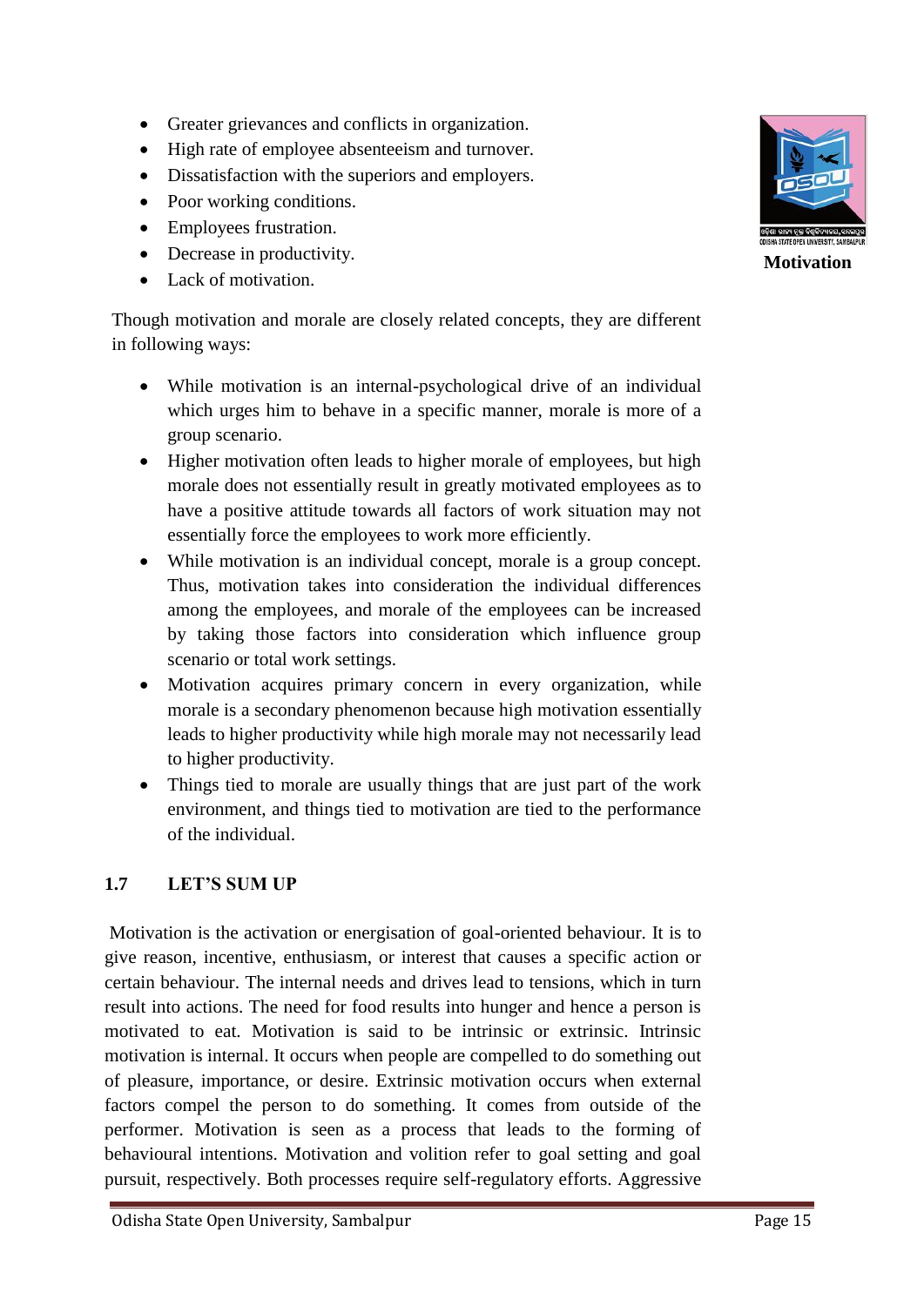- Greater grievances and conflicts in organization.
- High rate of employee absenteeism and turnover.
- Dissatisfaction with the superiors and employers.
- Poor working conditions.
- Employees frustration.
- Decrease in productivity.
- Lack of motivation.

Though motivation and morale are closely related concepts, they are different in following ways:

- While motivation is an internal-psychological drive of an individual which urges him to behave in a specific manner, morale is more of a group scenario.
- Higher motivation often leads to higher morale of employees, but high morale does not essentially result in greatly motivated employees as to have a positive attitude towards all factors of work situation may not essentially force the employees to work more efficiently.
- While motivation is an individual concept, morale is a group concept. Thus, motivation takes into consideration the individual differences among the employees, and morale of the employees can be increased by taking those factors into consideration which influence group scenario or total work settings.
- Motivation acquires primary concern in every organization, while morale is a secondary phenomenon because high motivation essentially leads to higher productivity while high morale may not necessarily lead to higher productivity.
- Things tied to morale are usually things that are just part of the work environment, and things tied to motivation are tied to the performance of the individual.

## 1.7 LET'S SUM UP

Motivation is the activation or energisation of goal-oriented behaviour. It is to give reason, incentive, enthusiasm, or interest that causes a specific action or certain behaviour. The internal needs and drives lead to tensions, which in turn result into actions. The need for food results into hunger and hence a person is motivated to eat. Motivation is said to be intrinsic or extrinsic. Intrinsic motivation is internal. It occurs when people are compelled to do something out of pleasure, importance, or desire. Extrinsic motivation occurs when external factors compel the person to do something. It comes from outside of the performer. Motivation is seen as a process that leads to the forming of behavioural intentions. Motivation and volition refer to goal setting and goal pursuit, respectively. Both processes require self-regulatory efforts. Aggressive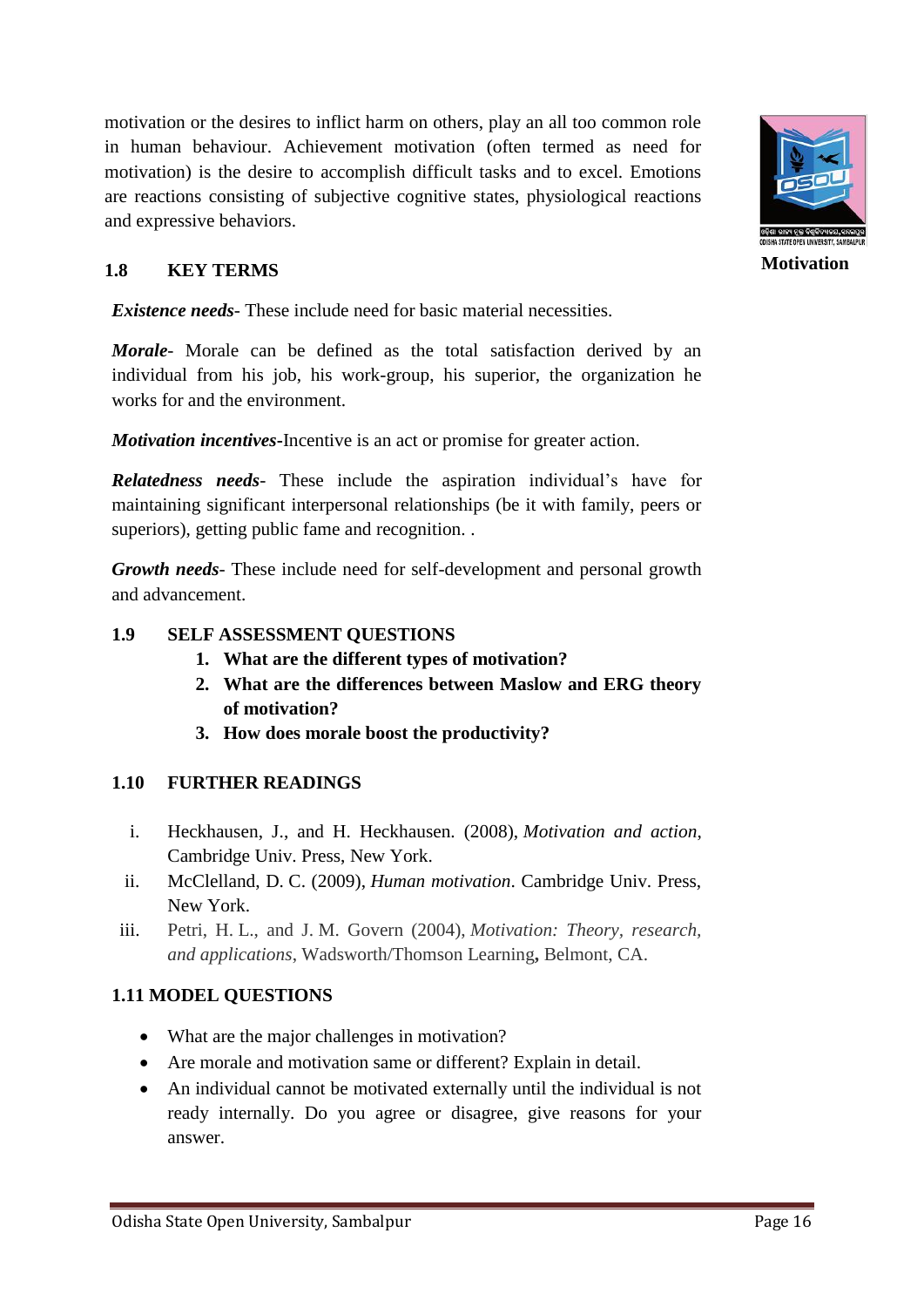motivation or the desires to inflict harm on others, play an all too common role in human behaviour. Achievement motivation (often termed as need for motivation) is the desire to accomplish difficult tasks and to excel. Emotions are reactions consisting of subjective cognitive states, physiological reactions and expressive behaviors.

## 1.8 KEY TERMS

***Existence needs***- These include need for basic material necessities.

***Morale***- Morale can be defined as the total satisfaction derived by an individual from his job, his work-group, his superior, the organization he works for and the environment.

***Motivation incentives***-Incentive is an act or promise for greater action.

***Relatedness needs***- These include the aspiration individual's have for maintaining significant interpersonal relationships (be it with family, peers or superiors), getting public fame and recognition. .

***Growth needs***- These include need for self-development and personal growth and advancement.

## 1.9 SELF ASSESSMENT QUESTIONS

1. **What are the different types of motivation?**
2. **What are the differences between Maslow and ERG theory of motivation?**
3. **How does morale boost the productivity?**

## 1.10 FURTHER READINGS

i. Heckhausen, J., and H. Heckhausen. (2008), *Motivation and action*, Cambridge Univ. Press, New York.

ii. McClelland, D. C. (2009), *Human motivation*. Cambridge Univ. Press, New York.

iii. Petri, H. L., and J. M. Govern (2004), *Motivation: Theory, research, and applications*, Wadsworth/Thomson Learning**,** Belmont, CA.

## 1.11 MODEL QUESTIONS

- What are the major challenges in motivation?
- Are morale and motivation same or different? Explain in detail.
- An individual cannot be motivated externally until the individual is not ready internally. Do you agree or disagree, give reasons for your answer.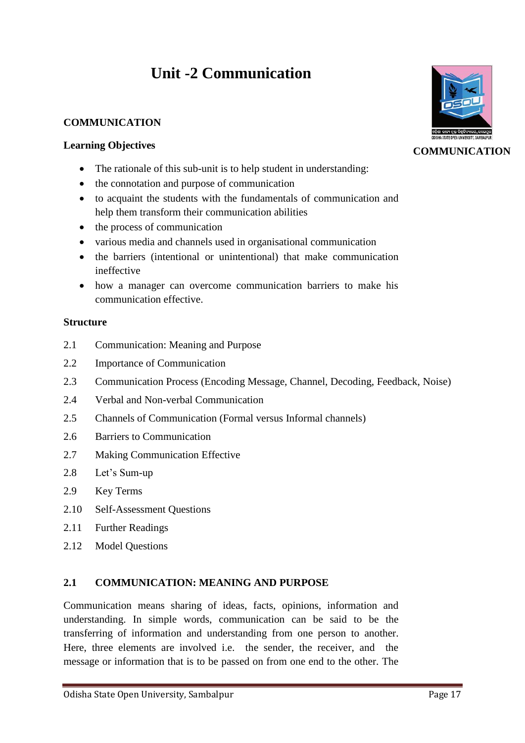# Unit -2 Communication

**COMMUNICATION**

**COMMUNICATION**

**Learning Objectives**

- The rationale of this sub-unit is to help student in understanding:
- the connotation and purpose of communication
- to acquaint the students with the fundamentals of communication and help them transform their communication abilities
- the process of communication
- various media and channels used in organisational communication
- the barriers (intentional or unintentional) that make communication ineffective
- how a manager can overcome communication barriers to make his communication effective.

**Structure**

2.1 Communication: Meaning and Purpose

2.2 Importance of Communication

2.3 Communication Process (Encoding Message, Channel, Decoding, Feedback, Noise)

2.4 Verbal and Non-verbal Communication

2.5 Channels of Communication (Formal versus Informal channels)

2.6 Barriers to Communication

2.7 Making Communication Effective

2.8 Let's Sum-up

2.9 Key Terms

2.10 Self-Assessment Questions

2.11 Further Readings

2.12 Model Questions

## 2.1 COMMUNICATION: MEANING AND PURPOSE

Communication means sharing of ideas, facts, opinions, information and understanding. In simple words, communication can be said to be the transferring of information and understanding from one person to another. Here, three elements are involved i.e. the sender, the receiver, and the message or information that is to be passed on from one end to the other. The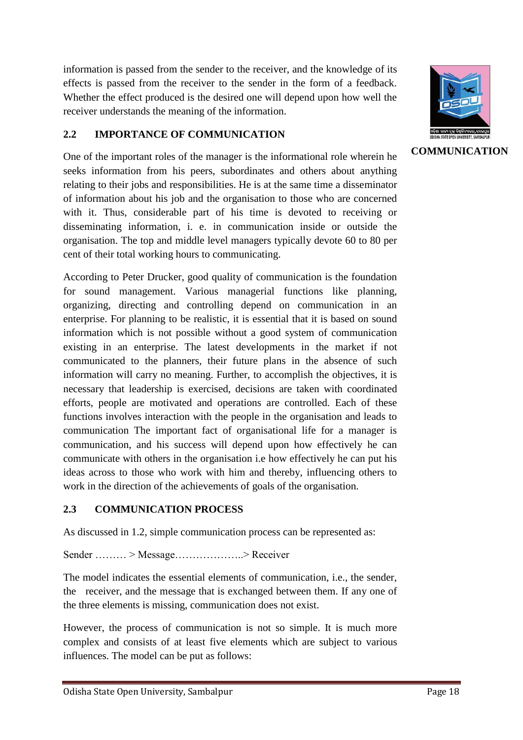information is passed from the sender to the receiver, and the knowledge of its effects is passed from the receiver to the sender in the form of a feedback. Whether the effect produced is the desired one will depend upon how well the receiver understands the meaning of the information.

## 2.2 IMPORTANCE OF COMMUNICATION

One of the important roles of the manager is the informational role wherein he seeks information from his peers, subordinates and others about anything relating to their jobs and responsibilities. He is at the same time a disseminator of information about his job and the organisation to those who are concerned with it. Thus, considerable part of his time is devoted to receiving or disseminating information, i. e. in communication inside or outside the organisation. The top and middle level managers typically devote 60 to 80 per cent of their total working hours to communicating.

According to Peter Drucker, good quality of communication is the foundation for sound management. Various managerial functions like planning, organizing, directing and controlling depend on communication in an enterprise. For planning to be realistic, it is essential that it is based on sound information which is not possible without a good system of communication existing in an enterprise. The latest developments in the market if not communicated to the planners, their future plans in the absence of such information will carry no meaning. Further, to accomplish the objectives, it is necessary that leadership is exercised, decisions are taken with coordinated efforts, people are motivated and operations are controlled. Each of these functions involves interaction with the people in the organisation and leads to communication The important fact of organisational life for a manager is communication, and his success will depend upon how effectively he can communicate with others in the organisation i.e how effectively he can put his ideas across to those who work with him and thereby, influencing others to work in the direction of the achievements of goals of the organisation.

## 2.3 COMMUNICATION PROCESS

As discussed in 1.2, simple communication process can be represented as:

Sender ……… > Message………………..> Receiver

The model indicates the essential elements of communication, i.e., the sender, the receiver, and the message that is exchanged between them. If any one of the three elements is missing, communication does not exist.

However, the process of communication is not so simple. It is much more complex and consists of at least five elements which are subject to various influences. The model can be put as follows: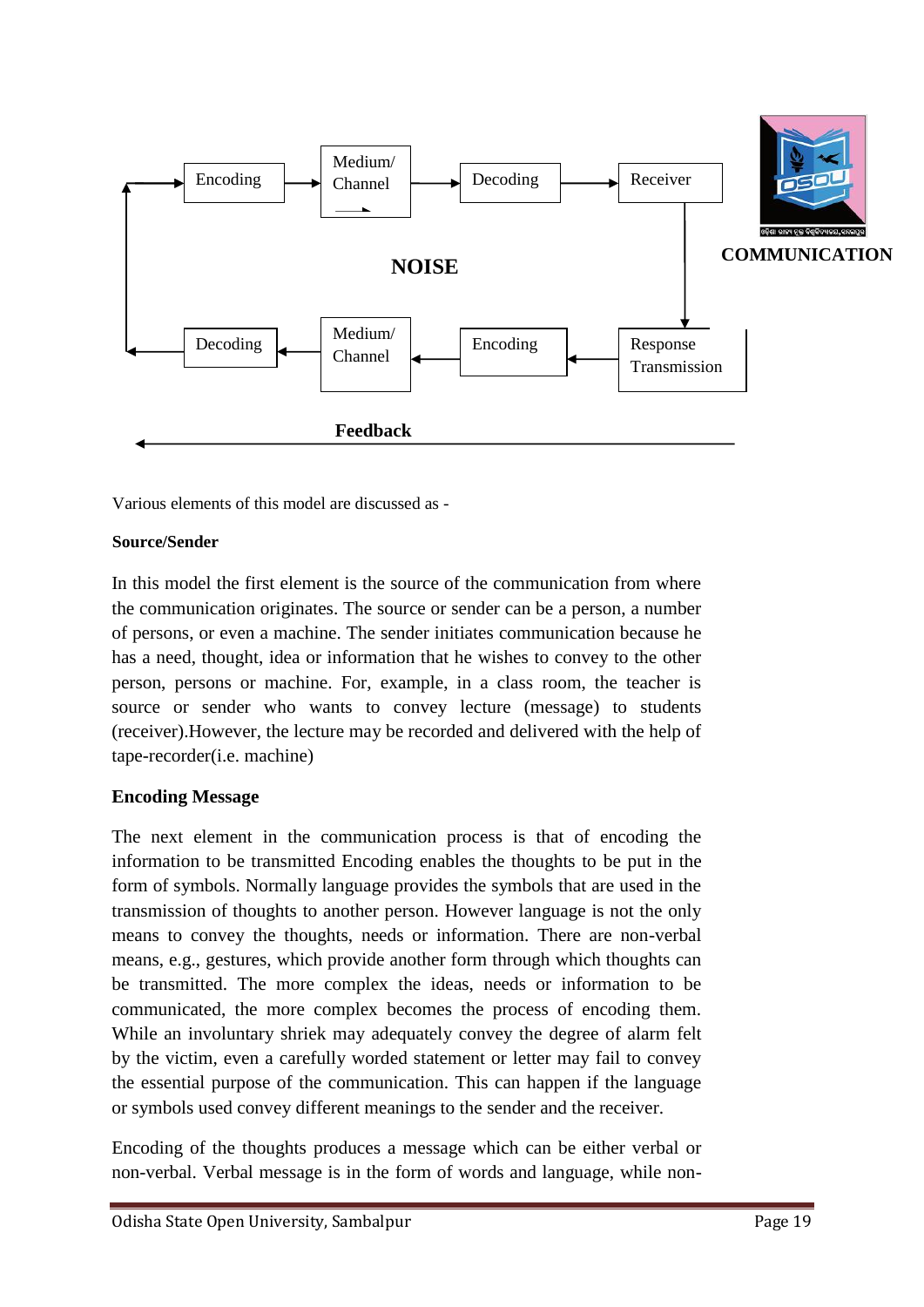Encoding → Medium/Channel → Decoding → Receiver

NOISE

Decoding ← Medium/Channel ← Encoding ← Response Transmission

Feedback

Various elements of this model are discussed as -

**Source/Sender**

In this model the first element is the source of the communication from where the communication originates. The source or sender can be a person, a number of persons, or even a machine. The sender initiates communication because he has a need, thought, idea or information that he wishes to convey to the other person, persons or machine. For, example, in a class room, the teacher is source or sender who wants to convey lecture (message) to students (receiver).However, the lecture may be recorded and delivered with the help of tape-recorder(i.e. machine)

**Encoding Message**

The next element in the communication process is that of encoding the information to be transmitted Encoding enables the thoughts to be put in the form of symbols. Normally language provides the symbols that are used in the transmission of thoughts to another person. However language is not the only means to convey the thoughts, needs or information. There are non-verbal means, e.g., gestures, which provide another form through which thoughts can be transmitted. The more complex the ideas, needs or information to be communicated, the more complex becomes the process of encoding them. While an involuntary shriek may adequately convey the degree of alarm felt by the victim, even a carefully worded statement or letter may fail to convey the essential purpose of the communication. This can happen if the language or symbols used convey different meanings to the sender and the receiver.

Encoding of the thoughts produces a message which can be either verbal or non-verbal. Verbal message is in the form of words and language, while non-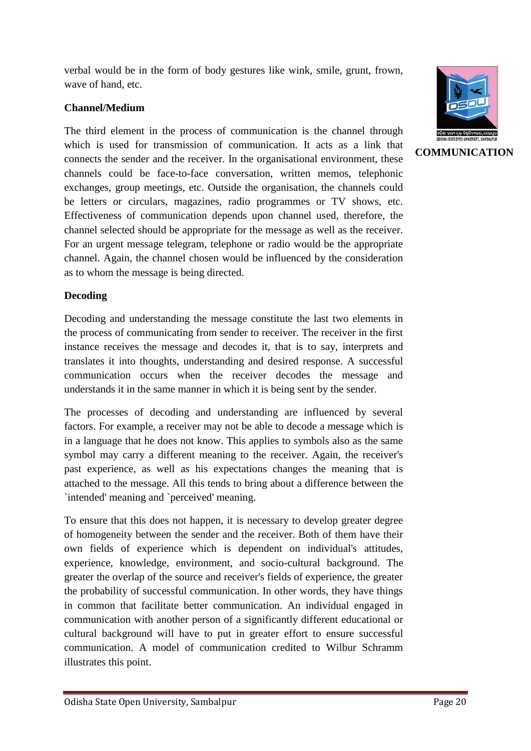verbal would be in the form of body gestures like wink, smile, grunt, frown, wave of hand, etc.

**Channel/Medium**

The third element in the process of communication is the channel through which is used for transmission of communication. It acts as a link that connects the sender and the receiver. In the organisational environment, these channels could be face-to-face conversation, written memos, telephonic exchanges, group meetings, etc. Outside the organisation, the channels could be letters or circulars, magazines, radio programmes or TV shows, etc. Effectiveness of communication depends upon channel used, therefore, the channel selected should be appropriate for the message as well as the receiver. For an urgent message telegram, telephone or radio would be the appropriate channel. Again, the channel chosen would be influenced by the consideration as to whom the message is being directed.

**Decoding**

Decoding and understanding the message constitute the last two elements in the process of communicating from sender to receiver. The receiver in the first instance receives the message and decodes it, that is to say, interprets and translates it into thoughts, understanding and desired response. A successful communication occurs when the receiver decodes the message and understands it in the same manner in which it is being sent by the sender.

The processes of decoding and understanding are influenced by several factors. For example, a receiver may not be able to decode a message which is in a language that he does not know. This applies to symbols also as the same symbol may carry a different meaning to the receiver. Again, the receiver's past experience, as well as his expectations changes the meaning that is attached to the message. All this tends to bring about a difference between the `intended' meaning and `perceived' meaning.

To ensure that this does not happen, it is necessary to develop greater degree of homogeneity between the sender and the receiver. Both of them have their own fields of experience which is dependent on individual's attitudes, experience, knowledge, environment, and socio-cultural background. The greater the overlap of the source and receiver's fields of experience, the greater the probability of successful communication. In other words, they have things in common that facilitate better communication. An individual engaged in communication with another person of a significantly different educational or cultural background will have to put in greater effort to ensure successful communication. A model of communication credited to Wilbur Schramm illustrates this point.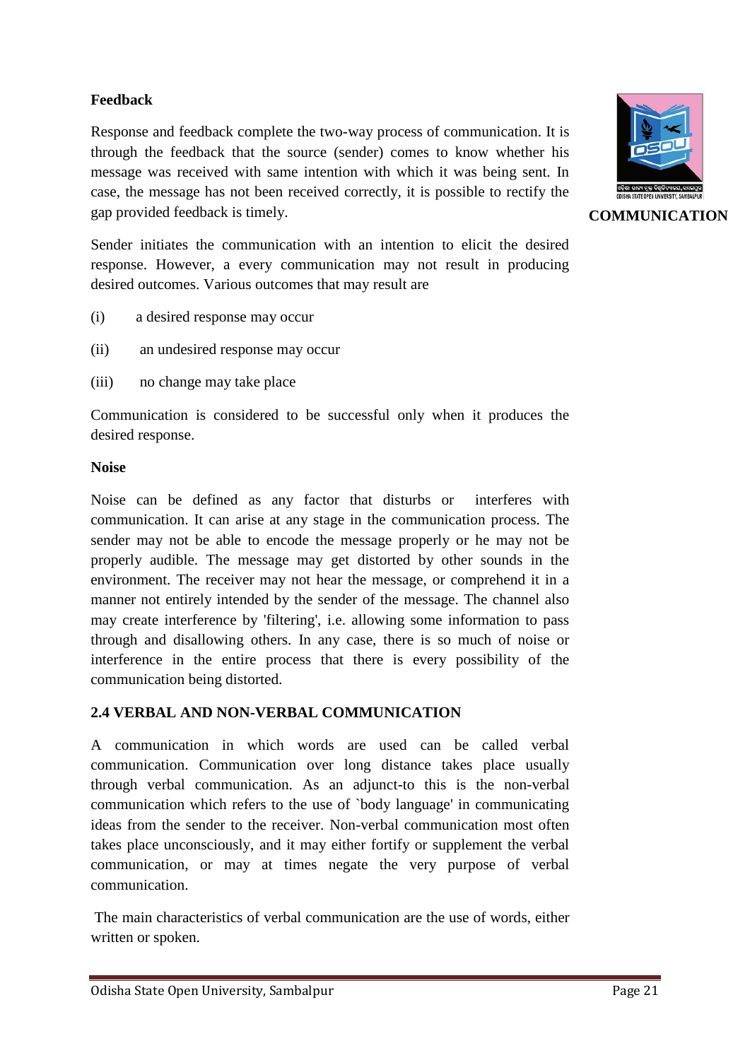**Feedback**

Response and feedback complete the two-way process of communication. It is through the feedback that the source (sender) comes to know whether his message was received with same intention with which it was being sent. In case, the message has not been received correctly, it is possible to rectify the gap provided feedback is timely.

Sender initiates the communication with an intention to elicit the desired response. However, a every communication may not result in producing desired outcomes. Various outcomes that may result are

(i) a desired response may occur

(ii) an undesired response may occur

(iii) no change may take place

Communication is considered to be successful only when it produces the desired response.

**Noise**

Noise can be defined as any factor that disturbs or interferes with communication. It can arise at any stage in the communication process. The sender may not be able to encode the message properly or he may not be properly audible. The message may get distorted by other sounds in the environment. The receiver may not hear the message, or comprehend it in a manner not entirely intended by the sender of the message. The channel also may create interference by 'filtering', i.e. allowing some information to pass through and disallowing others. In any case, there is so much of noise or interference in the entire process that there is every possibility of the communication being distorted.

## 2.4 VERBAL AND NON-VERBAL COMMUNICATION

A communication in which words are used can be called verbal communication. Communication over long distance takes place usually through verbal communication. As an adjunct-to this is the non-verbal communication which refers to the use of `body language' in communicating ideas from the sender to the receiver. Non-verbal communication most often takes place unconsciously, and it may either fortify or supplement the verbal communication, or may at times negate the very purpose of verbal communication.

The main characteristics of verbal communication are the use of words, either written or spoken.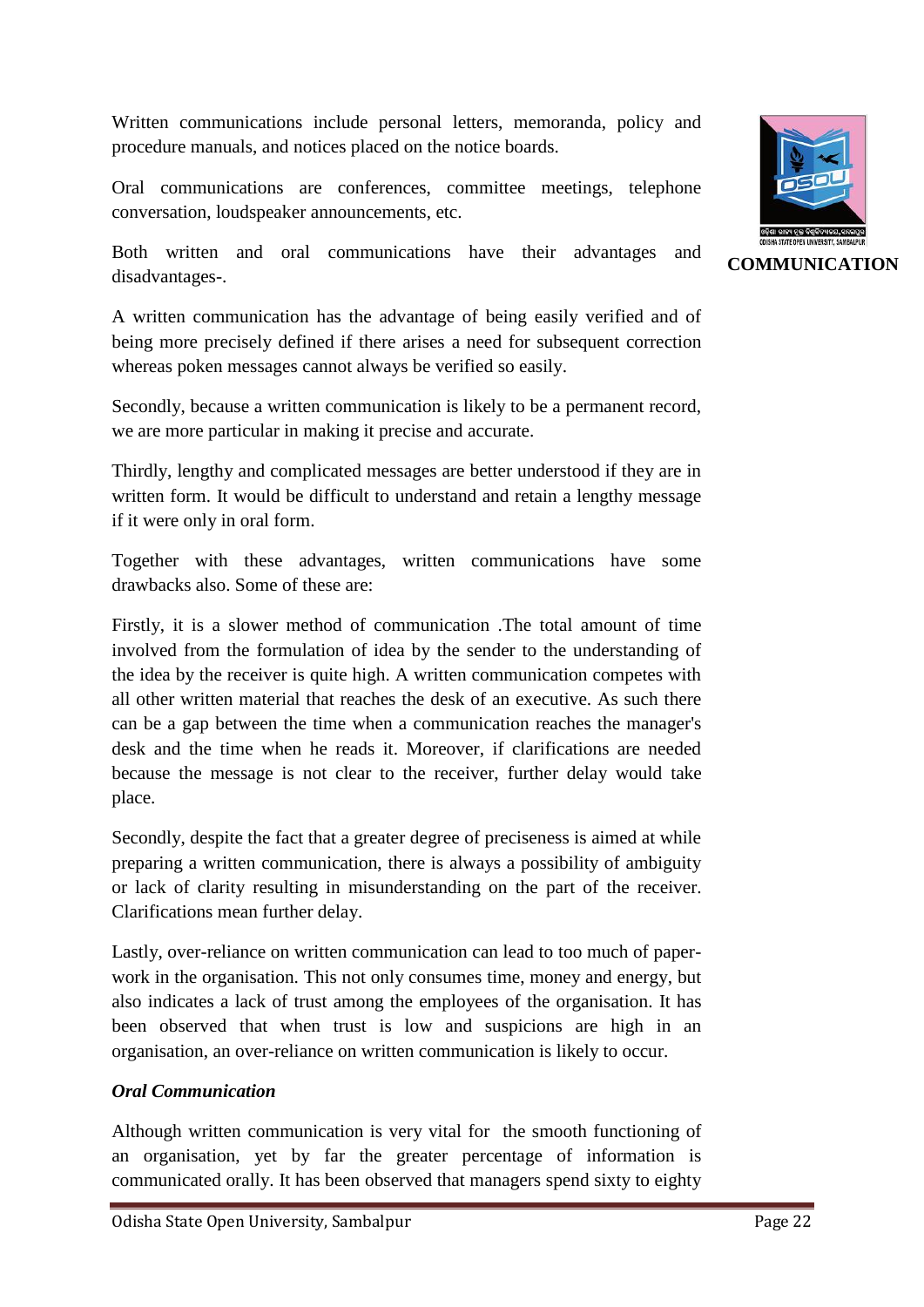Written communications include personal letters, memoranda, policy and procedure manuals, and notices placed on the notice boards.

Oral communications are conferences, committee meetings, telephone conversation, loudspeaker announcements, etc.

Both written and oral communications have their advantages and disadvantages-.

A written communication has the advantage of being easily verified and of being more precisely defined if there arises a need for subsequent correction whereas poken messages cannot always be verified so easily.

Secondly, because a written communication is likely to be a permanent record, we are more particular in making it precise and accurate.

Thirdly, lengthy and complicated messages are better understood if they are in written form. It would be difficult to understand and retain a lengthy message if it were only in oral form.

Together with these advantages, written communications have some drawbacks also. Some of these are:

Firstly, it is a slower method of communication .The total amount of time involved from the formulation of idea by the sender to the understanding of the idea by the receiver is quite high. A written communication competes with all other written material that reaches the desk of an executive. As such there can be a gap between the time when a communication reaches the manager's desk and the time when he reads it. Moreover, if clarifications are needed because the message is not clear to the receiver, further delay would take place.

Secondly, despite the fact that a greater degree of preciseness is aimed at while preparing a written communication, there is always a possibility of ambiguity or lack of clarity resulting in misunderstanding on the part of the receiver. Clarifications mean further delay.

Lastly, over-reliance on written communication can lead to too much of paper-work in the organisation. This not only consumes time, money and energy, but also indicates a lack of trust among the employees of the organisation. It has been observed that when trust is low and suspicions are high in an organisation, an over-reliance on written communication is likely to occur.

***Oral Communication***

Although written communication is very vital for the smooth functioning of an organisation, yet by far the greater percentage of information is communicated orally. It has been observed that managers spend sixty to eighty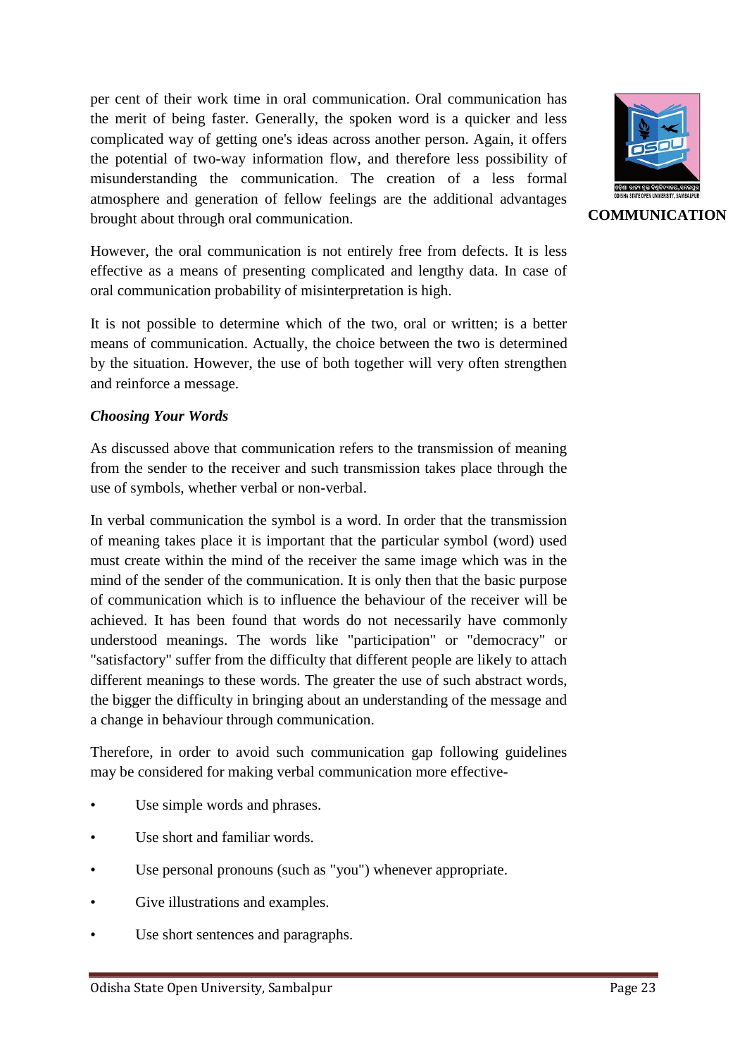per cent of their work time in oral communication. Oral communication has the merit of being faster. Generally, the spoken word is a quicker and less complicated way of getting one's ideas across another person. Again, it offers the potential of two-way information flow, and therefore less possibility of misunderstanding the communication. The creation of a less formal atmosphere and generation of fellow feelings are the additional advantages brought about through oral communication.

However, the oral communication is not entirely free from defects. It is less effective as a means of presenting complicated and lengthy data. In case of oral communication probability of misinterpretation is high.

It is not possible to determine which of the two, oral or written; is a better means of communication. Actually, the choice between the two is determined by the situation. However, the use of both together will very often strengthen and reinforce a message.

***Choosing Your Words***

As discussed above that communication refers to the transmission of meaning from the sender to the receiver and such transmission takes place through the use of symbols, whether verbal or non-verbal.

In verbal communication the symbol is a word. In order that the transmission of meaning takes place it is important that the particular symbol (word) used must create within the mind of the receiver the same image which was in the mind of the sender of the communication. It is only then that the basic purpose of communication which is to influence the behaviour of the receiver will be achieved. It has been found that words do not necessarily have commonly understood meanings. The words like "participation" or "democracy" or "satisfactory" suffer from the difficulty that different people are likely to attach different meanings to these words. The greater the use of such abstract words, the bigger the difficulty in bringing about an understanding of the message and a change in behaviour through communication.

Therefore, in order to avoid such communication gap following guidelines may be considered for making verbal communication more effective-

- Use simple words and phrases.
- Use short and familiar words.
- Use personal pronouns (such as "you") whenever appropriate.
- Give illustrations and examples.
- Use short sentences and paragraphs.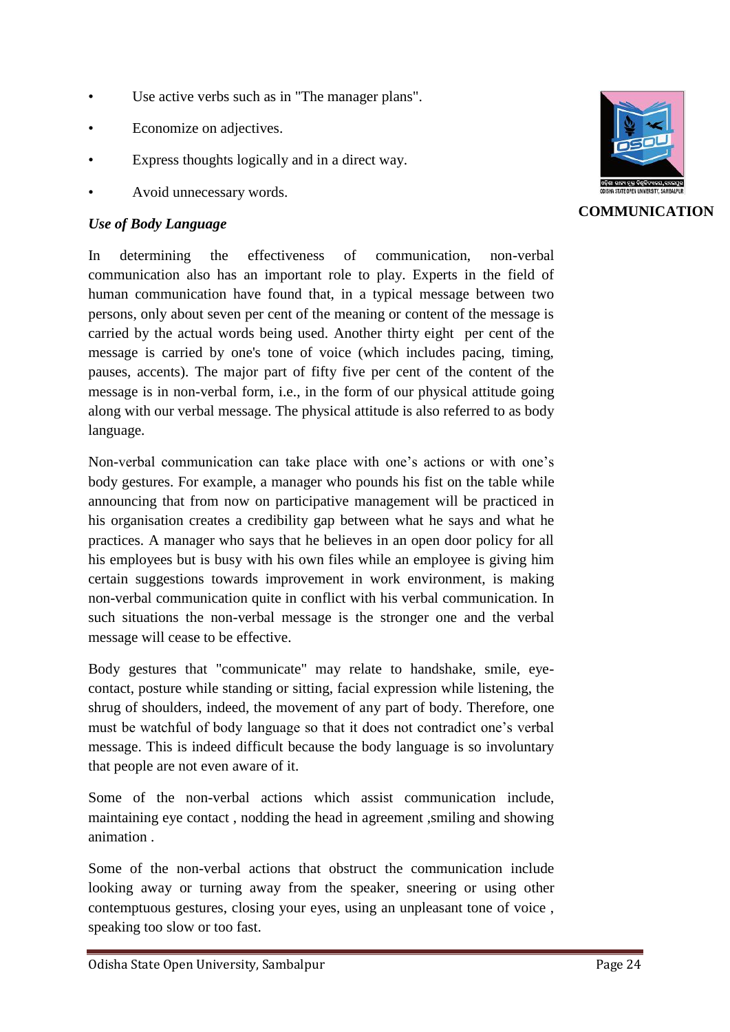- Use active verbs such as in "The manager plans".
- Economize on adjectives.
- Express thoughts logically and in a direct way.
- Avoid unnecessary words.

***Use of Body Language***

In determining the effectiveness of communication, non-verbal communication also has an important role to play. Experts in the field of human communication have found that, in a typical message between two persons, only about seven per cent of the meaning or content of the message is carried by the actual words being used. Another thirty eight per cent of the message is carried by one's tone of voice (which includes pacing, timing, pauses, accents). The major part of fifty five per cent of the content of the message is in non-verbal form, i.e., in the form of our physical attitude going along with our verbal message. The physical attitude is also referred to as body language.

Non-verbal communication can take place with one's actions or with one's body gestures. For example, a manager who pounds his fist on the table while announcing that from now on participative management will be practiced in his organisation creates a credibility gap between what he says and what he practices. A manager who says that he believes in an open door policy for all his employees but is busy with his own files while an employee is giving him certain suggestions towards improvement in work environment, is making non-verbal communication quite in conflict with his verbal communication. In such situations the non-verbal message is the stronger one and the verbal message will cease to be effective.

Body gestures that "communicate" may relate to handshake, smile, eye-contact, posture while standing or sitting, facial expression while listening, the shrug of shoulders, indeed, the movement of any part of body. Therefore, one must be watchful of body language so that it does not contradict one's verbal message. This is indeed difficult because the body language is so involuntary that people are not even aware of it.

Some of the non-verbal actions which assist communication include, maintaining eye contact , nodding the head in agreement ,smiling and showing animation .

Some of the non-verbal actions that obstruct the communication include looking away or turning away from the speaker, sneering or using other contemptuous gestures, closing your eyes, using an unpleasant tone of voice , speaking too slow or too fast.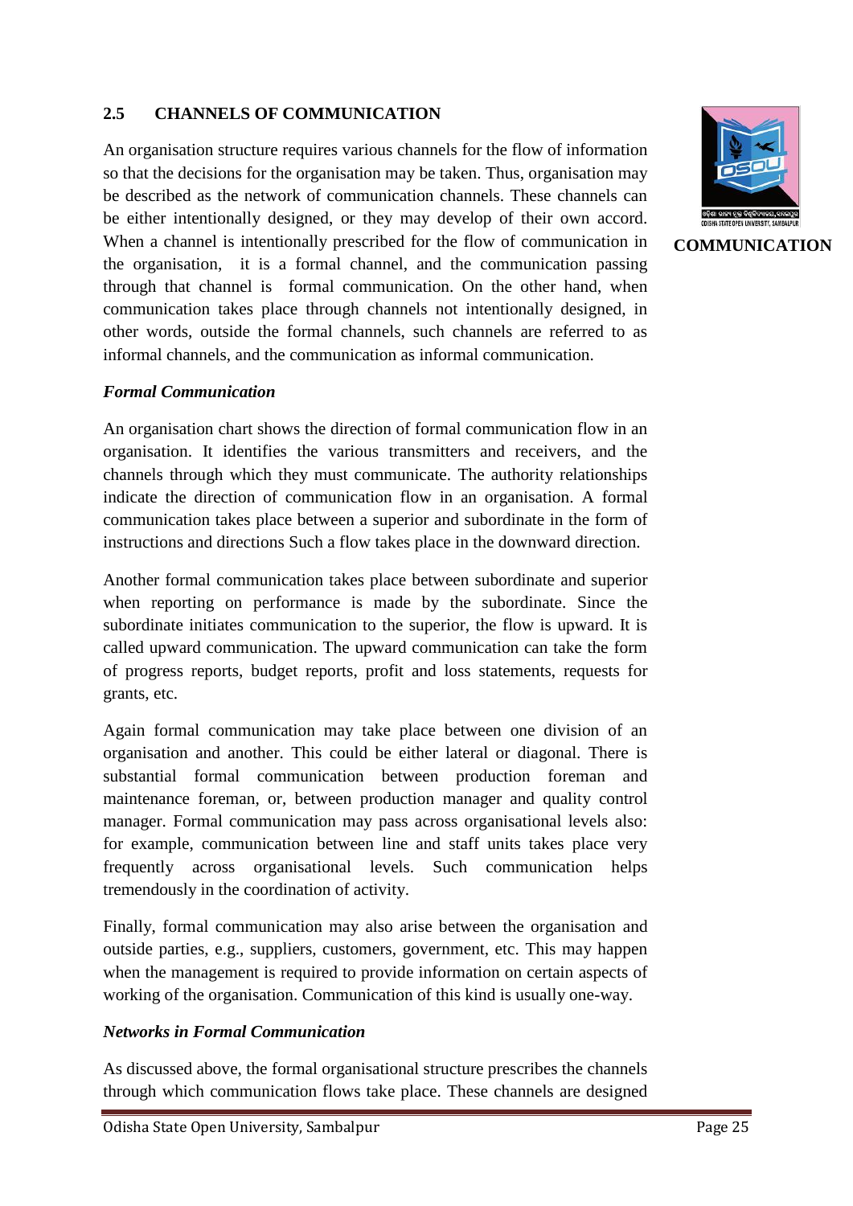## 2.5 CHANNELS OF COMMUNICATION

An organisation structure requires various channels for the flow of information so that the decisions for the organisation may be taken. Thus, organisation may be described as the network of communication channels. These channels can be either intentionally designed, or they may develop of their own accord. When a channel is intentionally prescribed for the flow of communication in the organisation, it is a formal channel, and the communication passing through that channel is formal communication. On the other hand, when communication takes place through channels not intentionally designed, in other words, outside the formal channels, such channels are referred to as informal channels, and the communication as informal communication.

### *Formal Communication*

An organisation chart shows the direction of formal communication flow in an organisation. It identifies the various transmitters and receivers, and the channels through which they must communicate. The authority relationships indicate the direction of communication flow in an organisation. A formal communication takes place between a superior and subordinate in the form of instructions and directions Such a flow takes place in the downward direction.

Another formal communication takes place between subordinate and superior when reporting on performance is made by the subordinate. Since the subordinate initiates communication to the superior, the flow is upward. It is called upward communication. The upward communication can take the form of progress reports, budget reports, profit and loss statements, requests for grants, etc.

Again formal communication may take place between one division of an organisation and another. This could be either lateral or diagonal. There is substantial formal communication between production foreman and maintenance foreman, or, between production manager and quality control manager. Formal communication may pass across organisational levels also: for example, communication between line and staff units takes place very frequently across organisational levels. Such communication helps tremendously in the coordination of activity.

Finally, formal communication may also arise between the organisation and outside parties, e.g., suppliers, customers, government, etc. This may happen when the management is required to provide information on certain aspects of working of the organisation. Communication of this kind is usually one-way.

### *Networks in Formal Communication*

As discussed above, the formal organisational structure prescribes the channels through which communication flows take place. These channels are designed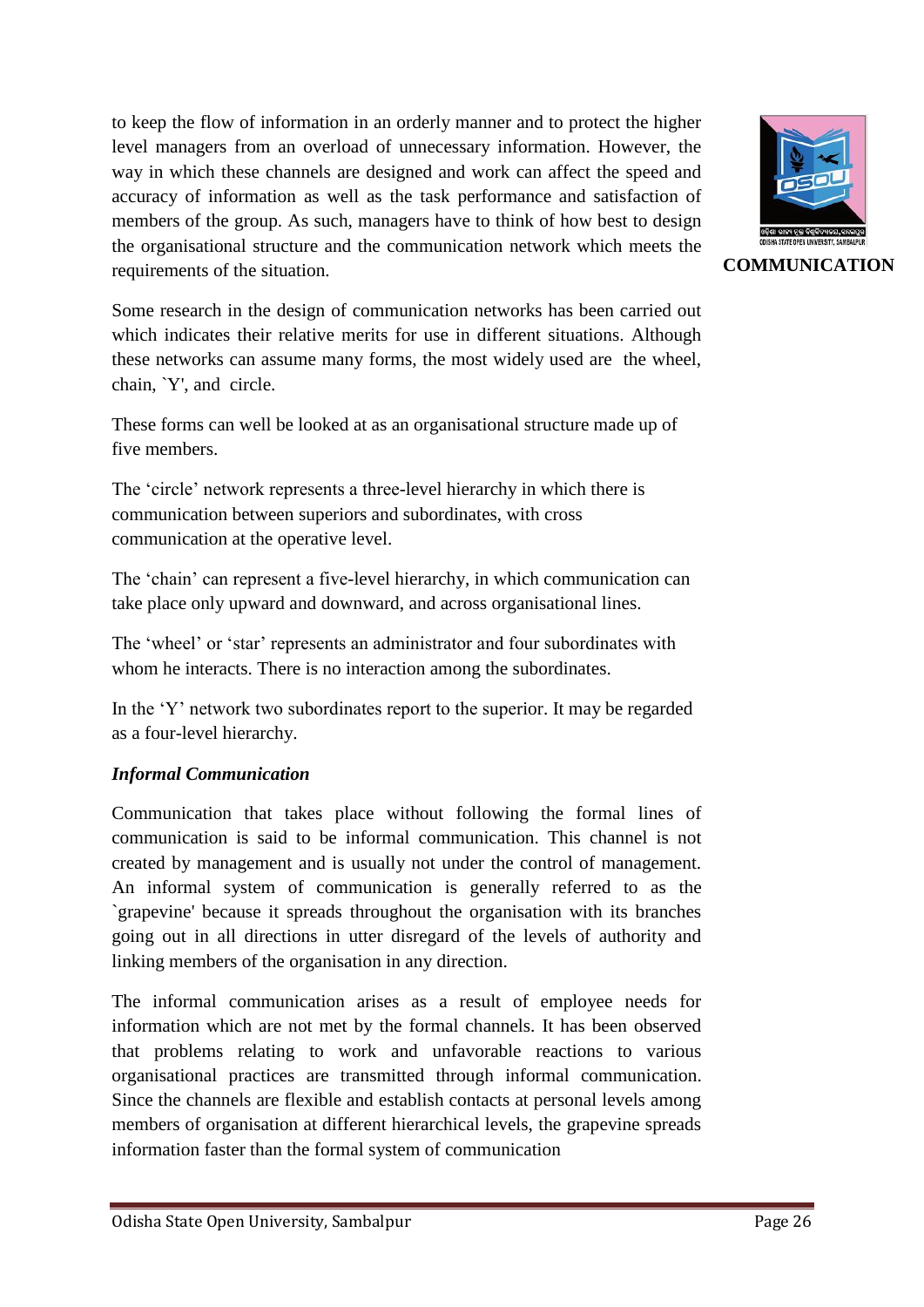to keep the flow of information in an orderly manner and to protect the higher level managers from an overload of unnecessary information. However, the way in which these channels are designed and work can affect the speed and accuracy of information as well as the task performance and satisfaction of members of the group. As such, managers have to think of how best to design the organisational structure and the communication network which meets the requirements of the situation.

Some research in the design of communication networks has been carried out which indicates their relative merits for use in different situations. Although these networks can assume many forms, the most widely used are the wheel, chain, `Y', and circle.

These forms can well be looked at as an organisational structure made up of five members.

The 'circle' network represents a three-level hierarchy in which there is communication between superiors and subordinates, with cross communication at the operative level.

The 'chain' can represent a five-level hierarchy, in which communication can take place only upward and downward, and across organisational lines.

The 'wheel' or 'star' represents an administrator and four subordinates with whom he interacts. There is no interaction among the subordinates.

In the 'Y' network two subordinates report to the superior. It may be regarded as a four-level hierarchy.

***Informal Communication***

Communication that takes place without following the formal lines of communication is said to be informal communication. This channel is not created by management and is usually not under the control of management. An informal system of communication is generally referred to as the `grapevine' because it spreads throughout the organisation with its branches going out in all directions in utter disregard of the levels of authority and linking members of the organisation in any direction.

The informal communication arises as a result of employee needs for information which are not met by the formal channels. It has been observed that problems relating to work and unfavorable reactions to various organisational practices are transmitted through informal communication. Since the channels are flexible and establish contacts at personal levels among members of organisation at different hierarchical levels, the grapevine spreads information faster than the formal system of communication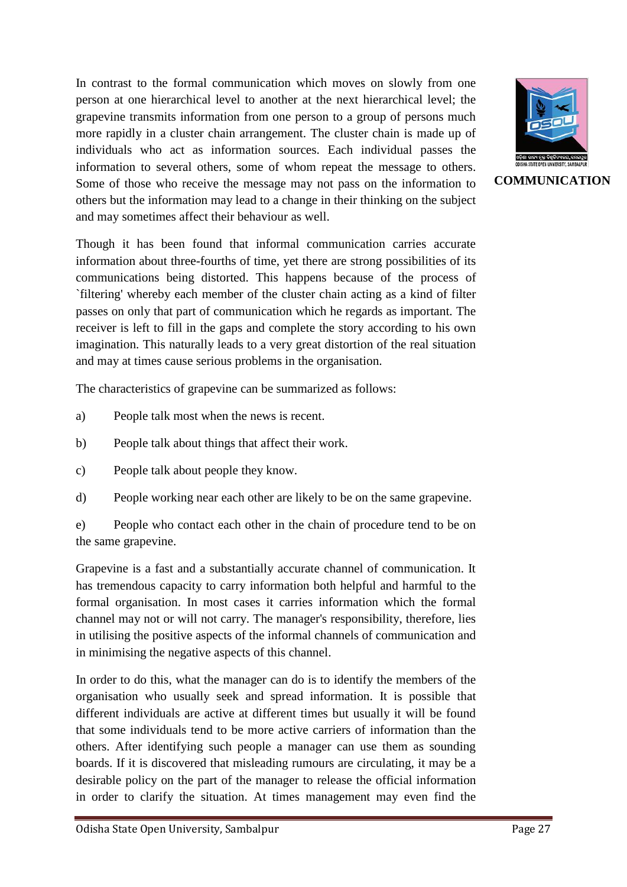In contrast to the formal communication which moves on slowly from one person at one hierarchical level to another at the next hierarchical level; the grapevine transmits information from one person to a group of persons much more rapidly in a cluster chain arrangement. The cluster chain is made up of individuals who act as information sources. Each individual passes the information to several others, some of whom repeat the message to others. Some of those who receive the message may not pass on the information to others but the information may lead to a change in their thinking on the subject and may sometimes affect their behaviour as well.

Though it has been found that informal communication carries accurate information about three-fourths of time, yet there are strong possibilities of its communications being distorted. This happens because of the process of `filtering' whereby each member of the cluster chain acting as a kind of filter passes on only that part of communication which he regards as important. The receiver is left to fill in the gaps and complete the story according to his own imagination. This naturally leads to a very great distortion of the real situation and may at times cause serious problems in the organisation.

The characteristics of grapevine can be summarized as follows:

a) People talk most when the news is recent.

b) People talk about things that affect their work.

c) People talk about people they know.

d) People working near each other are likely to be on the same grapevine.

e) People who contact each other in the chain of procedure tend to be on the same grapevine.

Grapevine is a fast and a substantially accurate channel of communication. It has tremendous capacity to carry information both helpful and harmful to the formal organisation. In most cases it carries information which the formal channel may not or will not carry. The manager's responsibility, therefore, lies in utilising the positive aspects of the informal channels of communication and in minimising the negative aspects of this channel.

In order to do this, what the manager can do is to identify the members of the organisation who usually seek and spread information. It is possible that different individuals are active at different times but usually it will be found that some individuals tend to be more active carriers of information than the others. After identifying such people a manager can use them as sounding boards. If it is discovered that misleading rumours are circulating, it may be a desirable policy on the part of the manager to release the official information in order to clarify the situation. At times management may even find the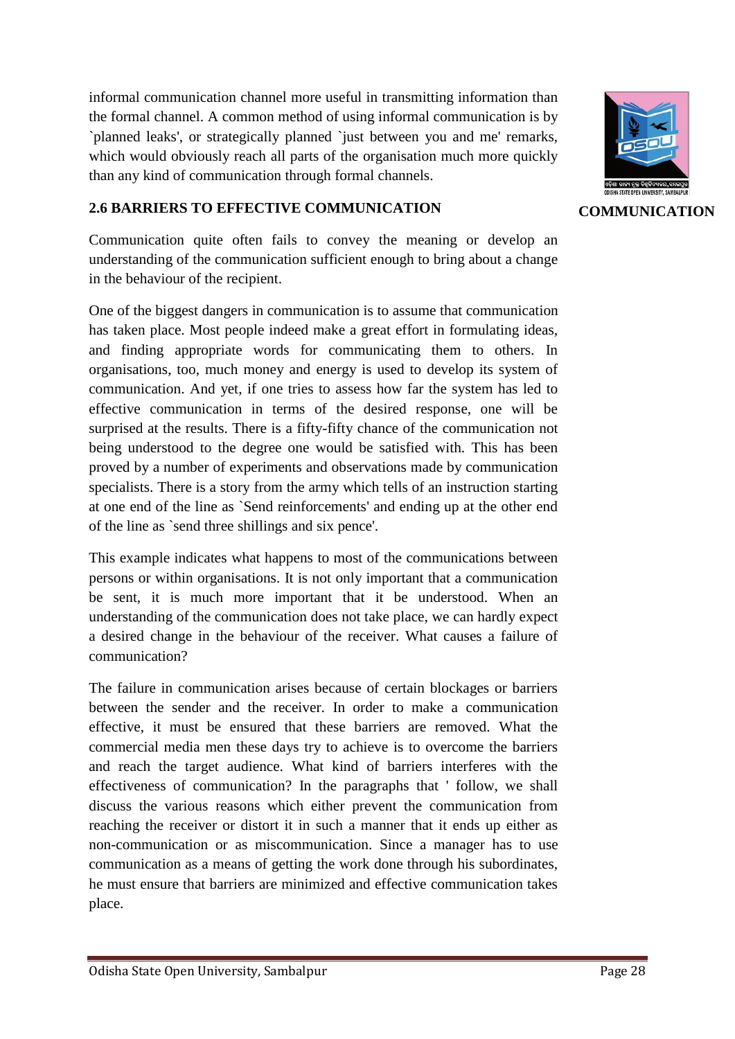informal communication channel more useful in transmitting information than the formal channel. A common method of using informal communication is by `planned leaks', or strategically planned `just between you and me' remarks, which would obviously reach all parts of the organisation much more quickly than any kind of communication through formal channels.

## 2.6 BARRIERS TO EFFECTIVE COMMUNICATION

Communication quite often fails to convey the meaning or develop an understanding of the communication sufficient enough to bring about a change in the behaviour of the recipient.

One of the biggest dangers in communication is to assume that communication has taken place. Most people indeed make a great effort in formulating ideas, and finding appropriate words for communicating them to others. In organisations, too, much money and energy is used to develop its system of communication. And yet, if one tries to assess how far the system has led to effective communication in terms of the desired response, one will be surprised at the results. There is a fifty-fifty chance of the communication not being understood to the degree one would be satisfied with. This has been proved by a number of experiments and observations made by communication specialists. There is a story from the army which tells of an instruction starting at one end of the line as `Send reinforcements' and ending up at the other end of the line as `send three shillings and six pence'.

This example indicates what happens to most of the communications between persons or within organisations. It is not only important that a communication be sent, it is much more important that it be understood. When an understanding of the communication does not take place, we can hardly expect a desired change in the behaviour of the receiver. What causes a failure of communication?

The failure in communication arises because of certain blockages or barriers between the sender and the receiver. In order to make a communication effective, it must be ensured that these barriers are removed. What the commercial media men these days try to achieve is to overcome the barriers and reach the target audience. What kind of barriers interferes with the effectiveness of communication? In the paragraphs that ' follow, we shall discuss the various reasons which either prevent the communication from reaching the receiver or distort it in such a manner that it ends up either as non-communication or as miscommunication. Since a manager has to use communication as a means of getting the work done through his subordinates, he must ensure that barriers are minimized and effective communication takes place.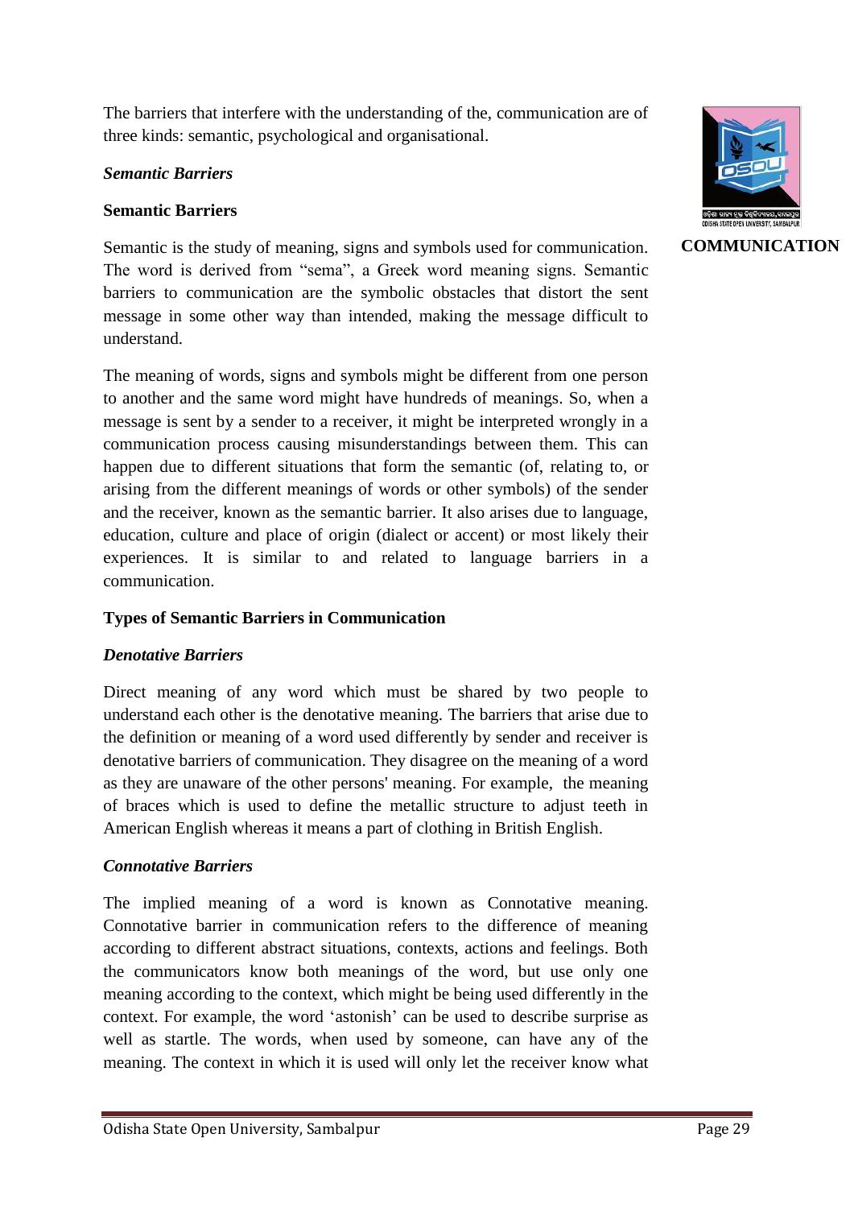The barriers that interfere with the understanding of the, communication are of three kinds: semantic, psychological and organisational.

***Semantic Barriers***

**Semantic Barriers**

Semantic is the study of meaning, signs and symbols used for communication. The word is derived from "sema", a Greek word meaning signs. Semantic barriers to communication are the symbolic obstacles that distort the sent message in some other way than intended, making the message difficult to understand.

The meaning of words, signs and symbols might be different from one person to another and the same word might have hundreds of meanings. So, when a message is sent by a sender to a receiver, it might be interpreted wrongly in a communication process causing misunderstandings between them. This can happen due to different situations that form the semantic (of, relating to, or arising from the different meanings of words or other symbols) of the sender and the receiver, known as the semantic barrier. It also arises due to language, education, culture and place of origin (dialect or accent) or most likely their experiences. It is similar to and related to language barriers in a communication.

**Types of Semantic Barriers in Communication**

***Denotative Barriers***

Direct meaning of any word which must be shared by two people to understand each other is the denotative meaning. The barriers that arise due to the definition or meaning of a word used differently by sender and receiver is denotative barriers of communication. They disagree on the meaning of a word as they are unaware of the other persons' meaning. For example, the meaning of braces which is used to define the metallic structure to adjust teeth in American English whereas it means a part of clothing in British English.

***Connotative Barriers***

The implied meaning of a word is known as Connotative meaning. Connotative barrier in communication refers to the difference of meaning according to different abstract situations, contexts, actions and feelings. Both the communicators know both meanings of the word, but use only one meaning according to the context, which might be being used differently in the context. For example, the word 'astonish' can be used to describe surprise as well as startle. The words, when used by someone, can have any of the meaning. The context in which it is used will only let the receiver know what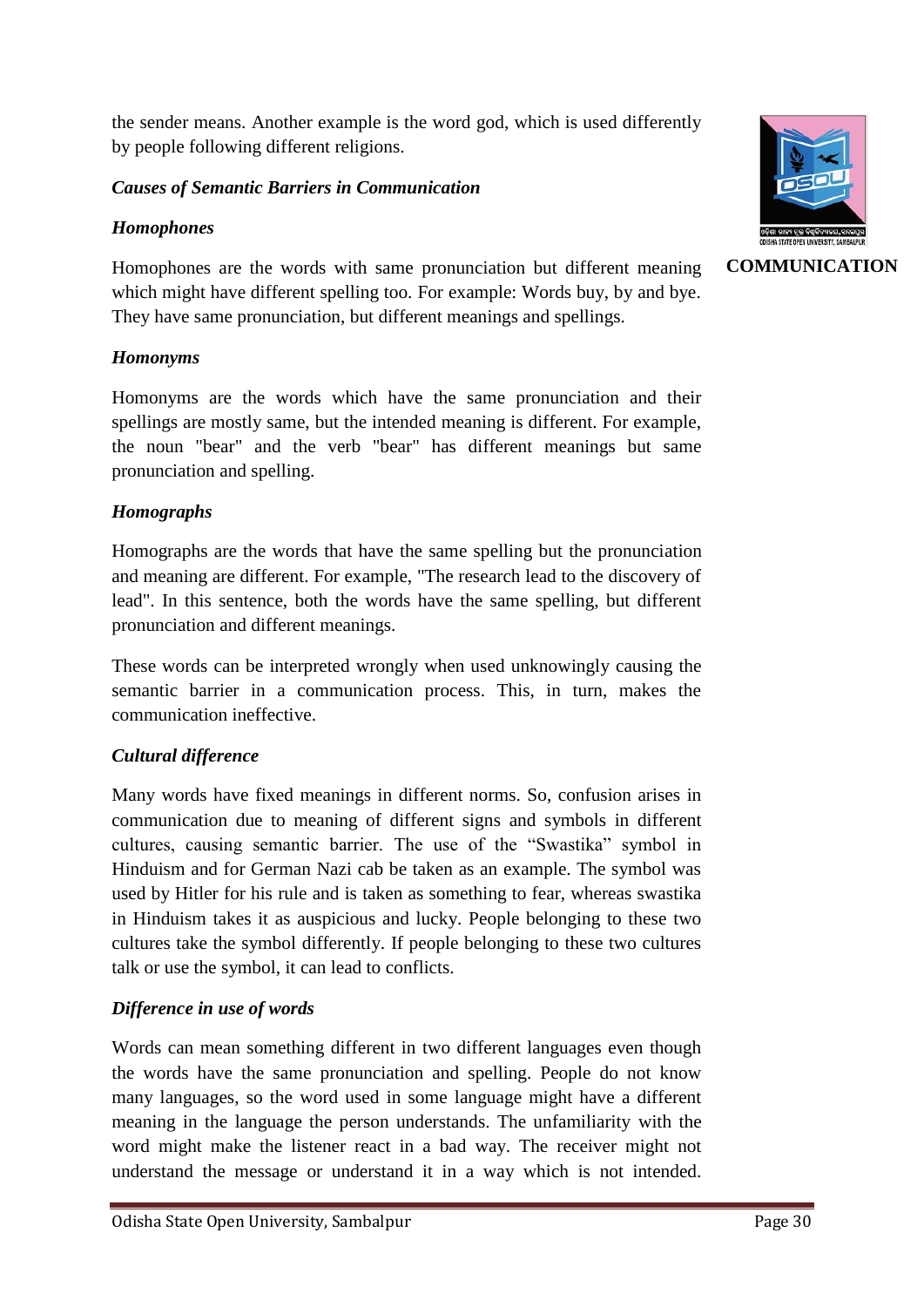the sender means. Another example is the word god, which is used differently by people following different religions.

***Causes of Semantic Barriers in Communication***

***Homophones***

Homophones are the words with same pronunciation but different meaning which might have different spelling too. For example: Words buy, by and bye. They have same pronunciation, but different meanings and spellings.

***Homonyms***

Homonyms are the words which have the same pronunciation and their spellings are mostly same, but the intended meaning is different. For example, the noun "bear" and the verb "bear" has different meanings but same pronunciation and spelling.

***Homographs***

Homographs are the words that have the same spelling but the pronunciation and meaning are different. For example, "The research lead to the discovery of lead". In this sentence, both the words have the same spelling, but different pronunciation and different meanings.

These words can be interpreted wrongly when used unknowingly causing the semantic barrier in a communication process. This, in turn, makes the communication ineffective.

***Cultural difference***

Many words have fixed meanings in different norms. So, confusion arises in communication due to meaning of different signs and symbols in different cultures, causing semantic barrier. The use of the "Swastika" symbol in Hinduism and for German Nazi cab be taken as an example. The symbol was used by Hitler for his rule and is taken as something to fear, whereas swastika in Hinduism takes it as auspicious and lucky. People belonging to these two cultures take the symbol differently. If people belonging to these two cultures talk or use the symbol, it can lead to conflicts.

***Difference in use of words***

Words can mean something different in two different languages even though the words have the same pronunciation and spelling. People do not know many languages, so the word used in some language might have a different meaning in the language the person understands. The unfamiliarity with the word might make the listener react in a bad way. The receiver might not understand the message or understand it in a way which is not intended.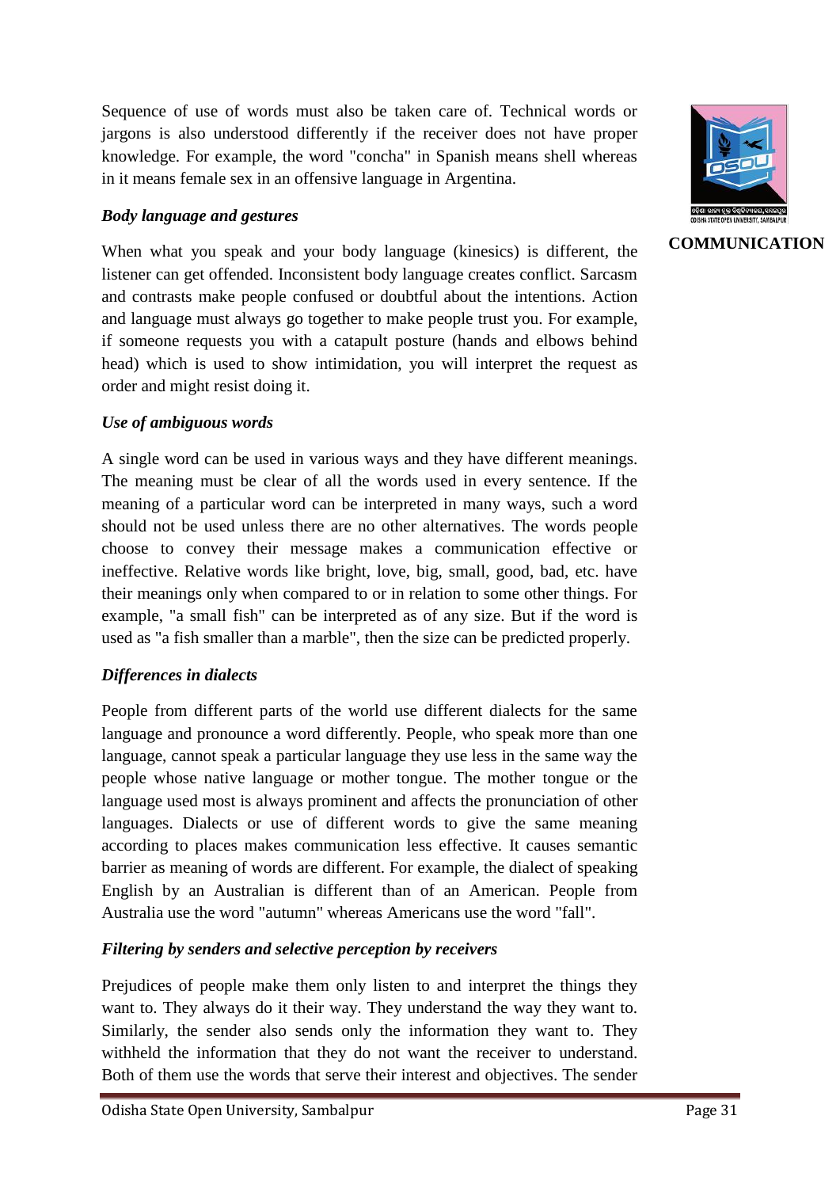Sequence of use of words must also be taken care of. Technical words or jargons is also understood differently if the receiver does not have proper knowledge. For example, the word "concha" in Spanish means shell whereas in it means female sex in an offensive language in Argentina.

***Body language and gestures***

When what you speak and your body language (kinesics) is different, the listener can get offended. Inconsistent body language creates conflict. Sarcasm and contrasts make people confused or doubtful about the intentions. Action and language must always go together to make people trust you. For example, if someone requests you with a catapult posture (hands and elbows behind head) which is used to show intimidation, you will interpret the request as order and might resist doing it.

***Use of ambiguous words***

A single word can be used in various ways and they have different meanings. The meaning must be clear of all the words used in every sentence. If the meaning of a particular word can be interpreted in many ways, such a word should not be used unless there are no other alternatives. The words people choose to convey their message makes a communication effective or ineffective. Relative words like bright, love, big, small, good, bad, etc. have their meanings only when compared to or in relation to some other things. For example, "a small fish" can be interpreted as of any size. But if the word is used as "a fish smaller than a marble", then the size can be predicted properly.

***Differences in dialects***

People from different parts of the world use different dialects for the same language and pronounce a word differently. People, who speak more than one language, cannot speak a particular language they use less in the same way the people whose native language or mother tongue. The mother tongue or the language used most is always prominent and affects the pronunciation of other languages. Dialects or use of different words to give the same meaning according to places makes communication less effective. It causes semantic barrier as meaning of words are different. For example, the dialect of speaking English by an Australian is different than of an American. People from Australia use the word "autumn" whereas Americans use the word "fall".

***Filtering by senders and selective perception by receivers***

Prejudices of people make them only listen to and interpret the things they want to. They always do it their way. They understand the way they want to. Similarly, the sender also sends only the information they want to. They withheld the information that they do not want the receiver to understand. Both of them use the words that serve their interest and objectives. The sender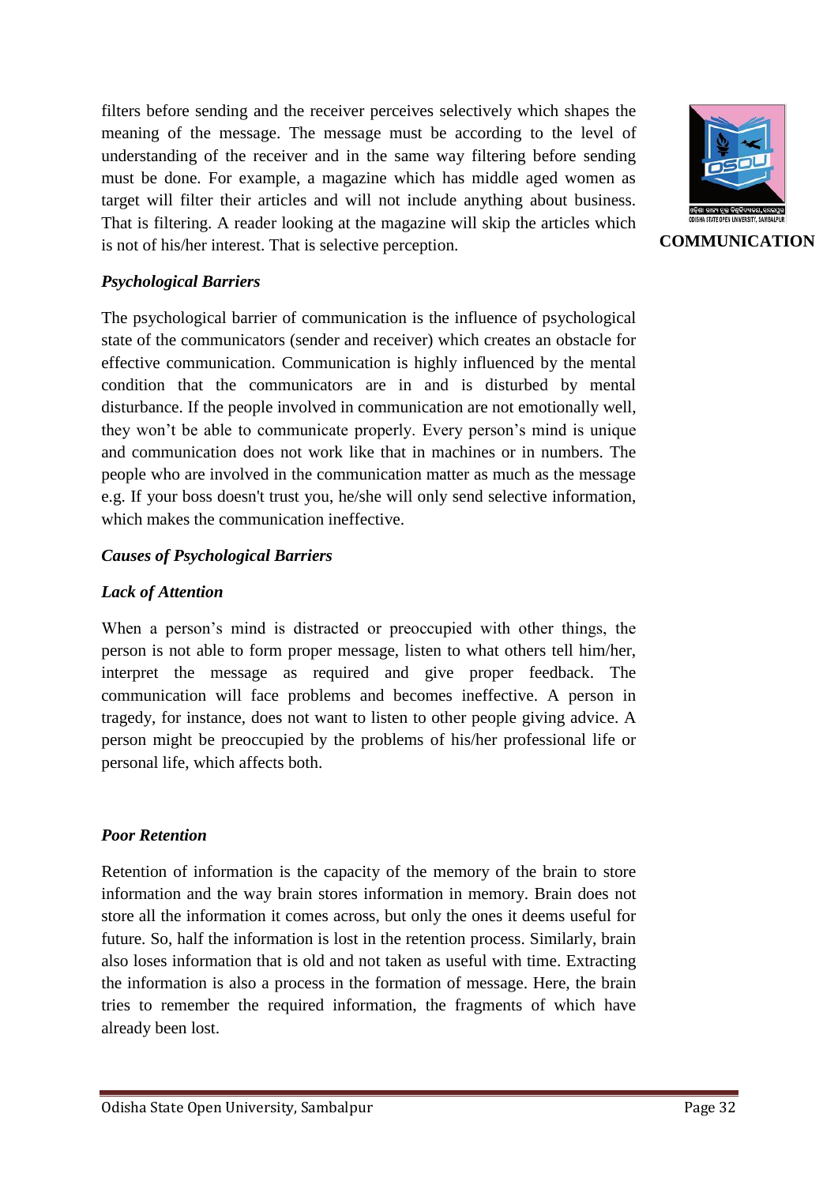filters before sending and the receiver perceives selectively which shapes the meaning of the message. The message must be according to the level of understanding of the receiver and in the same way filtering before sending must be done. For example, a magazine which has middle aged women as target will filter their articles and will not include anything about business. That is filtering. A reader looking at the magazine will skip the articles which is not of his/her interest. That is selective perception.

***Psychological Barriers***

The psychological barrier of communication is the influence of psychological state of the communicators (sender and receiver) which creates an obstacle for effective communication. Communication is highly influenced by the mental condition that the communicators are in and is disturbed by mental disturbance. If the people involved in communication are not emotionally well, they won't be able to communicate properly. Every person's mind is unique and communication does not work like that in machines or in numbers. The people who are involved in the communication matter as much as the message e.g. If your boss doesn't trust you, he/she will only send selective information, which makes the communication ineffective.

***Causes of Psychological Barriers***

***Lack of Attention***

When a person's mind is distracted or preoccupied with other things, the person is not able to form proper message, listen to what others tell him/her, interpret the message as required and give proper feedback. The communication will face problems and becomes ineffective. A person in tragedy, for instance, does not want to listen to other people giving advice. A person might be preoccupied by the problems of his/her professional life or personal life, which affects both.

***Poor Retention***

Retention of information is the capacity of the memory of the brain to store information and the way brain stores information in memory. Brain does not store all the information it comes across, but only the ones it deems useful for future. So, half the information is lost in the retention process. Similarly, brain also loses information that is old and not taken as useful with time. Extracting the information is also a process in the formation of message. Here, the brain tries to remember the required information, the fragments of which have already been lost.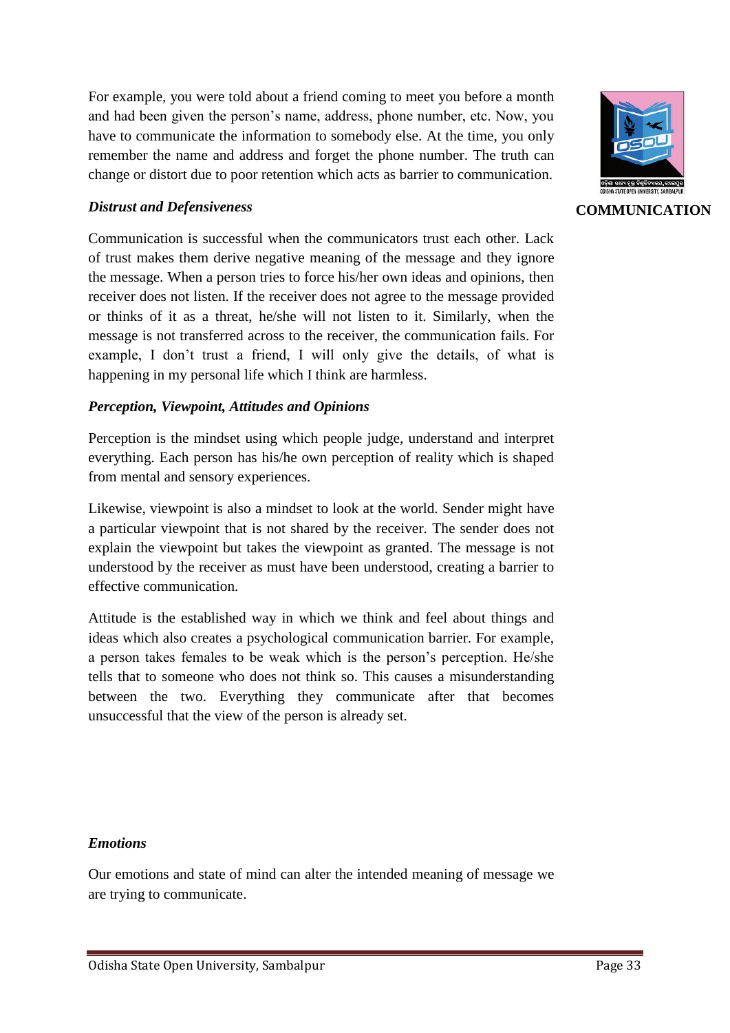For example, you were told about a friend coming to meet you before a month and had been given the person's name, address, phone number, etc. Now, you have to communicate the information to somebody else. At the time, you only remember the name and address and forget the phone number. The truth can change or distort due to poor retention which acts as barrier to communication.

***Distrust and Defensiveness***

Communication is successful when the communicators trust each other. Lack of trust makes them derive negative meaning of the message and they ignore the message. When a person tries to force his/her own ideas and opinions, then receiver does not listen. If the receiver does not agree to the message provided or thinks of it as a threat, he/she will not listen to it. Similarly, when the message is not transferred across to the receiver, the communication fails. For example, I don't trust a friend, I will only give the details, of what is happening in my personal life which I think are harmless.

***Perception, Viewpoint, Attitudes and Opinions***

Perception is the mindset using which people judge, understand and interpret everything. Each person has his/he own perception of reality which is shaped from mental and sensory experiences.

Likewise, viewpoint is also a mindset to look at the world. Sender might have a particular viewpoint that is not shared by the receiver. The sender does not explain the viewpoint but takes the viewpoint as granted. The message is not understood by the receiver as must have been understood, creating a barrier to effective communication.

Attitude is the established way in which we think and feel about things and ideas which also creates a psychological communication barrier. For example, a person takes females to be weak which is the person's perception. He/she tells that to someone who does not think so. This causes a misunderstanding between the two. Everything they communicate after that becomes unsuccessful that the view of the person is already set.

***Emotions***

Our emotions and state of mind can alter the intended meaning of message we are trying to communicate.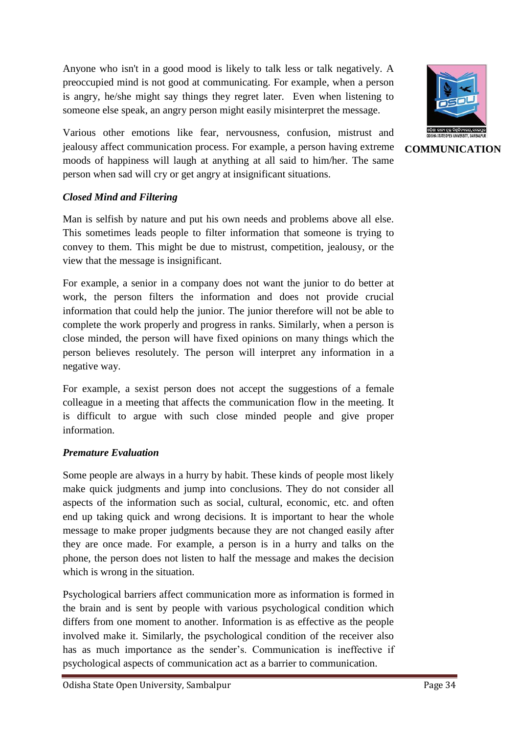Anyone who isn't in a good mood is likely to talk less or talk negatively. A preoccupied mind is not good at communicating. For example, when a person is angry, he/she might say things they regret later. Even when listening to someone else speak, an angry person might easily misinterpret the message.

Various other emotions like fear, nervousness, confusion, mistrust and jealousy affect communication process. For example, a person having extreme moods of happiness will laugh at anything at all said to him/her. The same person when sad will cry or get angry at insignificant situations.

***Closed Mind and Filtering***

Man is selfish by nature and put his own needs and problems above all else. This sometimes leads people to filter information that someone is trying to convey to them. This might be due to mistrust, competition, jealousy, or the view that the message is insignificant.

For example, a senior in a company does not want the junior to do better at work, the person filters the information and does not provide crucial information that could help the junior. The junior therefore will not be able to complete the work properly and progress in ranks. Similarly, when a person is close minded, the person will have fixed opinions on many things which the person believes resolutely. The person will interpret any information in a negative way.

For example, a sexist person does not accept the suggestions of a female colleague in a meeting that affects the communication flow in the meeting. It is difficult to argue with such close minded people and give proper information.

***Premature Evaluation***

Some people are always in a hurry by habit. These kinds of people most likely make quick judgments and jump into conclusions. They do not consider all aspects of the information such as social, cultural, economic, etc. and often end up taking quick and wrong decisions. It is important to hear the whole message to make proper judgments because they are not changed easily after they are once made. For example, a person is in a hurry and talks on the phone, the person does not listen to half the message and makes the decision which is wrong in the situation.

Psychological barriers affect communication more as information is formed in the brain and is sent by people with various psychological condition which differs from one moment to another. Information is as effective as the people involved make it. Similarly, the psychological condition of the receiver also has as much importance as the sender's. Communication is ineffective if psychological aspects of communication act as a barrier to communication.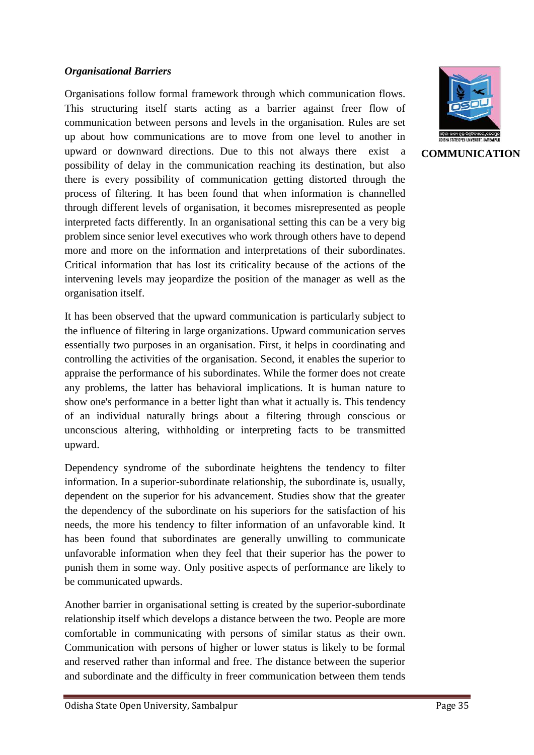***Organisational Barriers***

Organisations follow formal framework through which communication flows. This structuring itself starts acting as a barrier against freer flow of communication between persons and levels in the organisation. Rules are set up about how communications are to move from one level to another in upward or downward directions. Due to this not always there exist a possibility of delay in the communication reaching its destination, but also there is every possibility of communication getting distorted through the process of filtering. It has been found that when information is channelled through different levels of organisation, it becomes misrepresented as people interpreted facts differently. In an organisational setting this can be a very big problem since senior level executives who work through others have to depend more and more on the information and interpretations of their subordinates. Critical information that has lost its criticality because of the actions of the intervening levels may jeopardize the position of the manager as well as the organisation itself.

It has been observed that the upward communication is particularly subject to the influence of filtering in large organizations. Upward communication serves essentially two purposes in an organisation. First, it helps in coordinating and controlling the activities of the organisation. Second, it enables the superior to appraise the performance of his subordinates. While the former does not create any problems, the latter has behavioral implications. It is human nature to show one's performance in a better light than what it actually is. This tendency of an individual naturally brings about a filtering through conscious or unconscious altering, withholding or interpreting facts to be transmitted upward.

Dependency syndrome of the subordinate heightens the tendency to filter information. In a superior-subordinate relationship, the subordinate is, usually, dependent on the superior for his advancement. Studies show that the greater the dependency of the subordinate on his superiors for the satisfaction of his needs, the more his tendency to filter information of an unfavorable kind. It has been found that subordinates are generally unwilling to communicate unfavorable information when they feel that their superior has the power to punish them in some way. Only positive aspects of performance are likely to be communicated upwards.

Another barrier in organisational setting is created by the superior-subordinate relationship itself which develops a distance between the two. People are more comfortable in communicating with persons of similar status as their own. Communication with persons of higher or lower status is likely to be formal and reserved rather than informal and free. The distance between the superior and subordinate and the difficulty in freer communication between them tends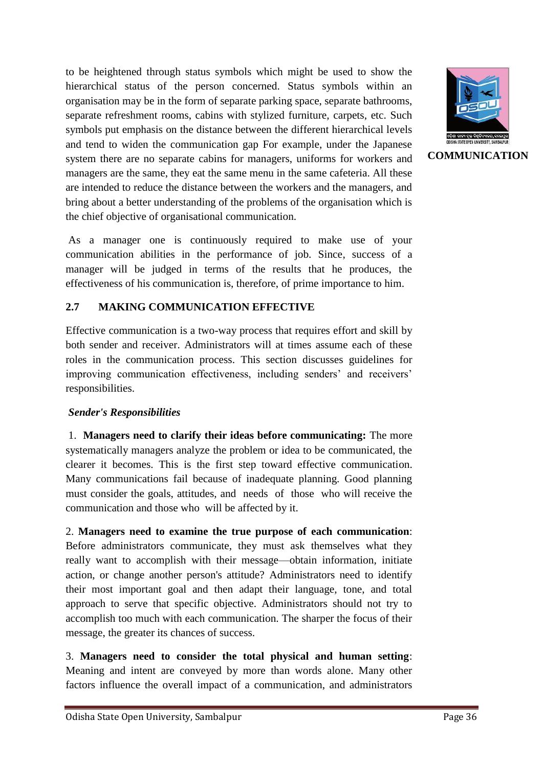to be heightened through status symbols which might be used to show the hierarchical status of the person concerned. Status symbols within an organisation may be in the form of separate parking space, separate bathrooms, separate refreshment rooms, cabins with stylized furniture, carpets, etc. Such symbols put emphasis on the distance between the different hierarchical levels and tend to widen the communication gap For example, under the Japanese system there are no separate cabins for managers, uniforms for workers and managers are the same, they eat the same menu in the same cafeteria. All these are intended to reduce the distance between the workers and the managers, and bring about a better understanding of the problems of the organisation which is the chief objective of organisational communication.

As a manager one is continuously required to make use of your communication abilities in the performance of job. Since, success of a manager will be judged in terms of the results that he produces, the effectiveness of his communication is, therefore, of prime importance to him.

## 2.7 MAKING COMMUNICATION EFFECTIVE

Effective communication is a two-way process that requires effort and skill by both sender and receiver. Administrators will at times assume each of these roles in the communication process. This section discusses guidelines for improving communication effectiveness, including senders' and receivers' responsibilities.

***Sender's Responsibilities***

1. **Managers need to clarify their ideas before communicating:** The more systematically managers analyze the problem or idea to be communicated, the clearer it becomes. This is the first step toward effective communication. Many communications fail because of inadequate planning. Good planning must consider the goals, attitudes, and needs of those who will receive the communication and those who will be affected by it.

2. **Managers need to examine the true purpose of each communication**: Before administrators communicate, they must ask themselves what they really want to accomplish with their message—obtain information, initiate action, or change another person's attitude? Administrators need to identify their most important goal and then adapt their language, tone, and total approach to serve that specific objective. Administrators should not try to accomplish too much with each communication. The sharper the focus of their message, the greater its chances of success.

3. **Managers need to consider the total physical and human setting**: Meaning and intent are conveyed by more than words alone. Many other factors influence the overall impact of a communication, and administrators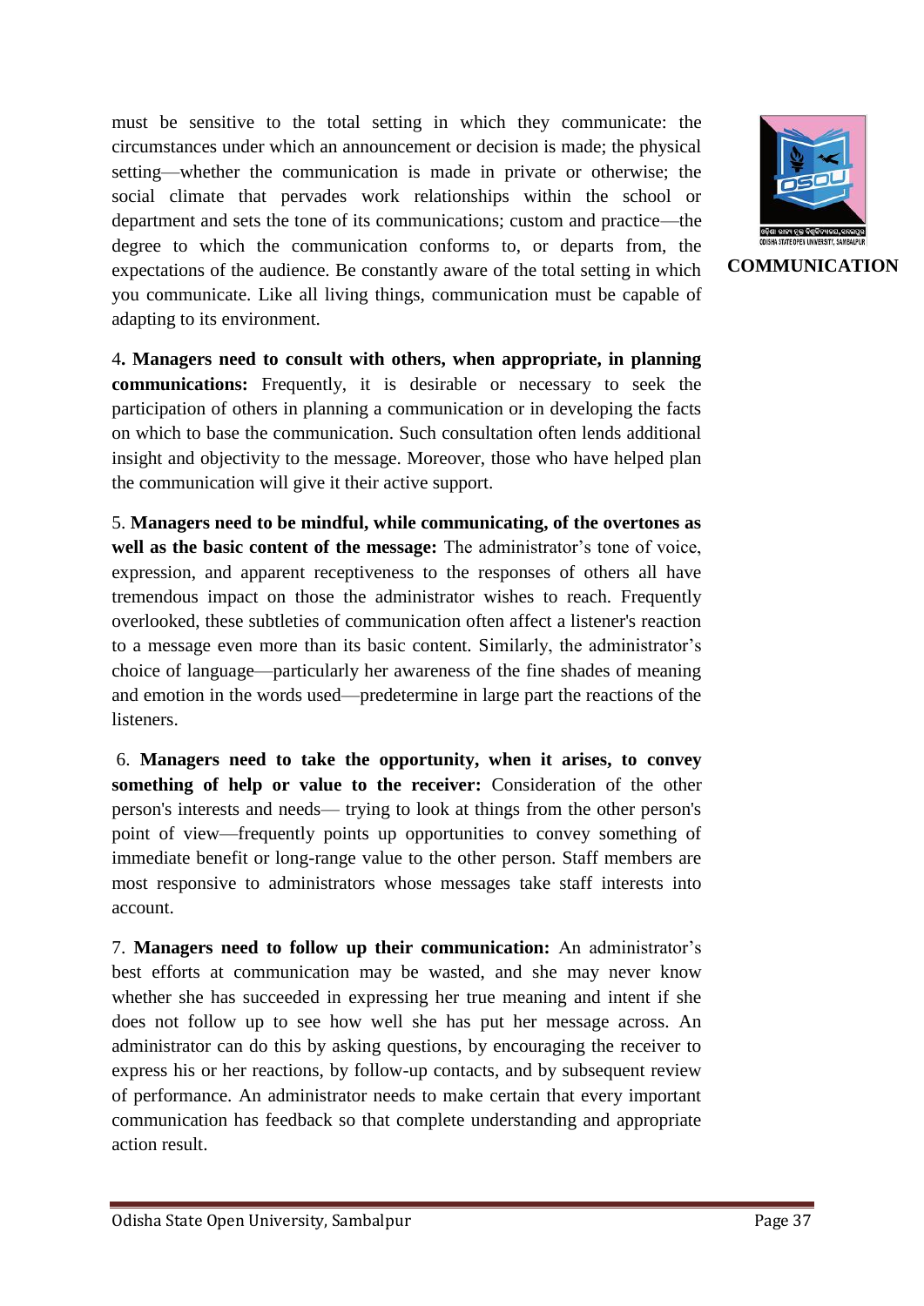must be sensitive to the total setting in which they communicate: the circumstances under which an announcement or decision is made; the physical setting—whether the communication is made in private or otherwise; the social climate that pervades work relationships within the school or department and sets the tone of its communications; custom and practice—the degree to which the communication conforms to, or departs from, the expectations of the audience. Be constantly aware of the total setting in which you communicate. Like all living things, communication must be capable of adapting to its environment.

4. **Managers need to consult with others, when appropriate, in planning communications:** Frequently, it is desirable or necessary to seek the participation of others in planning a communication or in developing the facts on which to base the communication. Such consultation often lends additional insight and objectivity to the message. Moreover, those who have helped plan the communication will give it their active support.

5. **Managers need to be mindful, while communicating, of the overtones as well as the basic content of the message:** The administrator's tone of voice, expression, and apparent receptiveness to the responses of others all have tremendous impact on those the administrator wishes to reach. Frequently overlooked, these subtleties of communication often affect a listener's reaction to a message even more than its basic content. Similarly, the administrator's choice of language—particularly her awareness of the fine shades of meaning and emotion in the words used—predetermine in large part the reactions of the listeners.

6. **Managers need to take the opportunity, when it arises, to convey something of help or value to the receiver:** Consideration of the other person's interests and needs— trying to look at things from the other person's point of view—frequently points up opportunities to convey something of immediate benefit or long-range value to the other person. Staff members are most responsive to administrators whose messages take staff interests into account.

7. **Managers need to follow up their communication:** An administrator's best efforts at communication may be wasted, and she may never know whether she has succeeded in expressing her true meaning and intent if she does not follow up to see how well she has put her message across. An administrator can do this by asking questions, by encouraging the receiver to express his or her reactions, by follow-up contacts, and by subsequent review of performance. An administrator needs to make certain that every important communication has feedback so that complete understanding and appropriate action result.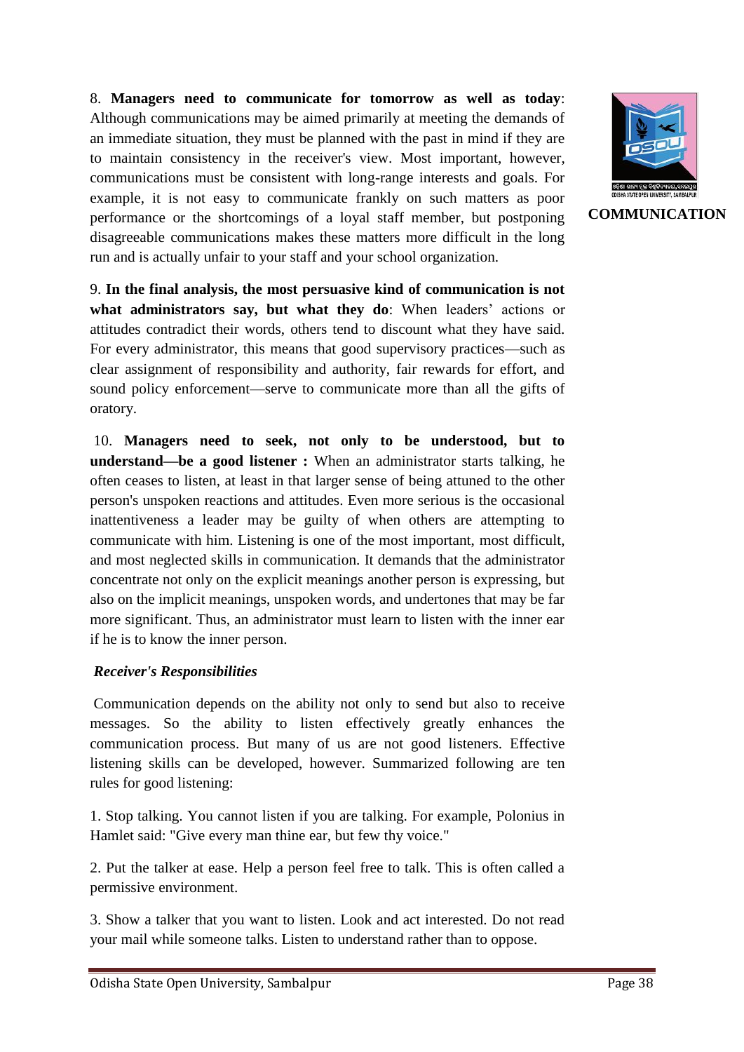8. **Managers need to communicate for tomorrow as well as today**: Although communications may be aimed primarily at meeting the demands of an immediate situation, they must be planned with the past in mind if they are to maintain consistency in the receiver's view. Most important, however, communications must be consistent with long-range interests and goals. For example, it is not easy to communicate frankly on such matters as poor performance or the shortcomings of a loyal staff member, but postponing disagreeable communications makes these matters more difficult in the long run and is actually unfair to your staff and your school organization.

9. **In the final analysis, the most persuasive kind of communication is not what administrators say, but what they do**: When leaders' actions or attitudes contradict their words, others tend to discount what they have said. For every administrator, this means that good supervisory practices—such as clear assignment of responsibility and authority, fair rewards for effort, and sound policy enforcement—serve to communicate more than all the gifts of oratory.

10. **Managers need to seek, not only to be understood, but to understand—be a good listener :** When an administrator starts talking, he often ceases to listen, at least in that larger sense of being attuned to the other person's unspoken reactions and attitudes. Even more serious is the occasional inattentiveness a leader may be guilty of when others are attempting to communicate with him. Listening is one of the most important, most difficult, and most neglected skills in communication. It demands that the administrator concentrate not only on the explicit meanings another person is expressing, but also on the implicit meanings, unspoken words, and undertones that may be far more significant. Thus, an administrator must learn to listen with the inner ear if he is to know the inner person.

***Receiver's Responsibilities***

Communication depends on the ability not only to send but also to receive messages. So the ability to listen effectively greatly enhances the communication process. But many of us are not good listeners. Effective listening skills can be developed, however. Summarized following are ten rules for good listening:

1. Stop talking. You cannot listen if you are talking. For example, Polonius in Hamlet said: "Give every man thine ear, but few thy voice."

2. Put the talker at ease. Help a person feel free to talk. This is often called a permissive environment.

3. Show a talker that you want to listen. Look and act interested. Do not read your mail while someone talks. Listen to understand rather than to oppose.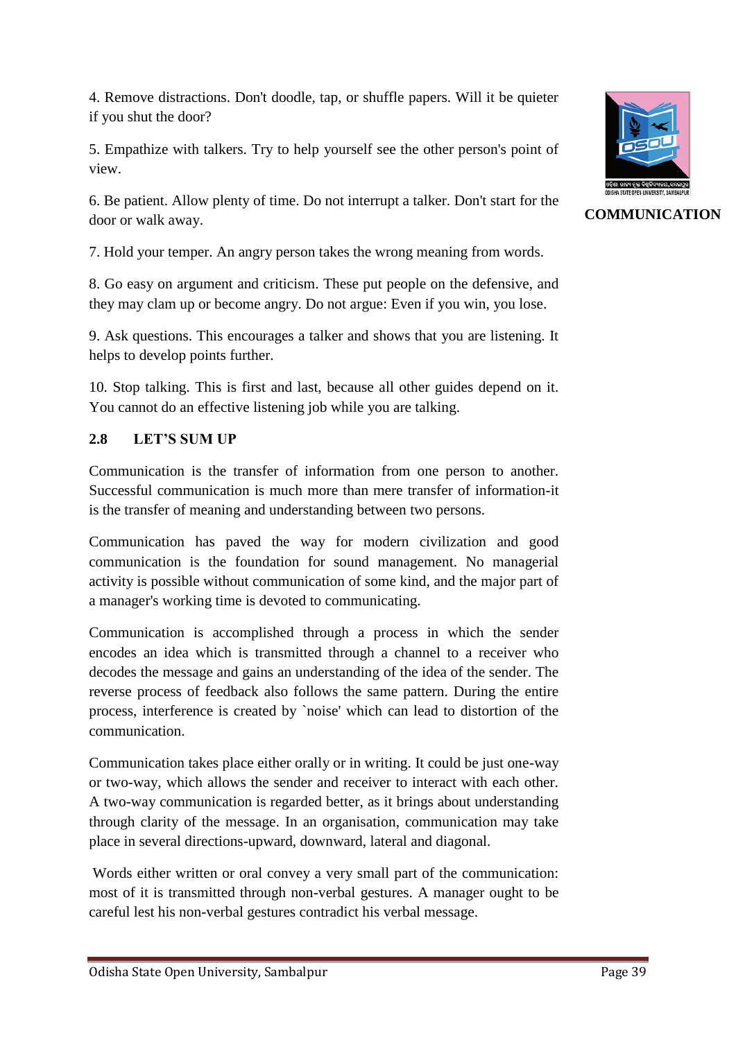4. Remove distractions. Don't doodle, tap, or shuffle papers. Will it be quieter if you shut the door?

5. Empathize with talkers. Try to help yourself see the other person's point of view.

6. Be patient. Allow plenty of time. Do not interrupt a talker. Don't start for the door or walk away.

7. Hold your temper. An angry person takes the wrong meaning from words.

8. Go easy on argument and criticism. These put people on the defensive, and they may clam up or become angry. Do not argue: Even if you win, you lose.

9. Ask questions. This encourages a talker and shows that you are listening. It helps to develop points further.

10. Stop talking. This is first and last, because all other guides depend on it. You cannot do an effective listening job while you are talking.

## 2.8 LET'S SUM UP

Communication is the transfer of information from one person to another. Successful communication is much more than mere transfer of information-it is the transfer of meaning and understanding between two persons.

Communication has paved the way for modern civilization and good communication is the foundation for sound management. No managerial activity is possible without communication of some kind, and the major part of a manager's working time is devoted to communicating.

Communication is accomplished through a process in which the sender encodes an idea which is transmitted through a channel to a receiver who decodes the message and gains an understanding of the idea of the sender. The reverse process of feedback also follows the same pattern. During the entire process, interference is created by `noise' which can lead to distortion of the communication.

Communication takes place either orally or in writing. It could be just one-way or two-way, which allows the sender and receiver to interact with each other. A two-way communication is regarded better, as it brings about understanding through clarity of the message. In an organisation, communication may take place in several directions-upward, downward, lateral and diagonal.

Words either written or oral convey a very small part of the communication: most of it is transmitted through non-verbal gestures. A manager ought to be careful lest his non-verbal gestures contradict his verbal message.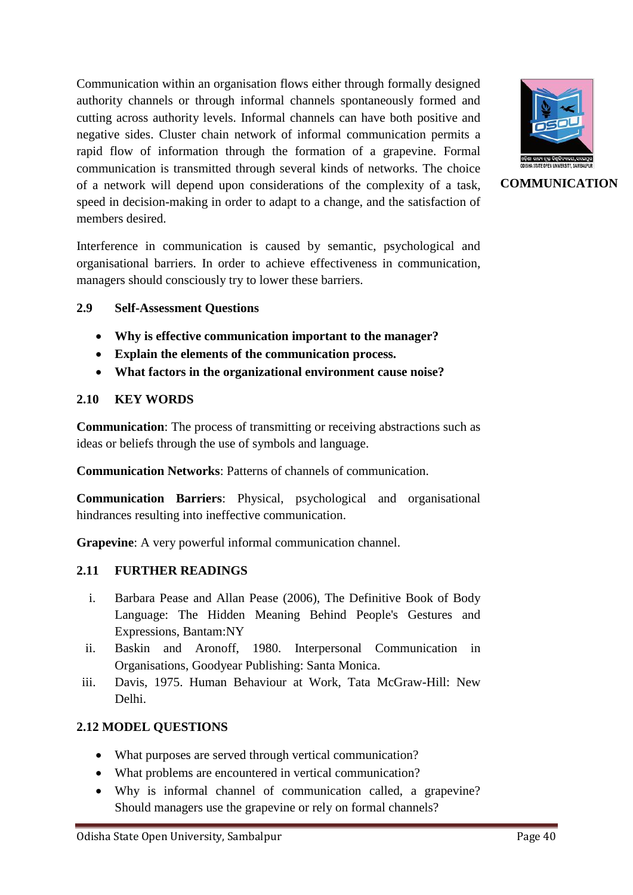Communication within an organisation flows either through formally designed authority channels or through informal channels spontaneously formed and cutting across authority levels. Informal channels can have both positive and negative sides. Cluster chain network of informal communication permits a rapid flow of information through the formation of a grapevine. Formal communication is transmitted through several kinds of networks. The choice of a network will depend upon considerations of the complexity of a task, speed in decision-making in order to adapt to a change, and the satisfaction of members desired.

Interference in communication is caused by semantic, psychological and organisational barriers. In order to achieve effectiveness in communication, managers should consciously try to lower these barriers.

### 2.9 Self-Assessment Questions

- **Why is effective communication important to the manager?**
- **Explain the elements of the communication process.**
- **What factors in the organizational environment cause noise?**

### 2.10 KEY WORDS

**Communication**: The process of transmitting or receiving abstractions such as ideas or beliefs through the use of symbols and language.

**Communication Networks**: Patterns of channels of communication.

**Communication Barriers**: Physical, psychological and organisational hindrances resulting into ineffective communication.

**Grapevine**: A very powerful informal communication channel.

### 2.11 FURTHER READINGS

i. Barbara Pease and Allan Pease (2006), The Definitive Book of Body Language: The Hidden Meaning Behind People's Gestures and Expressions, Bantam:NY
ii. Baskin and Aronoff, 1980. Interpersonal Communication in Organisations, Goodyear Publishing: Santa Monica.
iii. Davis, 1975. Human Behaviour at Work, Tata McGraw-Hill: New Delhi.

### 2.12 MODEL QUESTIONS

- What purposes are served through vertical communication?
- What problems are encountered in vertical communication?
- Why is informal channel of communication called, a grapevine? Should managers use the grapevine or rely on formal channels?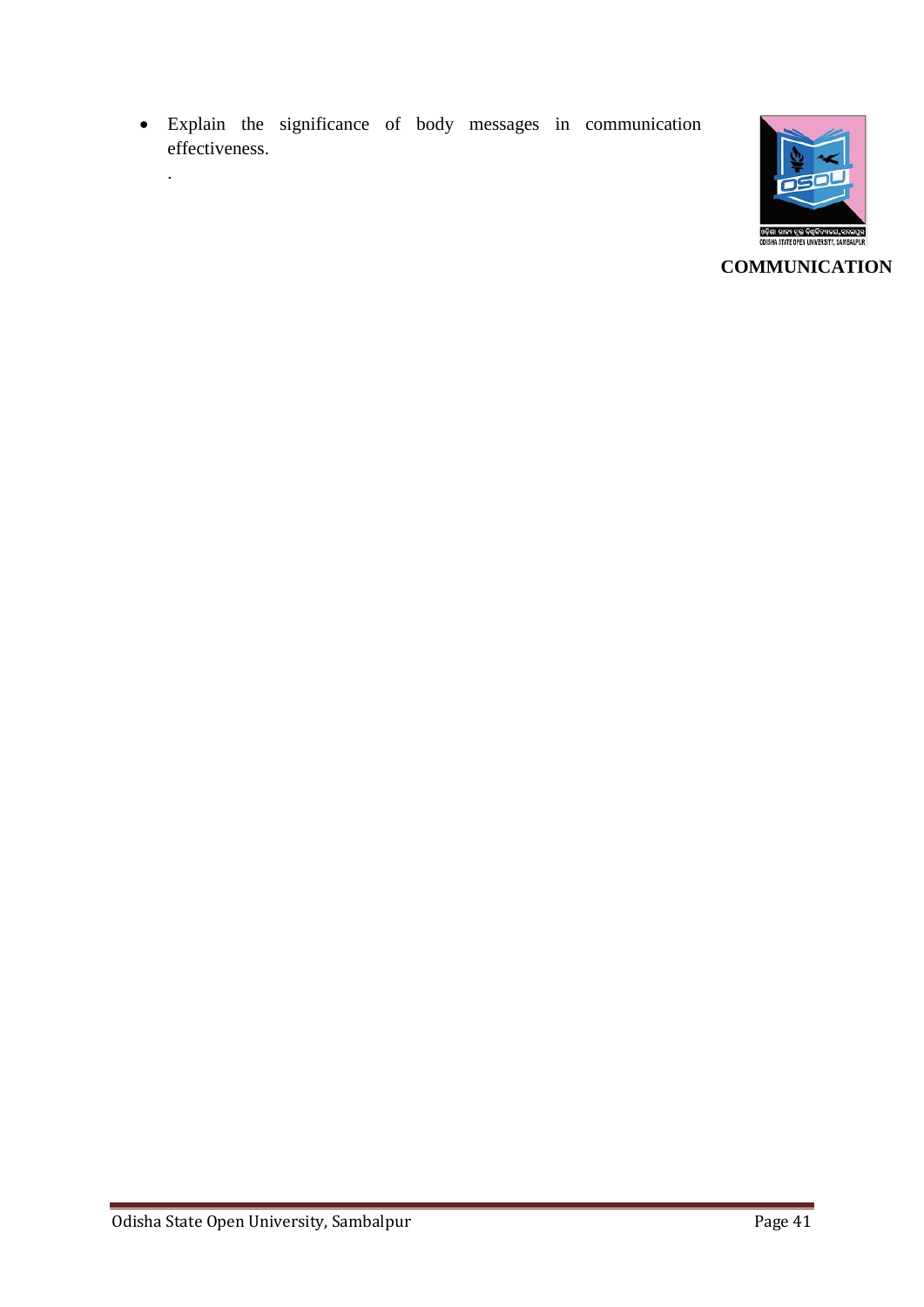- Explain the significance of body messages in communication effectiveness.

.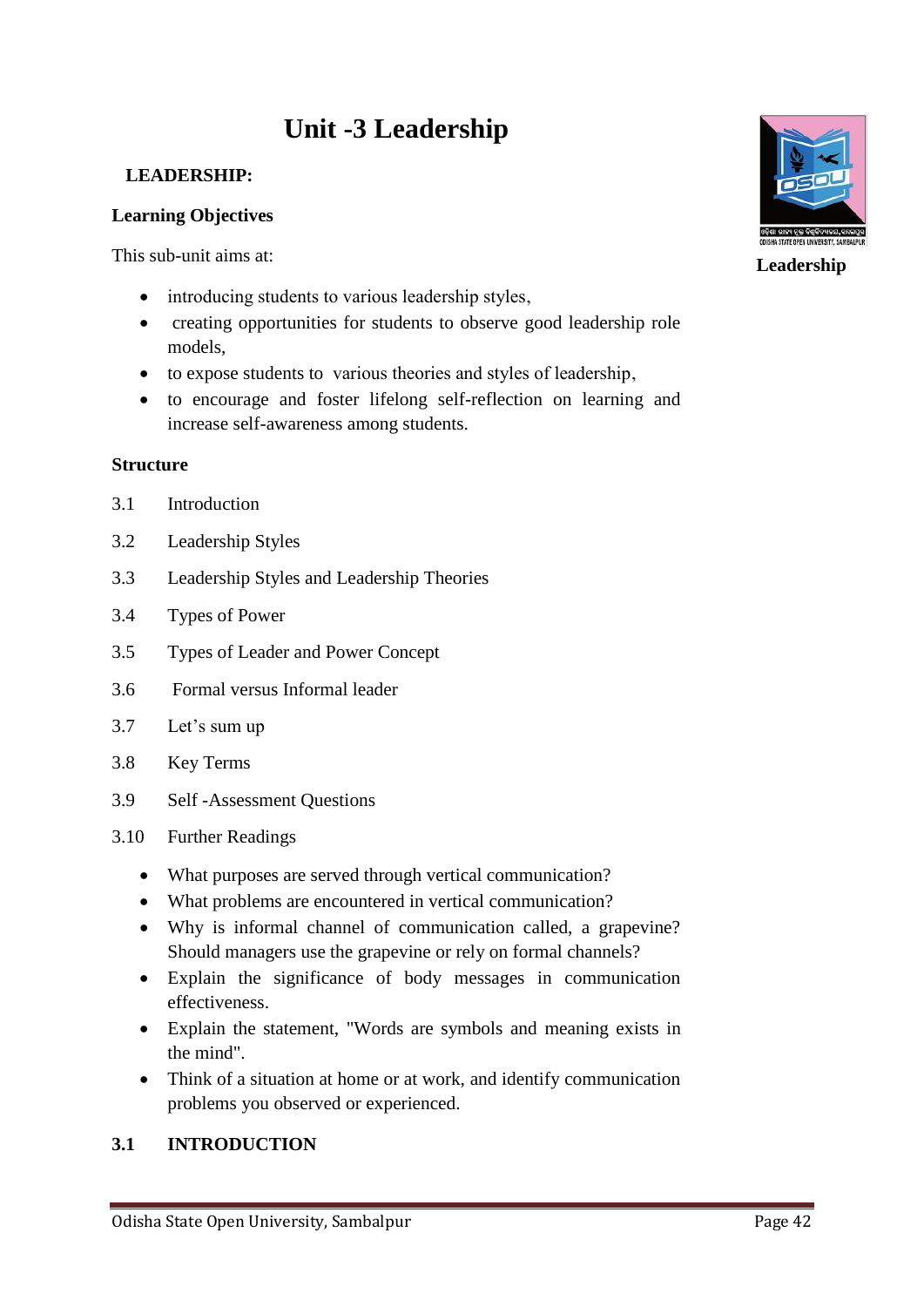# Unit -3 Leadership

**Leadership**

**LEADERSHIP:**

**Learning Objectives**

This sub-unit aims at:

- introducing students to various leadership styles,
- creating opportunities for students to observe good leadership role models,
- to expose students to various theories and styles of leadership,
- to encourage and foster lifelong self-reflection on learning and increase self-awareness among students.

**Structure**

3.1 Introduction

3.2 Leadership Styles

3.3 Leadership Styles and Leadership Theories

3.4 Types of Power

3.5 Types of Leader and Power Concept

3.6 Formal versus Informal leader

3.7 Let's sum up

3.8 Key Terms

3.9 Self -Assessment Questions

3.10 Further Readings

- What purposes are served through vertical communication?
- What problems are encountered in vertical communication?
- Why is informal channel of communication called, a grapevine? Should managers use the grapevine or rely on formal channels?
- Explain the significance of body messages in communication effectiveness.
- Explain the statement, "Words are symbols and meaning exists in the mind".
- Think of a situation at home or at work, and identify communication problems you observed or experienced.

## 3.1 INTRODUCTION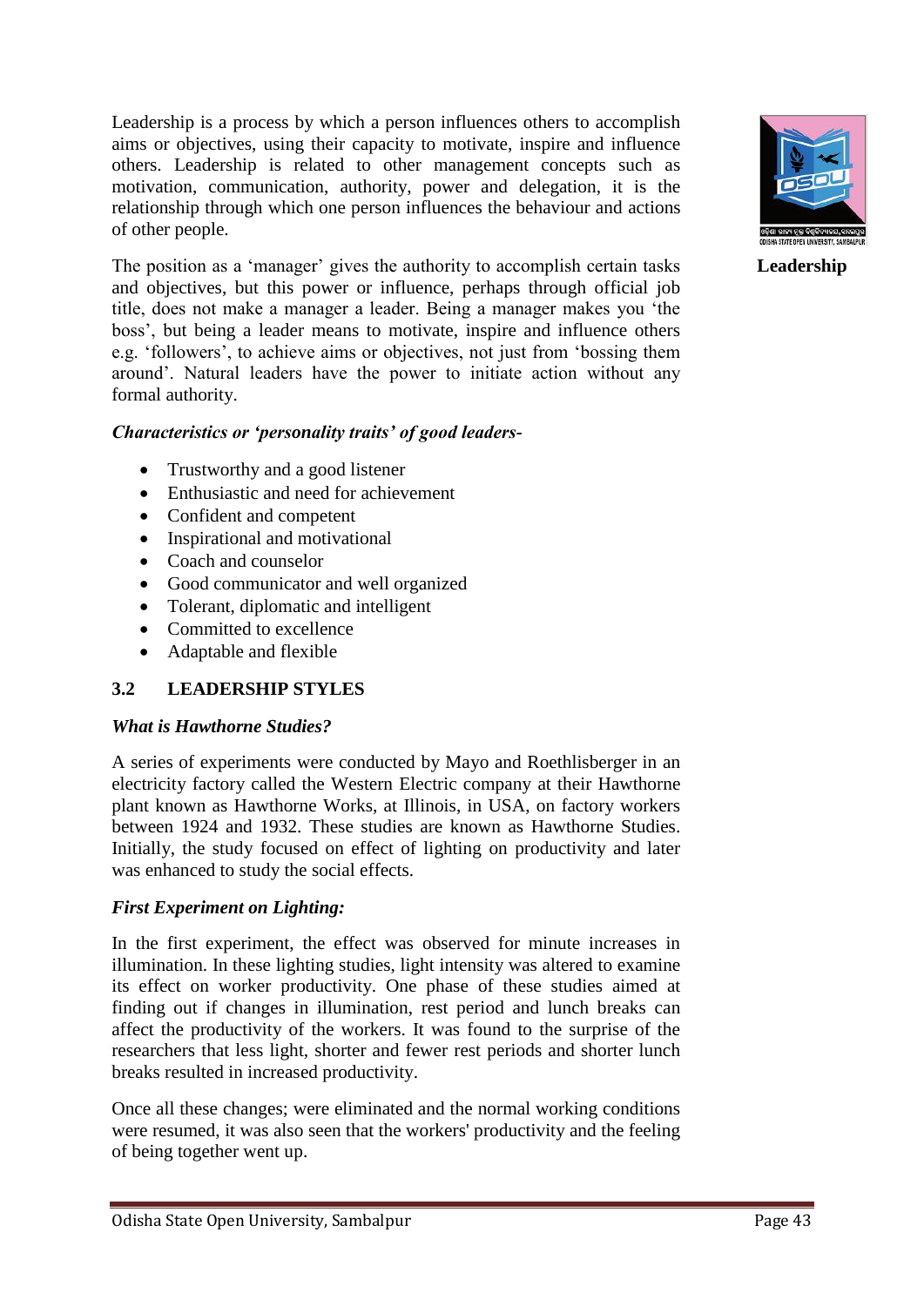Leadership is a process by which a person influences others to accomplish aims or objectives, using their capacity to motivate, inspire and influence others. Leadership is related to other management concepts such as motivation, communication, authority, power and delegation, it is the relationship through which one person influences the behaviour and actions of other people.

The position as a 'manager' gives the authority to accomplish certain tasks and objectives, but this power or influence, perhaps through official job title, does not make a manager a leader. Being a manager makes you 'the boss', but being a leader means to motivate, inspire and influence others e.g. 'followers', to achieve aims or objectives, not just from 'bossing them around'. Natural leaders have the power to initiate action without any formal authority.

***Characteristics or 'personality traits' of good leaders-***

- Trustworthy and a good listener
- Enthusiastic and need for achievement
- Confident and competent
- Inspirational and motivational
- Coach and counselor
- Good communicator and well organized
- Tolerant, diplomatic and intelligent
- Committed to excellence
- Adaptable and flexible

## 3.2 LEADERSHIP STYLES

***What is Hawthorne Studies?***

A series of experiments were conducted by Mayo and Roethlisberger in an electricity factory called the Western Electric company at their Hawthorne plant known as Hawthorne Works, at Illinois, in USA, on factory workers between 1924 and 1932. These studies are known as Hawthorne Studies. Initially, the study focused on effect of lighting on productivity and later was enhanced to study the social effects.

***First Experiment on Lighting:***

In the first experiment, the effect was observed for minute increases in illumination. In these lighting studies, light intensity was altered to examine its effect on worker productivity. One phase of these studies aimed at finding out if changes in illumination, rest period and lunch breaks can affect the productivity of the workers. It was found to the surprise of the researchers that less light, shorter and fewer rest periods and shorter lunch breaks resulted in increased productivity.

Once all these changes; were eliminated and the normal working conditions were resumed, it was also seen that the workers' productivity and the feeling of being together went up.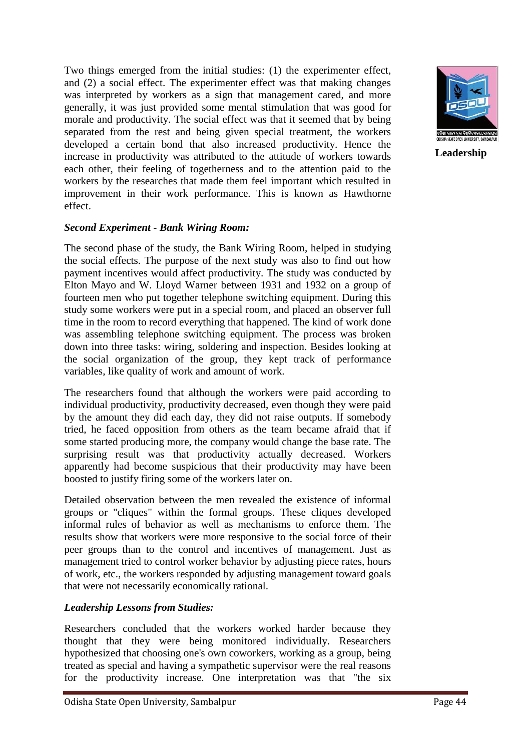Two things emerged from the initial studies: (1) the experimenter effect, and (2) a social effect. The experimenter effect was that making changes was interpreted by workers as a sign that management cared, and more generally, it was just provided some mental stimulation that was good for morale and productivity. The social effect was that it seemed that by being separated from the rest and being given special treatment, the workers developed a certain bond that also increased productivity. Hence the increase in productivity was attributed to the attitude of workers towards each other, their feeling of togetherness and to the attention paid to the workers by the researches that made them feel important which resulted in improvement in their work performance. This is known as Hawthorne effect.

***Second Experiment - Bank Wiring Room:***

The second phase of the study, the Bank Wiring Room, helped in studying the social effects. The purpose of the next study was also to find out how payment incentives would affect productivity. The study was conducted by Elton Mayo and W. Lloyd Warner between 1931 and 1932 on a group of fourteen men who put together telephone switching equipment. During this study some workers were put in a special room, and placed an observer full time in the room to record everything that happened. The kind of work done was assembling telephone switching equipment. The process was broken down into three tasks: wiring, soldering and inspection. Besides looking at the social organization of the group, they kept track of performance variables, like quality of work and amount of work.

The researchers found that although the workers were paid according to individual productivity, productivity decreased, even though they were paid by the amount they did each day, they did not raise outputs. If somebody tried, he faced opposition from others as the team became afraid that if some started producing more, the company would change the base rate. The surprising result was that productivity actually decreased. Workers apparently had become suspicious that their productivity may have been boosted to justify firing some of the workers later on.

Detailed observation between the men revealed the existence of informal groups or "cliques" within the formal groups. These cliques developed informal rules of behavior as well as mechanisms to enforce them. The results show that workers were more responsive to the social force of their peer groups than to the control and incentives of management. Just as management tried to control worker behavior by adjusting piece rates, hours of work, etc., the workers responded by adjusting management toward goals that were not necessarily economically rational.

***Leadership Lessons from Studies:***

Researchers concluded that the workers worked harder because they thought that they were being monitored individually. Researchers hypothesized that choosing one's own coworkers, working as a group, being treated as special and having a sympathetic supervisor were the real reasons for the productivity increase. One interpretation was that "the six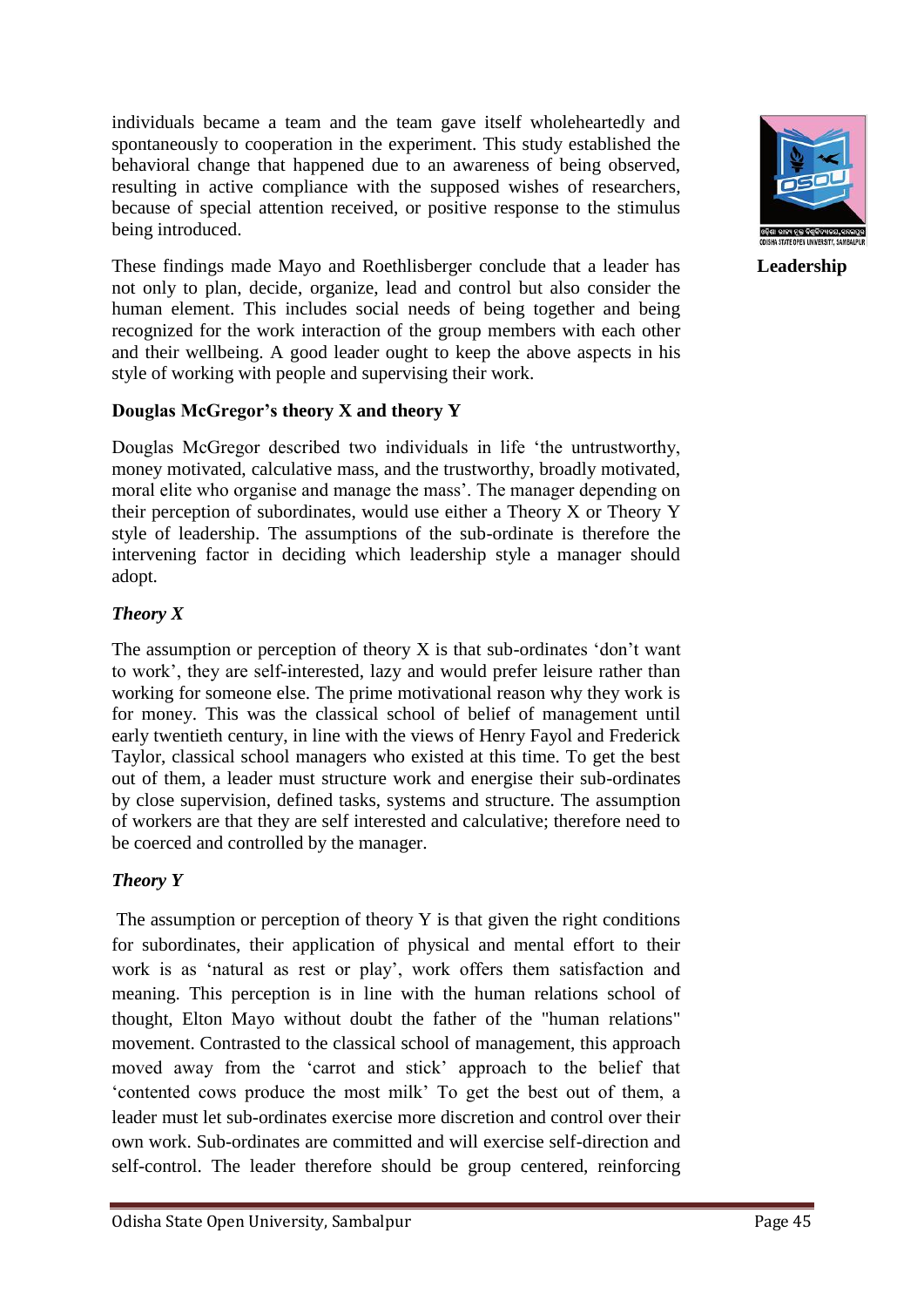individuals became a team and the team gave itself wholeheartedly and spontaneously to cooperation in the experiment. This study established the behavioral change that happened due to an awareness of being observed, resulting in active compliance with the supposed wishes of researchers, because of special attention received, or positive response to the stimulus being introduced.

These findings made Mayo and Roethlisberger conclude that a leader has not only to plan, decide, organize, lead and control but also consider the human element. This includes social needs of being together and being recognized for the work interaction of the group members with each other and their wellbeing. A good leader ought to keep the above aspects in his style of working with people and supervising their work.

**Douglas McGregor's theory X and theory Y**

Douglas McGregor described two individuals in life 'the untrustworthy, money motivated, calculative mass, and the trustworthy, broadly motivated, moral elite who organise and manage the mass'. The manager depending on their perception of subordinates, would use either a Theory X or Theory Y style of leadership. The assumptions of the sub-ordinate is therefore the intervening factor in deciding which leadership style a manager should adopt.

***Theory X***

The assumption or perception of theory X is that sub-ordinates 'don't want to work', they are self-interested, lazy and would prefer leisure rather than working for someone else. The prime motivational reason why they work is for money. This was the classical school of belief of management until early twentieth century, in line with the views of Henry Fayol and Frederick Taylor, classical school managers who existed at this time. To get the best out of them, a leader must structure work and energise their sub-ordinates by close supervision, defined tasks, systems and structure. The assumption of workers are that they are self interested and calculative; therefore need to be coerced and controlled by the manager.

***Theory Y***

The assumption or perception of theory Y is that given the right conditions for subordinates, their application of physical and mental effort to their work is as 'natural as rest or play', work offers them satisfaction and meaning. This perception is in line with the human relations school of thought, Elton Mayo without doubt the father of the "human relations" movement. Contrasted to the classical school of management, this approach moved away from the 'carrot and stick' approach to the belief that 'contented cows produce the most milk' To get the best out of them, a leader must let sub-ordinates exercise more discretion and control over their own work. Sub-ordinates are committed and will exercise self-direction and self-control. The leader therefore should be group centered, reinforcing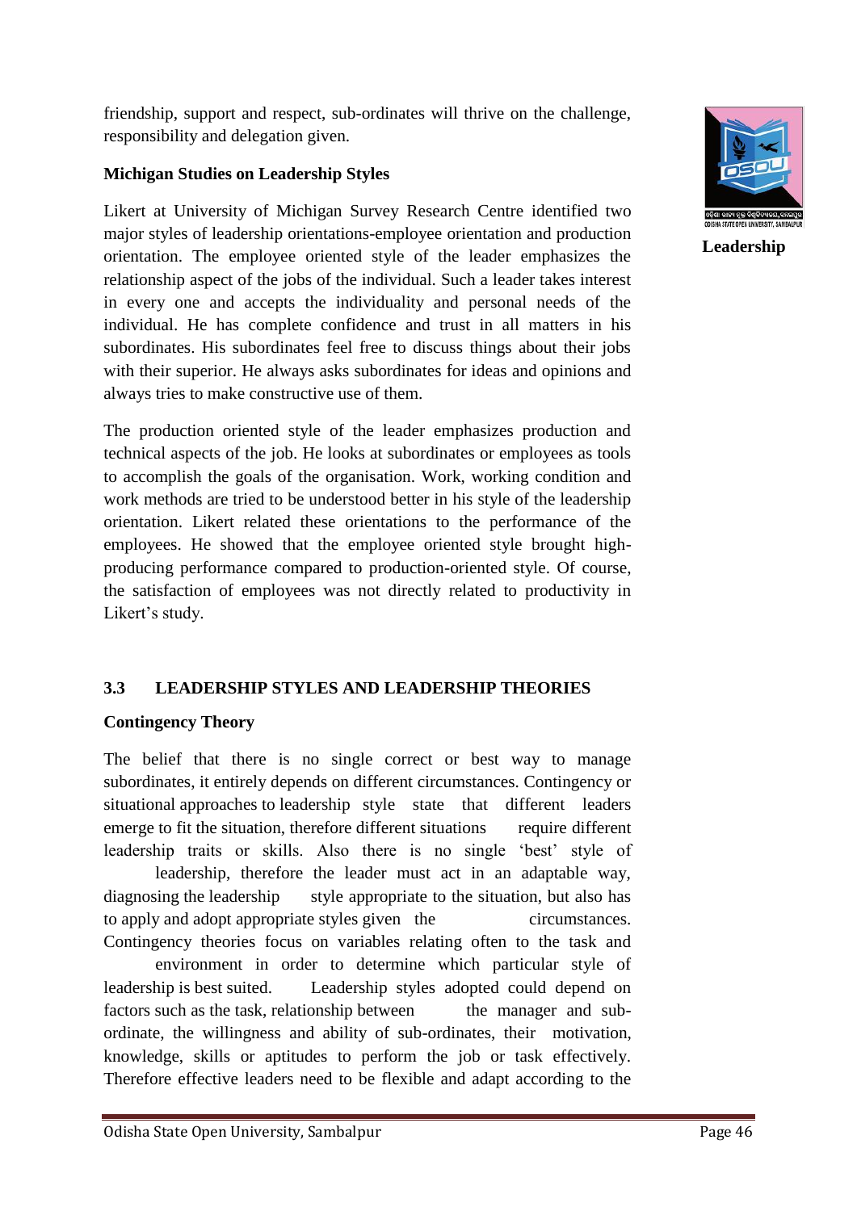friendship, support and respect, sub-ordinates will thrive on the challenge, responsibility and delegation given.

**Michigan Studies on Leadership Styles**

Likert at University of Michigan Survey Research Centre identified two major styles of leadership orientations-employee orientation and production orientation. The employee oriented style of the leader emphasizes the relationship aspect of the jobs of the individual. Such a leader takes interest in every one and accepts the individuality and personal needs of the individual. He has complete confidence and trust in all matters in his subordinates. His subordinates feel free to discuss things about their jobs with their superior. He always asks subordinates for ideas and opinions and always tries to make constructive use of them.

The production oriented style of the leader emphasizes production and technical aspects of the job. He looks at subordinates or employees as tools to accomplish the goals of the organisation. Work, working condition and work methods are tried to be understood better in his style of the leadership orientation. Likert related these orientations to the performance of the employees. He showed that the employee oriented style brought high-producing performance compared to production-oriented style. Of course, the satisfaction of employees was not directly related to productivity in Likert's study.

## 3.3 LEADERSHIP STYLES AND LEADERSHIP THEORIES

**Contingency Theory**

The belief that there is no single correct or best way to manage subordinates, it entirely depends on different circumstances. Contingency or situational approaches to leadership style state that different leaders emerge to fit the situation, therefore different situations require different leadership traits or skills. Also there is no single 'best' style of leadership, therefore the leader must act in an adaptable way, diagnosing the leadership style appropriate to the situation, but also has to apply and adopt appropriate styles given the circumstances. Contingency theories focus on variables relating often to the task and environment in order to determine which particular style of leadership is best suited. Leadership styles adopted could depend on factors such as the task, relationship between the manager and sub-ordinate, the willingness and ability of sub-ordinates, their motivation, knowledge, skills or aptitudes to perform the job or task effectively. Therefore effective leaders need to be flexible and adapt according to the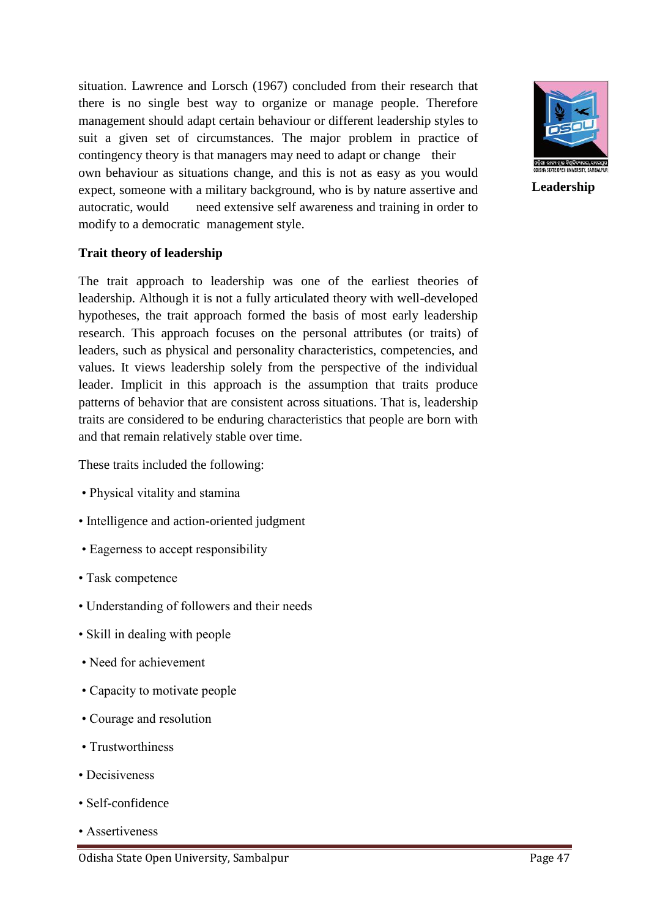situation. Lawrence and Lorsch (1967) concluded from their research that there is no single best way to organize or manage people. Therefore management should adapt certain behaviour or different leadership styles to suit a given set of circumstances. The major problem in practice of contingency theory is that managers may need to adapt or change their own behaviour as situations change, and this is not as easy as you would expect, someone with a military background, who is by nature assertive and autocratic, would need extensive self awareness and training in order to modify to a democratic management style.

**Trait theory of leadership**

The trait approach to leadership was one of the earliest theories of leadership. Although it is not a fully articulated theory with well-developed hypotheses, the trait approach formed the basis of most early leadership research. This approach focuses on the personal attributes (or traits) of leaders, such as physical and personality characteristics, competencies, and values. It views leadership solely from the perspective of the individual leader. Implicit in this approach is the assumption that traits produce patterns of behavior that are consistent across situations. That is, leadership traits are considered to be enduring characteristics that people are born with and that remain relatively stable over time.

These traits included the following:

- Physical vitality and stamina
- Intelligence and action-oriented judgment
- Eagerness to accept responsibility
- Task competence
- Understanding of followers and their needs
- Skill in dealing with people
- Need for achievement
- Capacity to motivate people
- Courage and resolution
- Trustworthiness
- Decisiveness
- Self-confidence
- Assertiveness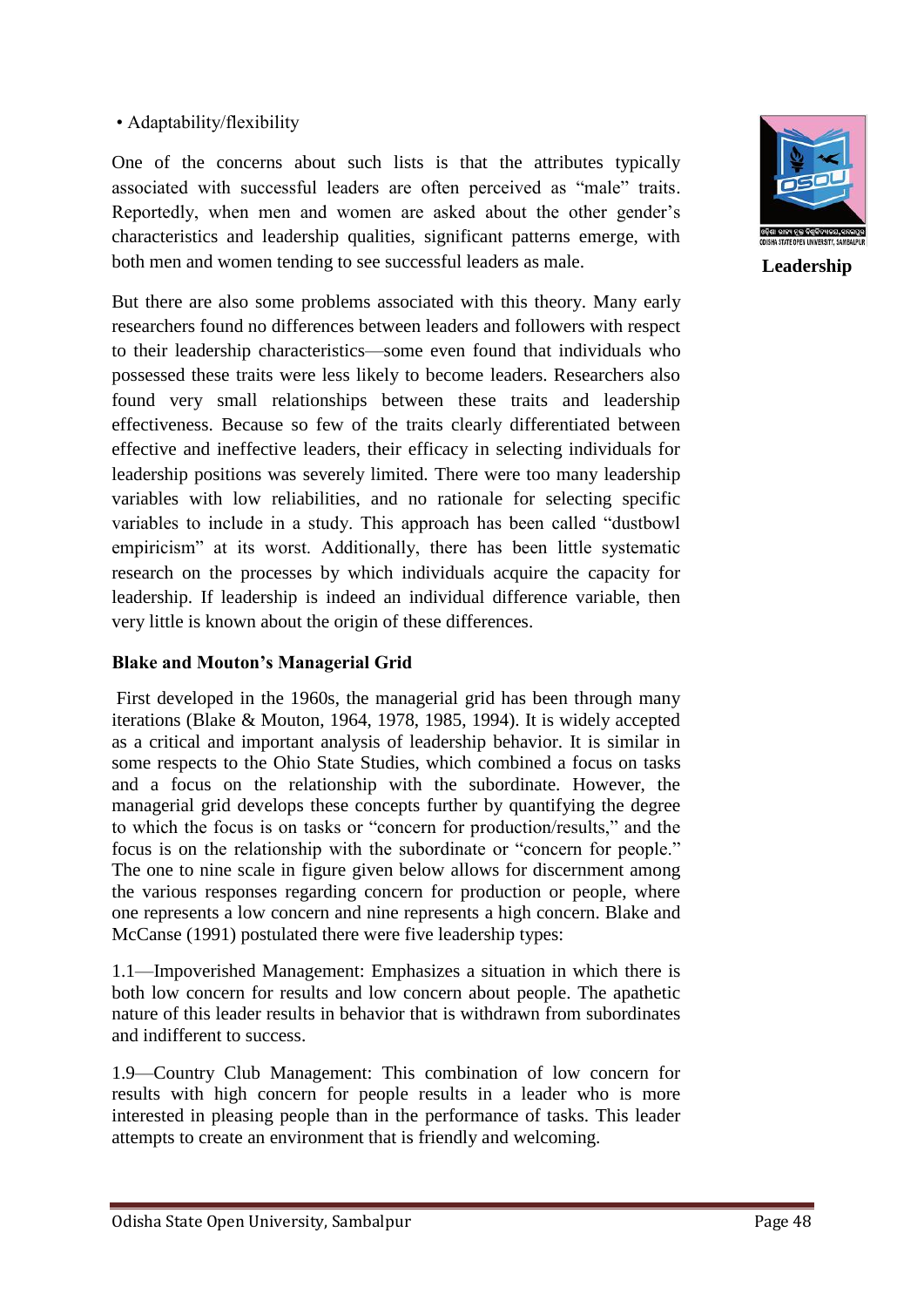• Adaptability/flexibility

One of the concerns about such lists is that the attributes typically associated with successful leaders are often perceived as "male" traits. Reportedly, when men and women are asked about the other gender's characteristics and leadership qualities, significant patterns emerge, with both men and women tending to see successful leaders as male.

But there are also some problems associated with this theory. Many early researchers found no differences between leaders and followers with respect to their leadership characteristics—some even found that individuals who possessed these traits were less likely to become leaders. Researchers also found very small relationships between these traits and leadership effectiveness. Because so few of the traits clearly differentiated between effective and ineffective leaders, their efficacy in selecting individuals for leadership positions was severely limited. There were too many leadership variables with low reliabilities, and no rationale for selecting specific variables to include in a study. This approach has been called "dustbowl empiricism" at its worst. Additionally, there has been little systematic research on the processes by which individuals acquire the capacity for leadership. If leadership is indeed an individual difference variable, then very little is known about the origin of these differences.

**Blake and Mouton's Managerial Grid**

First developed in the 1960s, the managerial grid has been through many iterations (Blake & Mouton, 1964, 1978, 1985, 1994). It is widely accepted as a critical and important analysis of leadership behavior. It is similar in some respects to the Ohio State Studies, which combined a focus on tasks and a focus on the relationship with the subordinate. However, the managerial grid develops these concepts further by quantifying the degree to which the focus is on tasks or "concern for production/results," and the focus is on the relationship with the subordinate or "concern for people." The one to nine scale in figure given below allows for discernment among the various responses regarding concern for production or people, where one represents a low concern and nine represents a high concern. Blake and McCanse (1991) postulated there were five leadership types:

1.1—Impoverished Management: Emphasizes a situation in which there is both low concern for results and low concern about people. The apathetic nature of this leader results in behavior that is withdrawn from subordinates and indifferent to success.

1.9—Country Club Management: This combination of low concern for results with high concern for people results in a leader who is more interested in pleasing people than in the performance of tasks. This leader attempts to create an environment that is friendly and welcoming.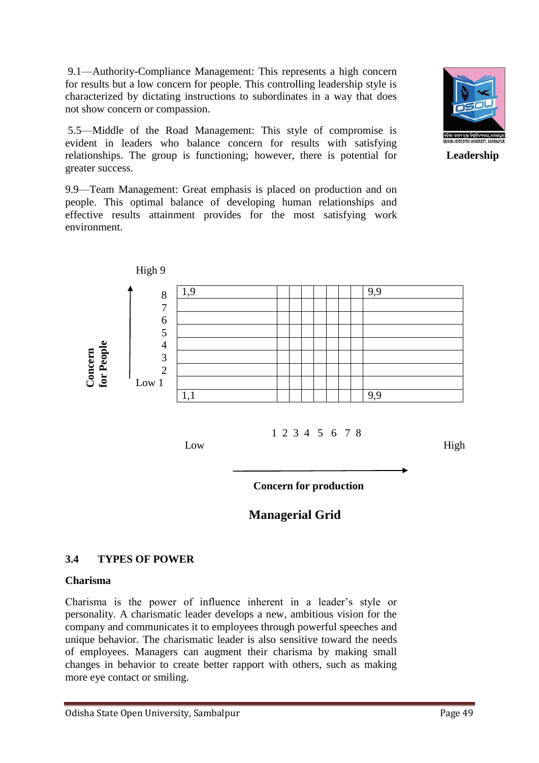9.1—Authority-Compliance Management: This represents a high concern for results but a low concern for people. This controlling leadership style is characterized by dictating instructions to subordinates in a way that does not show concern or compassion.

5.5—Middle of the Road Management: This style of compromise is evident in leaders who balance concern for results with satisfying relationships. The group is functioning; however, there is potential for greater success.

9.9—Team Management: Great emphasis is placed on production and on people. This optimal balance of developing human relationships and effective results attainment provides for the most satisfying work environment.

High 9

| Concern for People | | | | | | | | | |
|---|---|---|---|---|---|---|---|---|---|
| 8 | 1,9 | | | | | | | | 9,9 |
| 7 | | | | | | | | | |
| 6 | | | | | | | | | |
| 5 | | | | | | | | | |
| 4 | | | | | | | | | |
| 3 | | | | | | | | | |
| 2 | | | | | | | | | |
| Low 1 | | | | | | | | | |
| | 1,1 | | | | | | | | 9,9 |

1 2 3 4 5 6 7 8

Low High

**Concern for production**

**Managerial Grid**

### 3.4 TYPES OF POWER

**Charisma**

Charisma is the power of influence inherent in a leader's style or personality. A charismatic leader develops a new, ambitious vision for the company and communicates it to employees through powerful speeches and unique behavior. The charismatic leader is also sensitive toward the needs of employees. Managers can augment their charisma by making small changes in behavior to create better rapport with others, such as making more eye contact or smiling.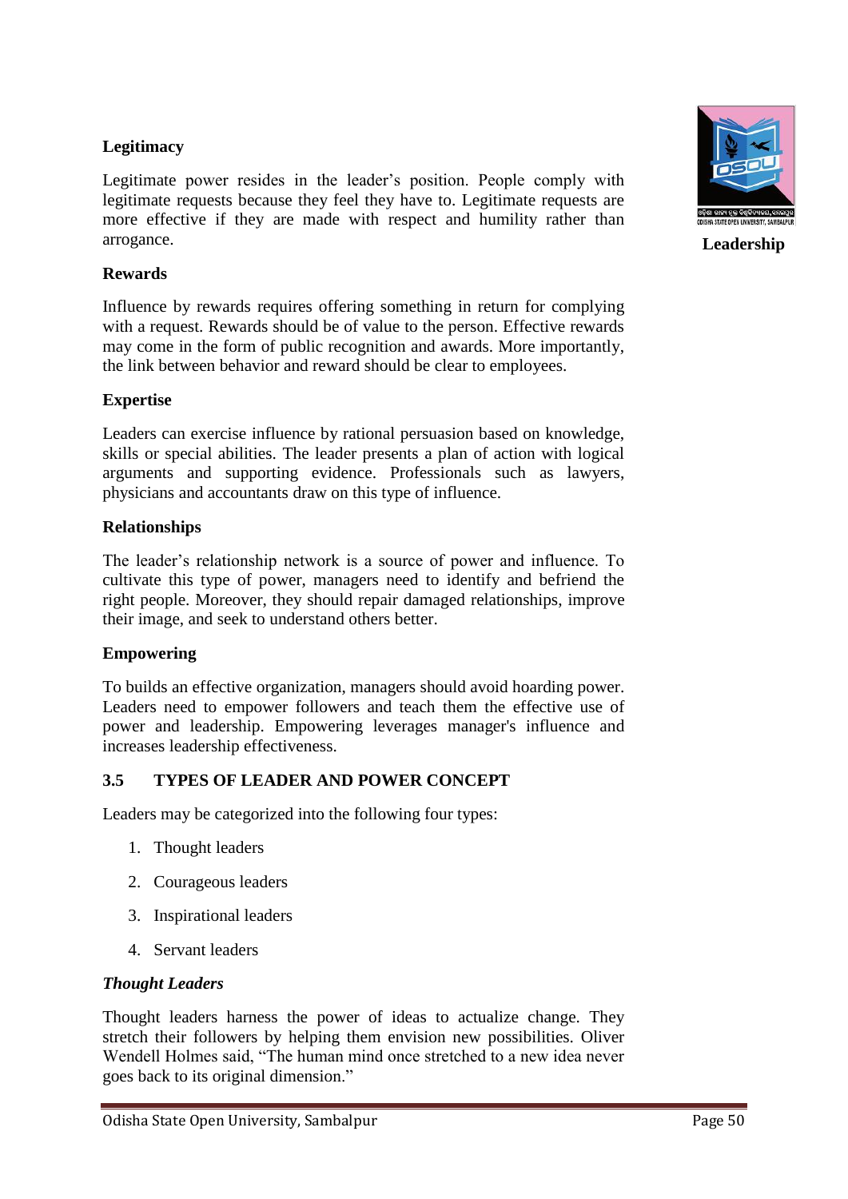**Legitimacy**

Legitimate power resides in the leader's position. People comply with legitimate requests because they feel they have to. Legitimate requests are more effective if they are made with respect and humility rather than arrogance.

**Rewards**

Influence by rewards requires offering something in return for complying with a request. Rewards should be of value to the person. Effective rewards may come in the form of public recognition and awards. More importantly, the link between behavior and reward should be clear to employees.

**Expertise**

Leaders can exercise influence by rational persuasion based on knowledge, skills or special abilities. The leader presents a plan of action with logical arguments and supporting evidence. Professionals such as lawyers, physicians and accountants draw on this type of influence.

**Relationships**

The leader's relationship network is a source of power and influence. To cultivate this type of power, managers need to identify and befriend the right people. Moreover, they should repair damaged relationships, improve their image, and seek to understand others better.

**Empowering**

To builds an effective organization, managers should avoid hoarding power. Leaders need to empower followers and teach them the effective use of power and leadership. Empowering leverages manager's influence and increases leadership effectiveness.

## 3.5 TYPES OF LEADER AND POWER CONCEPT

Leaders may be categorized into the following four types:

1. Thought leaders
2. Courageous leaders
3. Inspirational leaders
4. Servant leaders

***Thought Leaders***

Thought leaders harness the power of ideas to actualize change. They stretch their followers by helping them envision new possibilities. Oliver Wendell Holmes said, "The human mind once stretched to a new idea never goes back to its original dimension."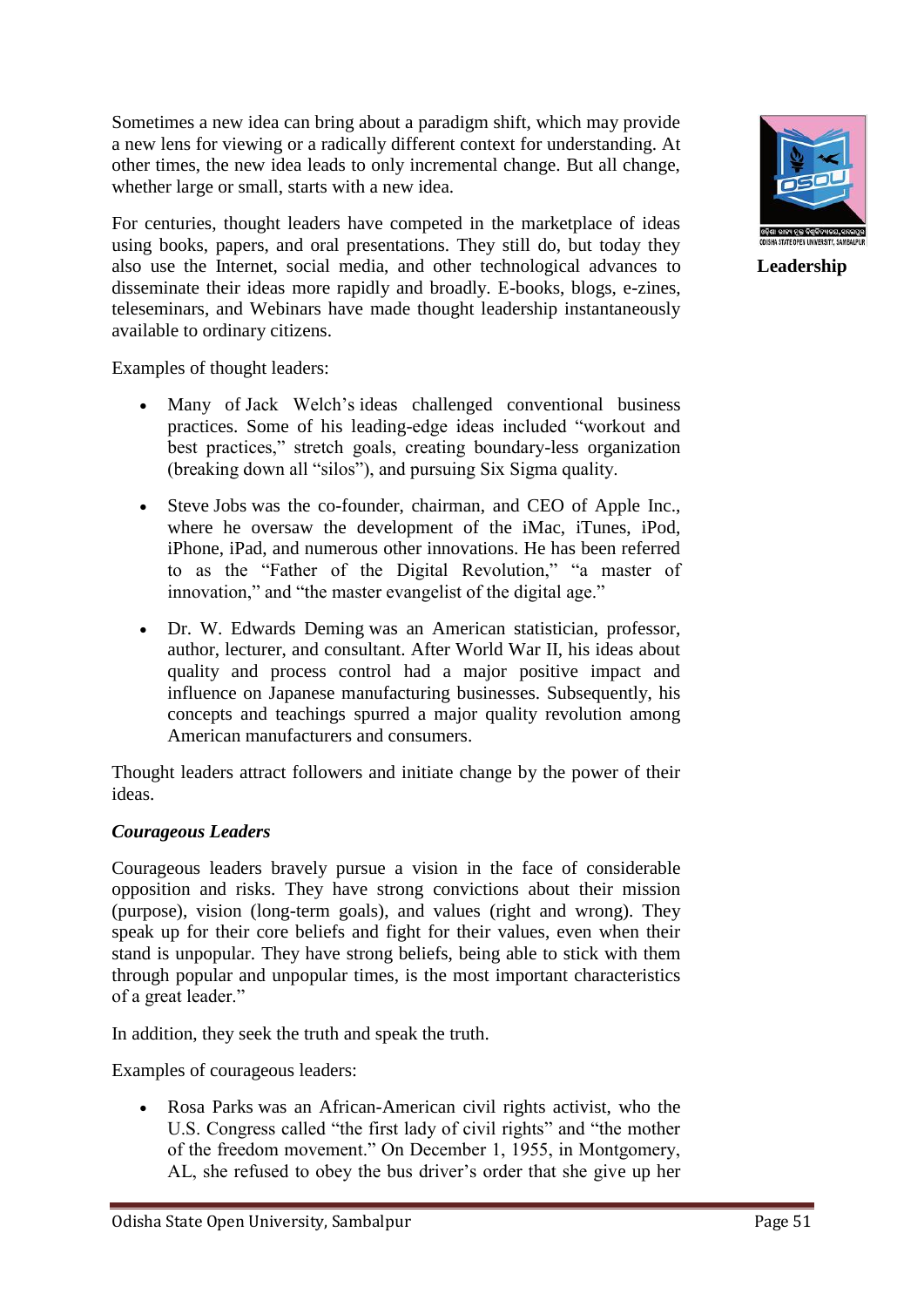Sometimes a new idea can bring about a paradigm shift, which may provide a new lens for viewing or a radically different context for understanding. At other times, the new idea leads to only incremental change. But all change, whether large or small, starts with a new idea.

For centuries, thought leaders have competed in the marketplace of ideas using books, papers, and oral presentations. They still do, but today they also use the Internet, social media, and other technological advances to disseminate their ideas more rapidly and broadly. E-books, blogs, e-zines, teleseminars, and Webinars have made thought leadership instantaneously available to ordinary citizens.

Examples of thought leaders:

- Many of Jack Welch's ideas challenged conventional business practices. Some of his leading-edge ideas included "workout and best practices," stretch goals, creating boundary-less organization (breaking down all "silos"), and pursuing Six Sigma quality.
- Steve Jobs was the co-founder, chairman, and CEO of Apple Inc., where he oversaw the development of the iMac, iTunes, iPod, iPhone, iPad, and numerous other innovations. He has been referred to as the "Father of the Digital Revolution," "a master of innovation," and "the master evangelist of the digital age."
- Dr. W. Edwards Deming was an American statistician, professor, author, lecturer, and consultant. After World War II, his ideas about quality and process control had a major positive impact and influence on Japanese manufacturing businesses. Subsequently, his concepts and teachings spurred a major quality revolution among American manufacturers and consumers.

Thought leaders attract followers and initiate change by the power of their ideas.

***Courageous Leaders***

Courageous leaders bravely pursue a vision in the face of considerable opposition and risks. They have strong convictions about their mission (purpose), vision (long-term goals), and values (right and wrong). They speak up for their core beliefs and fight for their values, even when their stand is unpopular. They have strong beliefs, being able to stick with them through popular and unpopular times, is the most important characteristics of a great leader."

In addition, they seek the truth and speak the truth.

Examples of courageous leaders:

- Rosa Parks was an African-American civil rights activist, who the U.S. Congress called "the first lady of civil rights" and "the mother of the freedom movement." On December 1, 1955, in Montgomery, AL, she refused to obey the bus driver's order that she give up her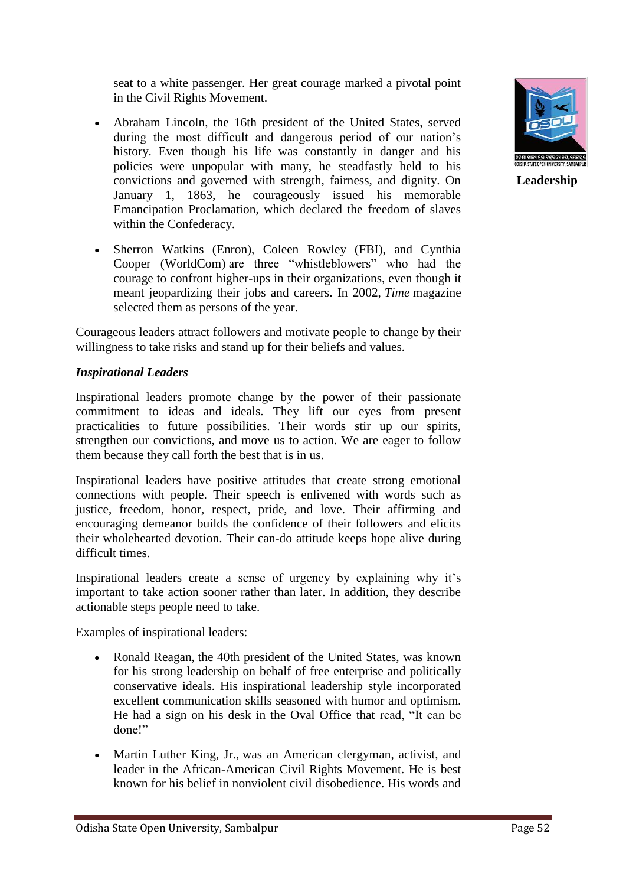seat to a white passenger. Her great courage marked a pivotal point in the Civil Rights Movement.

- Abraham Lincoln, the 16th president of the United States, served during the most difficult and dangerous period of our nation's history. Even though his life was constantly in danger and his policies were unpopular with many, he steadfastly held to his convictions and governed with strength, fairness, and dignity. On January 1, 1863, he courageously issued his memorable Emancipation Proclamation, which declared the freedom of slaves within the Confederacy.

- Sherron Watkins (Enron), Coleen Rowley (FBI), and Cynthia Cooper (WorldCom) are three "whistleblowers" who had the courage to confront higher-ups in their organizations, even though it meant jeopardizing their jobs and careers. In 2002, *Time* magazine selected them as persons of the year.

Courageous leaders attract followers and motivate people to change by their willingness to take risks and stand up for their beliefs and values.

***Inspirational Leaders***

Inspirational leaders promote change by the power of their passionate commitment to ideas and ideals. They lift our eyes from present practicalities to future possibilities. Their words stir up our spirits, strengthen our convictions, and move us to action. We are eager to follow them because they call forth the best that is in us.

Inspirational leaders have positive attitudes that create strong emotional connections with people. Their speech is enlivened with words such as justice, freedom, honor, respect, pride, and love. Their affirming and encouraging demeanor builds the confidence of their followers and elicits their wholehearted devotion. Their can-do attitude keeps hope alive during difficult times.

Inspirational leaders create a sense of urgency by explaining why it's important to take action sooner rather than later. In addition, they describe actionable steps people need to take.

Examples of inspirational leaders:

- Ronald Reagan, the 40th president of the United States, was known for his strong leadership on behalf of free enterprise and politically conservative ideals. His inspirational leadership style incorporated excellent communication skills seasoned with humor and optimism. He had a sign on his desk in the Oval Office that read, "It can be done!"

- Martin Luther King, Jr., was an American clergyman, activist, and leader in the African-American Civil Rights Movement. He is best known for his belief in nonviolent civil disobedience. His words and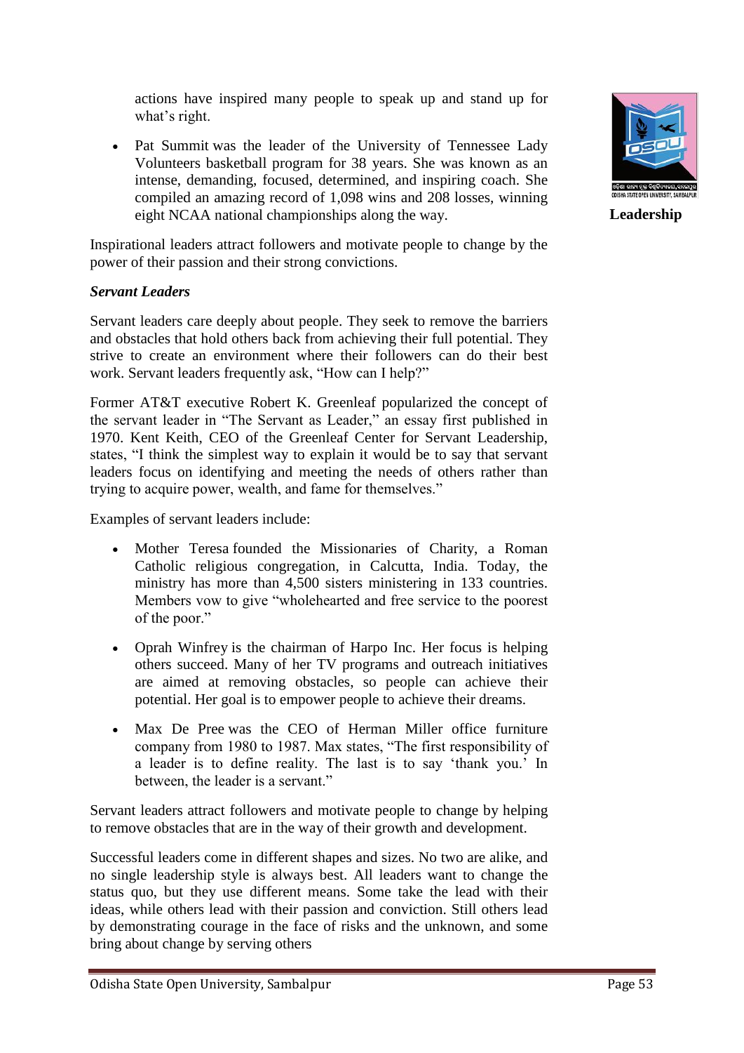actions have inspired many people to speak up and stand up for what's right.

- Pat Summit was the leader of the University of Tennessee Lady Volunteers basketball program for 38 years. She was known as an intense, demanding, focused, determined, and inspiring coach. She compiled an amazing record of 1,098 wins and 208 losses, winning eight NCAA national championships along the way.

Inspirational leaders attract followers and motivate people to change by the power of their passion and their strong convictions.

***Servant Leaders***

Servant leaders care deeply about people. They seek to remove the barriers and obstacles that hold others back from achieving their full potential. They strive to create an environment where their followers can do their best work. Servant leaders frequently ask, "How can I help?"

Former AT&T executive Robert K. Greenleaf popularized the concept of the servant leader in "The Servant as Leader," an essay first published in 1970. Kent Keith, CEO of the Greenleaf Center for Servant Leadership, states, "I think the simplest way to explain it would be to say that servant leaders focus on identifying and meeting the needs of others rather than trying to acquire power, wealth, and fame for themselves."

Examples of servant leaders include:

- Mother Teresa founded the Missionaries of Charity, a Roman Catholic religious congregation, in Calcutta, India. Today, the ministry has more than 4,500 sisters ministering in 133 countries. Members vow to give "wholehearted and free service to the poorest of the poor."
- Oprah Winfrey is the chairman of Harpo Inc. Her focus is helping others succeed. Many of her TV programs and outreach initiatives are aimed at removing obstacles, so people can achieve their potential. Her goal is to empower people to achieve their dreams.
- Max De Pree was the CEO of Herman Miller office furniture company from 1980 to 1987. Max states, "The first responsibility of a leader is to define reality. The last is to say 'thank you.' In between, the leader is a servant."

Servant leaders attract followers and motivate people to change by helping to remove obstacles that are in the way of their growth and development.

Successful leaders come in different shapes and sizes. No two are alike, and no single leadership style is always best. All leaders want to change the status quo, but they use different means. Some take the lead with their ideas, while others lead with their passion and conviction. Still others lead by demonstrating courage in the face of risks and the unknown, and some bring about change by serving others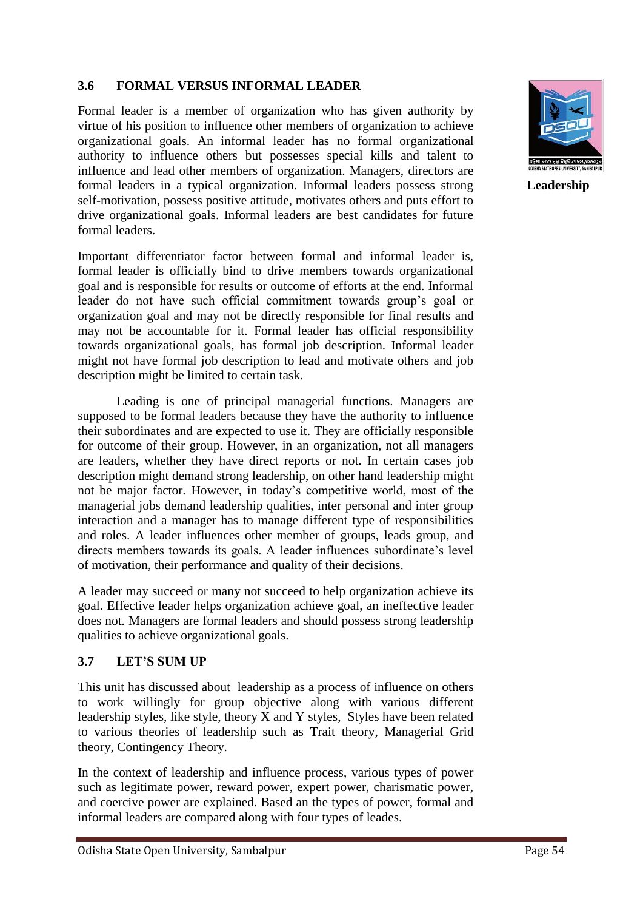### 3.6 FORMAL VERSUS INFORMAL LEADER

Formal leader is a member of organization who has given authority by virtue of his position to influence other members of organization to achieve organizational goals. An informal leader has no formal organizational authority to influence others but possesses special kills and talent to influence and lead other members of organization. Managers, directors are formal leaders in a typical organization. Informal leaders possess strong self-motivation, possess positive attitude, motivates others and puts effort to drive organizational goals. Informal leaders are best candidates for future formal leaders.

Important differentiator factor between formal and informal leader is, formal leader is officially bind to drive members towards organizational goal and is responsible for results or outcome of efforts at the end. Informal leader do not have such official commitment towards group's goal or organization goal and may not be directly responsible for final results and may not be accountable for it. Formal leader has official responsibility towards organizational goals, has formal job description. Informal leader might not have formal job description to lead and motivate others and job description might be limited to certain task.

Leading is one of principal managerial functions. Managers are supposed to be formal leaders because they have the authority to influence their subordinates and are expected to use it. They are officially responsible for outcome of their group. However, in an organization, not all managers are leaders, whether they have direct reports or not. In certain cases job description might demand strong leadership, on other hand leadership might not be major factor. However, in today's competitive world, most of the managerial jobs demand leadership qualities, inter personal and inter group interaction and a manager has to manage different type of responsibilities and roles. A leader influences other member of groups, leads group, and directs members towards its goals. A leader influences subordinate's level of motivation, their performance and quality of their decisions.

A leader may succeed or many not succeed to help organization achieve its goal. Effective leader helps organization achieve goal, an ineffective leader does not. Managers are formal leaders and should possess strong leadership qualities to achieve organizational goals.

### 3.7 LET'S SUM UP

This unit has discussed about leadership as a process of influence on others to work willingly for group objective along with various different leadership styles, like style, theory X and Y styles, Styles have been related to various theories of leadership such as Trait theory, Managerial Grid theory, Contingency Theory.

In the context of leadership and influence process, various types of power such as legitimate power, reward power, expert power, charismatic power, and coercive power are explained. Based an the types of power, formal and informal leaders are compared along with four types of leades.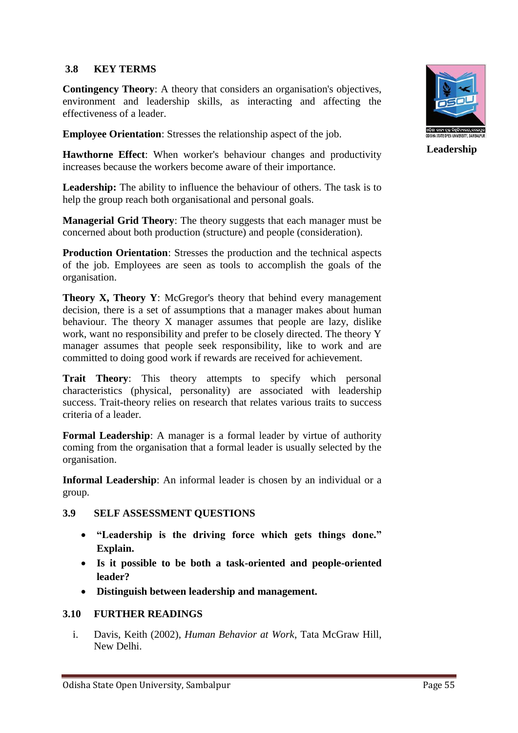## 3.8 KEY TERMS

**Contingency Theory**: A theory that considers an organisation's objectives, environment and leadership skills, as interacting and affecting the effectiveness of a leader.

**Employee Orientation**: Stresses the relationship aspect of the job.

**Hawthorne Effect**: When worker's behaviour changes and productivity increases because the workers become aware of their importance.

**Leadership:** The ability to influence the behaviour of others. The task is to help the group reach both organisational and personal goals.

**Managerial Grid Theory**: The theory suggests that each manager must be concerned about both production (structure) and people (consideration).

**Production Orientation**: Stresses the production and the technical aspects of the job. Employees are seen as tools to accomplish the goals of the organisation.

**Theory X, Theory Y**: McGregor's theory that behind every management decision, there is a set of assumptions that a manager makes about human behaviour. The theory X manager assumes that people are lazy, dislike work, want no responsibility and prefer to be closely directed. The theory Y manager assumes that people seek responsibility, like to work and are committed to doing good work if rewards are received for achievement.

**Trait Theory**: This theory attempts to specify which personal characteristics (physical, personality) are associated with leadership success. Trait-theory relies on research that relates various traits to success criteria of a leader.

**Formal Leadership**: A manager is a formal leader by virtue of authority coming from the organisation that a formal leader is usually selected by the organisation.

**Informal Leadership**: An informal leader is chosen by an individual or a group.

## 3.9 SELF ASSESSMENT QUESTIONS

- **"Leadership is the driving force which gets things done." Explain.**
- **Is it possible to be both a task-oriented and people-oriented leader?**
- **Distinguish between leadership and management.**

## 3.10 FURTHER READINGS

i. Davis, Keith (2002), *Human Behavior at Work*, Tata McGraw Hill, New Delhi.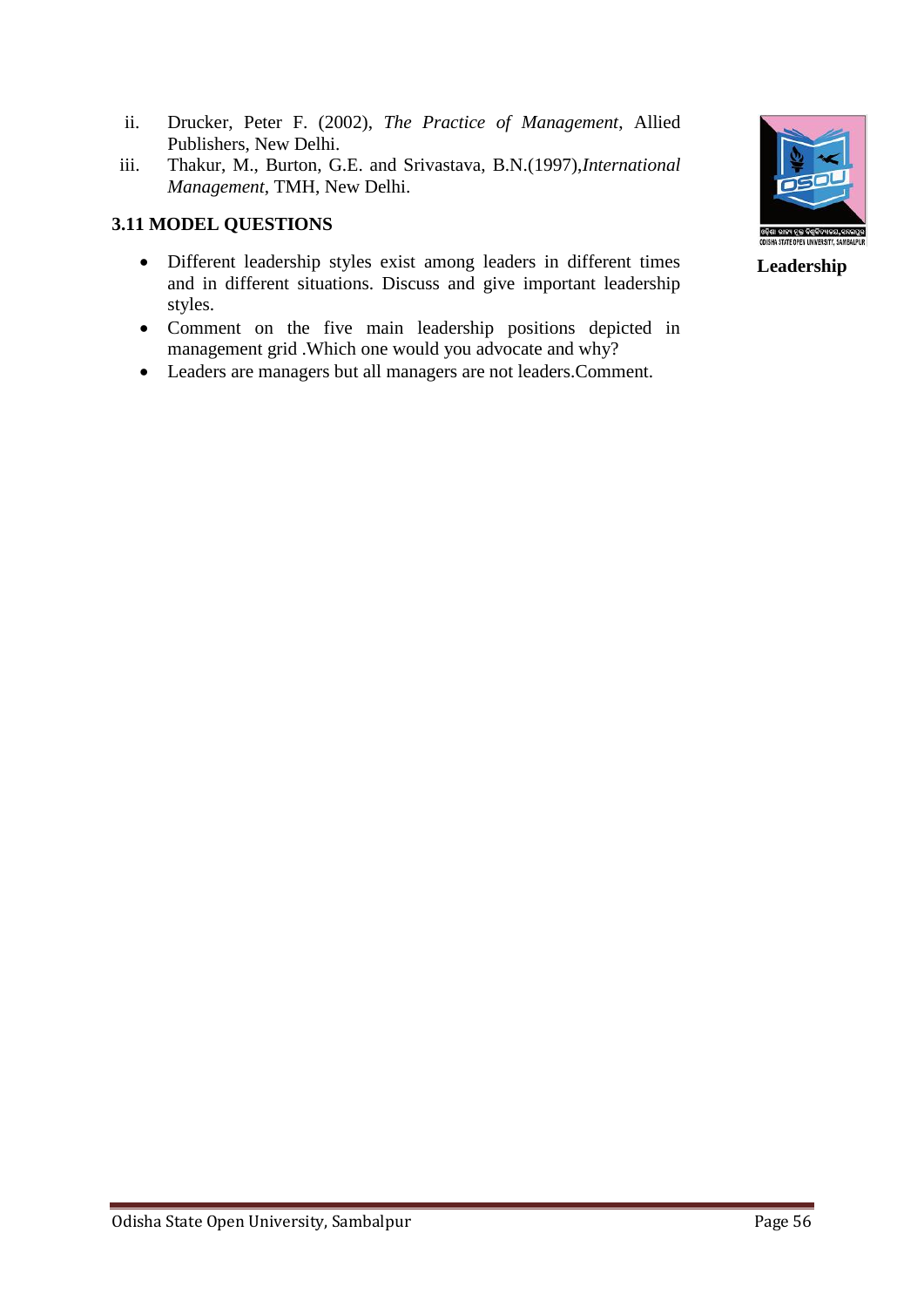ii. Drucker, Peter F. (2002), *The Practice of Management*, Allied Publishers, New Delhi.

iii. Thakur, M., Burton, G.E. and Srivastava, B.N.(1997),*International Management*, TMH, New Delhi.

## 3.11 MODEL QUESTIONS

- Different leadership styles exist among leaders in different times and in different situations. Discuss and give important leadership styles.
- Comment on the five main leadership positions depicted in management grid .Which one would you advocate and why?
- Leaders are managers but all managers are not leaders.Comment.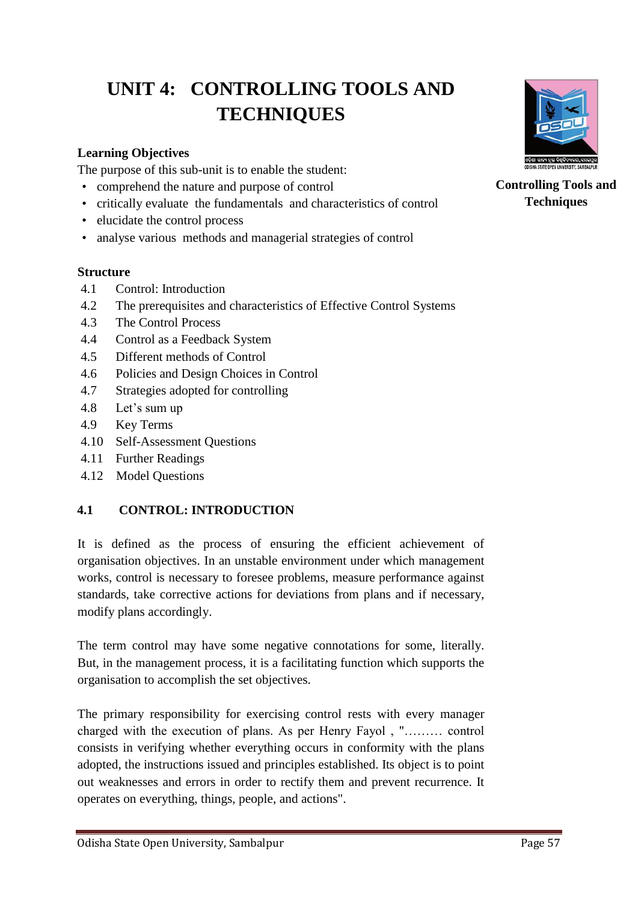# UNIT 4: CONTROLLING TOOLS AND TECHNIQUES

**Controlling Tools and Techniques**

**Learning Objectives**

The purpose of this sub-unit is to enable the student:

- comprehend the nature and purpose of control
- critically evaluate the fundamentals and characteristics of control
- elucidate the control process
- analyse various methods and managerial strategies of control

**Structure**

- 4.1 Control: Introduction
- 4.2 The prerequisites and characteristics of Effective Control Systems
- 4.3 The Control Process
- 4.4 Control as a Feedback System
- 4.5 Different methods of Control
- 4.6 Policies and Design Choices in Control
- 4.7 Strategies adopted for controlling
- 4.8 Let's sum up
- 4.9 Key Terms
- 4.10 Self-Assessment Questions
- 4.11 Further Readings
- 4.12 Model Questions

## 4.1 CONTROL: INTRODUCTION

It is defined as the process of ensuring the efficient achievement of organisation objectives. In an unstable environment under which management works, control is necessary to foresee problems, measure performance against standards, take corrective actions for deviations from plans and if necessary, modify plans accordingly.

The term control may have some negative connotations for some, literally. But, in the management process, it is a facilitating function which supports the organisation to accomplish the set objectives.

The primary responsibility for exercising control rests with every manager charged with the execution of plans. As per Henry Fayol , "……… control consists in verifying whether everything occurs in conformity with the plans adopted, the instructions issued and principles established. Its object is to point out weaknesses and errors in order to rectify them and prevent recurrence. It operates on everything, things, people, and actions".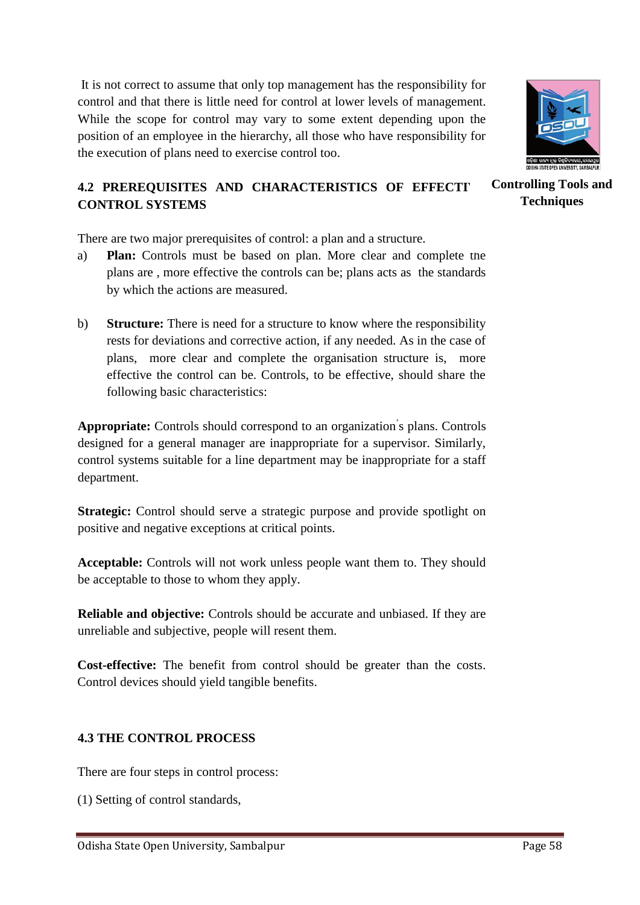It is not correct to assume that only top management has the responsibility for control and that there is little need for control at lower levels of management. While the scope for control may vary to some extent depending upon the position of an employee in the hierarchy, all those who have responsibility for the execution of plans need to exercise control too.

## 4.2 PREREQUISITES AND CHARACTERISTICS OF EFFECTIVE CONTROL SYSTEMS

There are two major prerequisites of control: a plan and a structure.

a) **Plan:** Controls must be based on plan. More clear and complete the plans are , more effective the controls can be; plans acts as the standards by which the actions are measured.

b) **Structure:** There is need for a structure to know where the responsibility rests for deviations and corrective action, if any needed. As in the case of plans, more clear and complete the organisation structure is, more effective the control can be. Controls, to be effective, should share the following basic characteristics:

**Appropriate:** Controls should correspond to an organization's plans. Controls designed for a general manager are inappropriate for a supervisor. Similarly, control systems suitable for a line department may be inappropriate for a staff department.

**Strategic:** Control should serve a strategic purpose and provide spotlight on positive and negative exceptions at critical points.

**Acceptable:** Controls will not work unless people want them to. They should be acceptable to those to whom they apply.

**Reliable and objective:** Controls should be accurate and unbiased. If they are unreliable and subjective, people will resent them.

**Cost-effective:** The benefit from control should be greater than the costs. Control devices should yield tangible benefits.

## 4.3 THE CONTROL PROCESS

There are four steps in control process:

(1) Setting of control standards,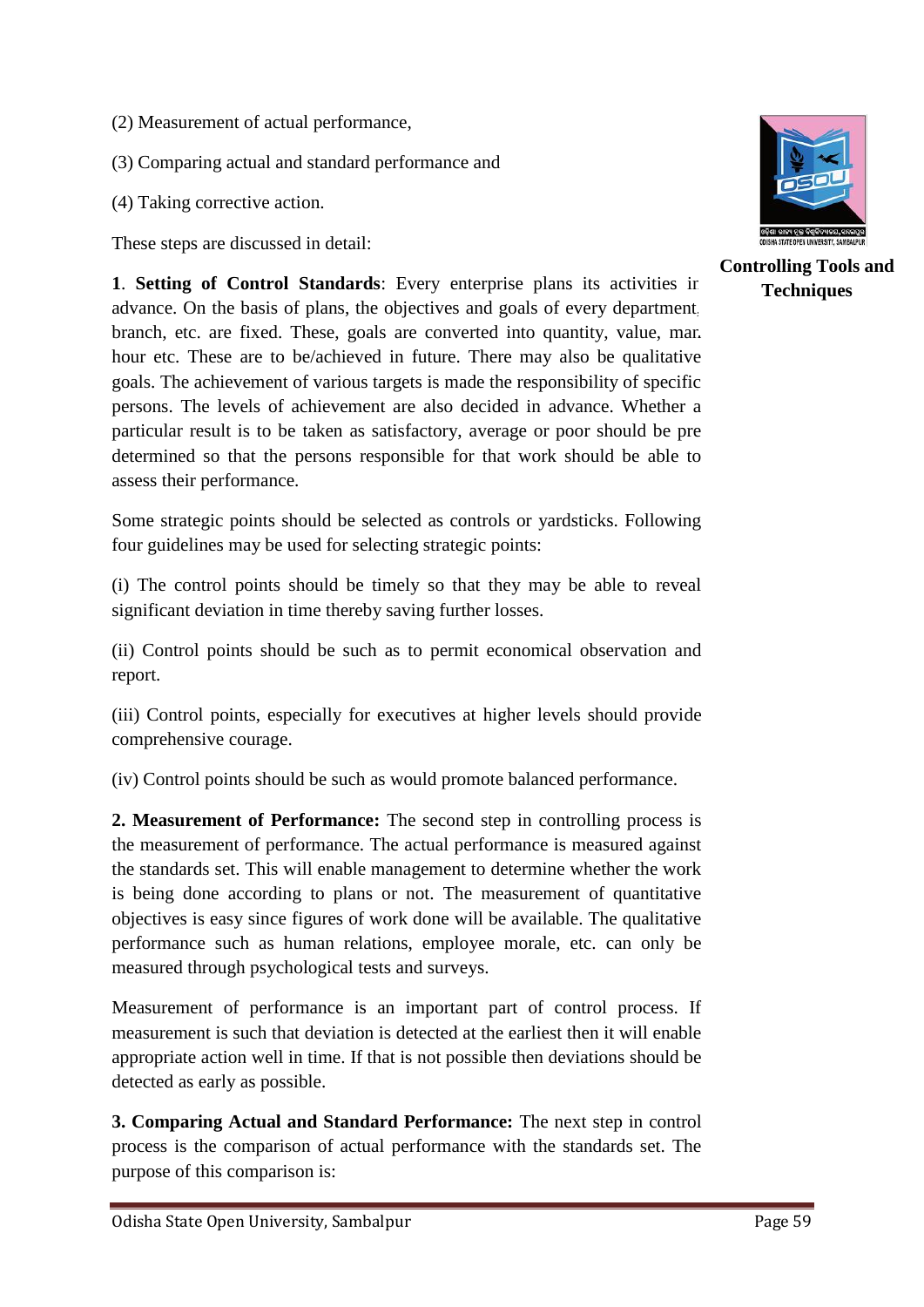(2) Measurement of actual performance,

(3) Comparing actual and standard performance and

(4) Taking corrective action.

These steps are discussed in detail:

**1**. **Setting of Control Standards**: Every enterprise plans its activities in advance. On the basis of plans, the objectives and goals of every department, branch, etc. are fixed. These, goals are converted into quantity, value, man hour etc. These are to be/achieved in future. There may also be qualitative goals. The achievement of various targets is made the responsibility of specific persons. The levels of achievement are also decided in advance. Whether a particular result is to be taken as satisfactory, average or poor should be pre determined so that the persons responsible for that work should be able to assess their performance.

Some strategic points should be selected as controls or yardsticks. Following four guidelines may be used for selecting strategic points:

(i) The control points should be timely so that they may be able to reveal significant deviation in time thereby saving further losses.

(ii) Control points should be such as to permit economical observation and report.

(iii) Control points, especially for executives at higher levels should provide comprehensive courage.

(iv) Control points should be such as would promote balanced performance.

**2. Measurement of Performance:** The second step in controlling process is the measurement of performance. The actual performance is measured against the standards set. This will enable management to determine whether the work is being done according to plans or not. The measurement of quantitative objectives is easy since figures of work done will be available. The qualitative performance such as human relations, employee morale, etc. can only be measured through psychological tests and surveys.

Measurement of performance is an important part of control process. If measurement is such that deviation is detected at the earliest then it will enable appropriate action well in time. If that is not possible then deviations should be detected as early as possible.

**3. Comparing Actual and Standard Performance:** The next step in control process is the comparison of actual performance with the standards set. The purpose of this comparison is: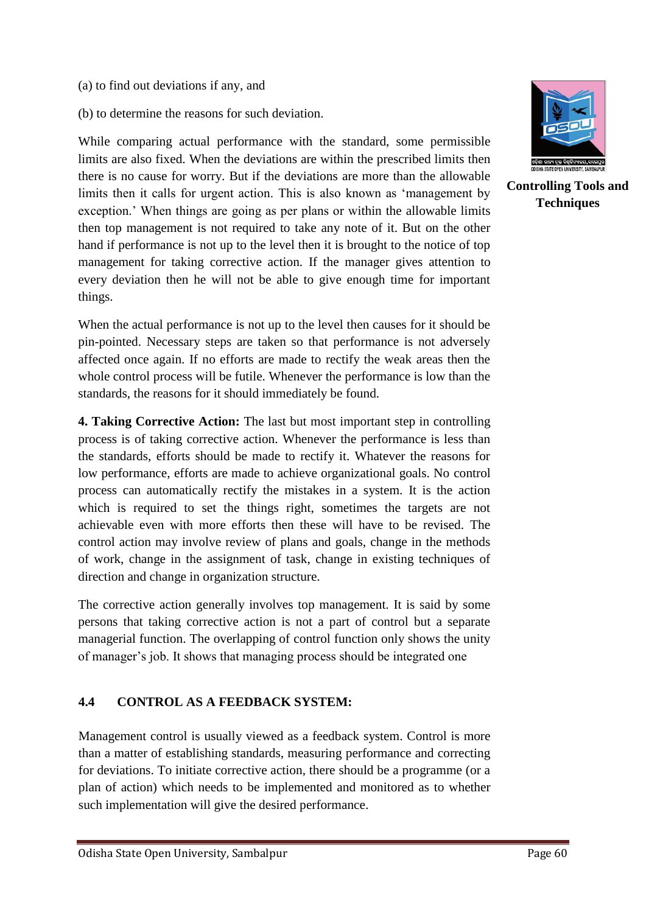(a) to find out deviations if any, and

(b) to determine the reasons for such deviation.

While comparing actual performance with the standard, some permissible limits are also fixed. When the deviations are within the prescribed limits then there is no cause for worry. But if the deviations are more than the allowable limits then it calls for urgent action. This is also known as 'management by exception.' When things are going as per plans or within the allowable limits then top management is not required to take any note of it. But on the other hand if performance is not up to the level then it is brought to the notice of top management for taking corrective action. If the manager gives attention to every deviation then he will not be able to give enough time for important things.

When the actual performance is not up to the level then causes for it should be pin-pointed. Necessary steps are taken so that performance is not adversely affected once again. If no efforts are made to rectify the weak areas then the whole control process will be futile. Whenever the performance is low than the standards, the reasons for it should immediately be found.

**4. Taking Corrective Action:** The last but most important step in controlling process is of taking corrective action. Whenever the performance is less than the standards, efforts should be made to rectify it. Whatever the reasons for low performance, efforts are made to achieve organizational goals. No control process can automatically rectify the mistakes in a system. It is the action which is required to set the things right, sometimes the targets are not achievable even with more efforts then these will have to be revised. The control action may involve review of plans and goals, change in the methods of work, change in the assignment of task, change in existing techniques of direction and change in organization structure.

The corrective action generally involves top management. It is said by some persons that taking corrective action is not a part of control but a separate managerial function. The overlapping of control function only shows the unity of manager's job. It shows that managing process should be integrated one

## 4.4 CONTROL AS A FEEDBACK SYSTEM:

Management control is usually viewed as a feedback system. Control is more than a matter of establishing standards, measuring performance and correcting for deviations. To initiate corrective action, there should be a programme (or a plan of action) which needs to be implemented and monitored as to whether such implementation will give the desired performance.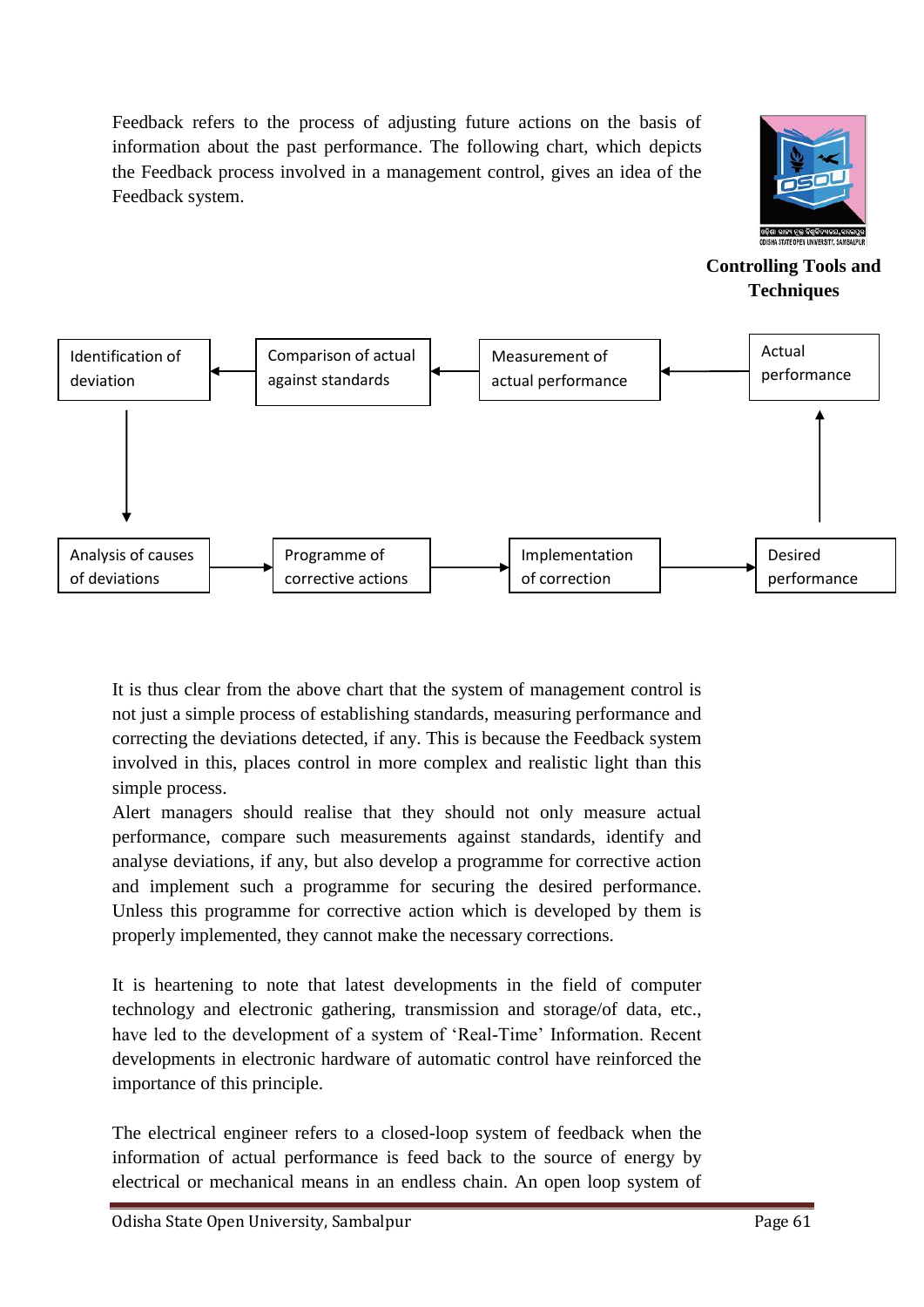Feedback refers to the process of adjusting future actions on the basis of information about the past performance. The following chart, which depicts the Feedback process involved in a management control, gives an idea of the Feedback system.

**Controlling Tools and Techniques**

Identification of deviation ← Comparison of actual against standards ← Measurement of actual performance ← Actual performance

↓ (Identification of deviation → Analysis of causes of deviations)

Analysis of causes of deviations → Programme of corrective actions → Implementation of correction → Desired performance

↑ (Desired performance → Actual performance)

It is thus clear from the above chart that the system of management control is not just a simple process of establishing standards, measuring performance and correcting the deviations detected, if any. This is because the Feedback system involved in this, places control in more complex and realistic light than this simple process.

Alert managers should realise that they should not only measure actual performance, compare such measurements against standards, identify and analyse deviations, if any, but also develop a programme for corrective action and implement such a programme for securing the desired performance. Unless this programme for corrective action which is developed by them is properly implemented, they cannot make the necessary corrections.

It is heartening to note that latest developments in the field of computer technology and electronic gathering, transmission and storage/of data, etc., have led to the development of a system of 'Real-Time' Information. Recent developments in electronic hardware of automatic control have reinforced the importance of this principle.

The electrical engineer refers to a closed-loop system of feedback when the information of actual performance is feed back to the source of energy by electrical or mechanical means in an endless chain. An open loop system of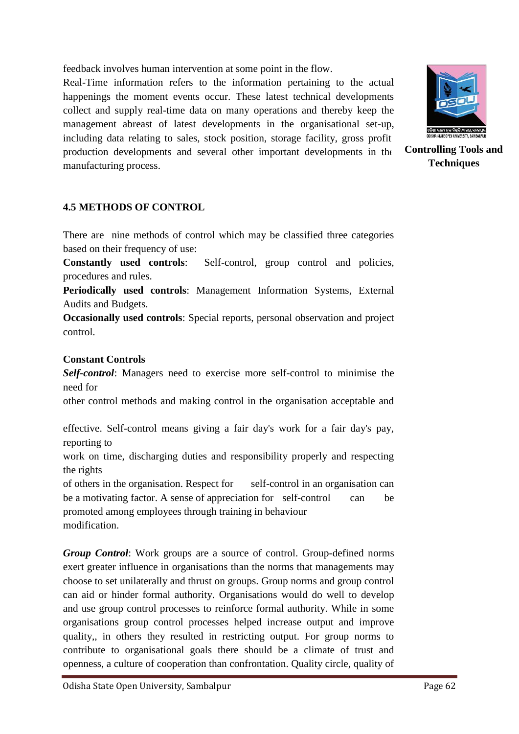feedback involves human intervention at some point in the flow.

Real-Time information refers to the information pertaining to the actual happenings the moment events occur. These latest technical developments collect and supply real-time data on many operations and thereby keep the management abreast of latest developments in the organisational set-up, including data relating to sales, stock position, storage facility, gross profit production developments and several other important developments in the manufacturing process.

## 4.5 METHODS OF CONTROL

There are nine methods of control which may be classified three categories based on their frequency of use:

**Constantly used controls**: Self-control, group control and policies, procedures and rules.

**Periodically used controls**: Management Information Systems, External Audits and Budgets.

**Occasionally used controls**: Special reports, personal observation and project control.

### Constant Controls

***Self-control***: Managers need to exercise more self-control to minimise the need for other control methods and making control in the organisation acceptable and effective. Self-control means giving a fair day's work for a fair day's pay, reporting to work on time, discharging duties and responsibility properly and respecting the rights of others in the organisation. Respect for self-control in an organisation can be a motivating factor. A sense of appreciation for self-control can be promoted among employees through training in behaviour modification.

***Group Control***: Work groups are a source of control. Group-defined norms exert greater influence in organisations than the norms that managements may choose to set unilaterally and thrust on groups. Group norms and group control can aid or hinder formal authority. Organisations would do well to develop and use group control processes to reinforce formal authority. While in some organisations group control processes helped increase output and improve quality,, in others they resulted in restricting output. For group norms to contribute to organisational goals there should be a climate of trust and openness, a culture of cooperation than confrontation. Quality circle, quality of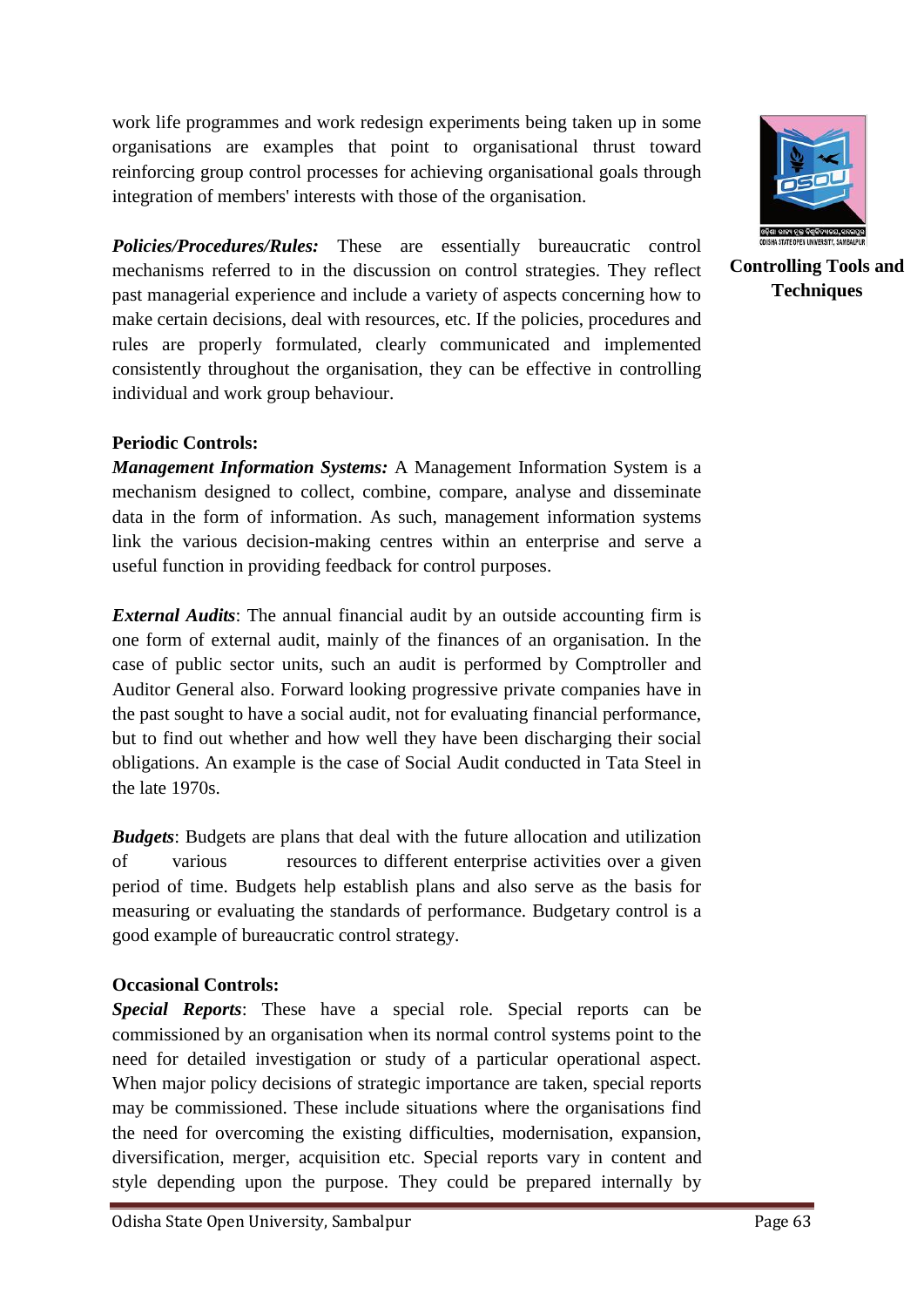work life programmes and work redesign experiments being taken up in some organisations are examples that point to organisational thrust toward reinforcing group control processes for achieving organisational goals through integration of members' interests with those of the organisation.

***Policies/Procedures/Rules:*** These are essentially bureaucratic control mechanisms referred to in the discussion on control strategies. They reflect past managerial experience and include a variety of aspects concerning how to make certain decisions, deal with resources, etc. If the policies, procedures and rules are properly formulated, clearly communicated and implemented consistently throughout the organisation, they can be effective in controlling individual and work group behaviour.

**Periodic Controls:**

***Management Information Systems:*** A Management Information System is a mechanism designed to collect, combine, compare, analyse and disseminate data in the form of information. As such, management information systems link the various decision-making centres within an enterprise and serve a useful function in providing feedback for control purposes.

***External Audits***: The annual financial audit by an outside accounting firm is one form of external audit, mainly of the finances of an organisation. In the case of public sector units, such an audit is performed by Comptroller and Auditor General also. Forward looking progressive private companies have in the past sought to have a social audit, not for evaluating financial performance, but to find out whether and how well they have been discharging their social obligations. An example is the case of Social Audit conducted in Tata Steel in the late 1970s.

***Budgets***: Budgets are plans that deal with the future allocation and utilization of various resources to different enterprise activities over a given period of time. Budgets help establish plans and also serve as the basis for measuring or evaluating the standards of performance. Budgetary control is a good example of bureaucratic control strategy.

**Occasional Controls:**

***Special Reports***: These have a special role. Special reports can be commissioned by an organisation when its normal control systems point to the need for detailed investigation or study of a particular operational aspect. When major policy decisions of strategic importance are taken, special reports may be commissioned. These include situations where the organisations find the need for overcoming the existing difficulties, modernisation, expansion, diversification, merger, acquisition etc. Special reports vary in content and style depending upon the purpose. They could be prepared internally by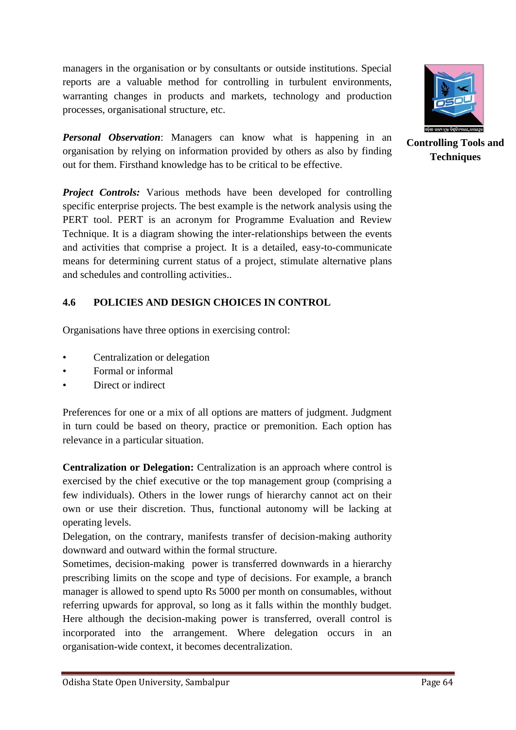managers in the organisation or by consultants or outside institutions. Special reports are a valuable method for controlling in turbulent environments, warranting changes in products and markets, technology and production processes, organisational structure, etc.

***Personal Observation***: Managers can know what is happening in an organisation by relying on information provided by others as also by finding out for them. Firsthand knowledge has to be critical to be effective.

***Project Controls:*** Various methods have been developed for controlling specific enterprise projects. The best example is the network analysis using the PERT tool. PERT is an acronym for Programme Evaluation and Review Technique. It is a diagram showing the inter-relationships between the events and activities that comprise a project. It is a detailed, easy-to-communicate means for determining current status of a project, stimulate alternative plans and schedules and controlling activities..

## 4.6 POLICIES AND DESIGN CHOICES IN CONTROL

Organisations have three options in exercising control:

- Centralization or delegation
- Formal or informal
- Direct or indirect

Preferences for one or a mix of all options are matters of judgment. Judgment in turn could be based on theory, practice or premonition. Each option has relevance in a particular situation.

**Centralization or Delegation:** Centralization is an approach where control is exercised by the chief executive or the top management group (comprising a few individuals). Others in the lower rungs of hierarchy cannot act on their own or use their discretion. Thus, functional autonomy will be lacking at operating levels.

Delegation, on the contrary, manifests transfer of decision-making authority downward and outward within the formal structure.

Sometimes, decision-making power is transferred downwards in a hierarchy prescribing limits on the scope and type of decisions. For example, a branch manager is allowed to spend upto Rs 5000 per month on consumables, without referring upwards for approval, so long as it falls within the monthly budget. Here although the decision-making power is transferred, overall control is incorporated into the arrangement. Where delegation occurs in an organisation-wide context, it becomes decentralization.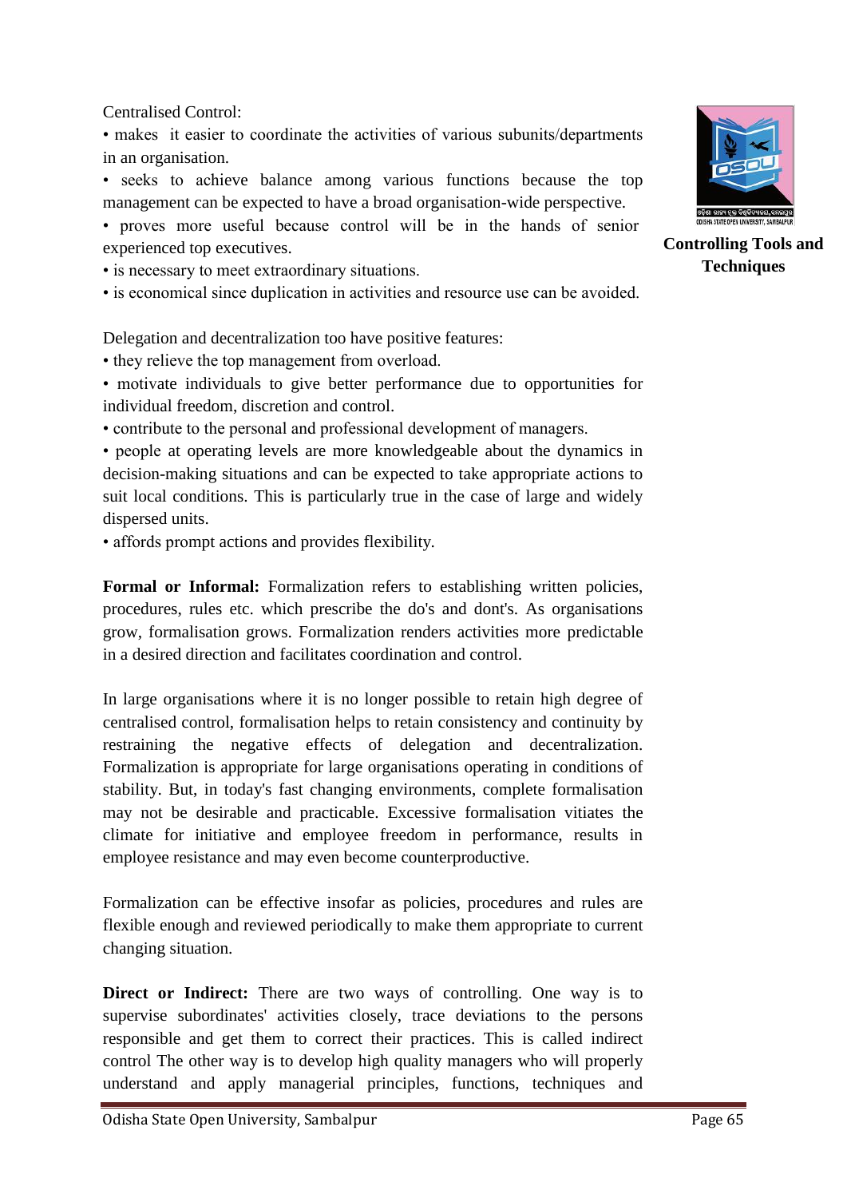Centralised Control:

- makes it easier to coordinate the activities of various subunits/departments in an organisation.
- seeks to achieve balance among various functions because the top management can be expected to have a broad organisation-wide perspective.
- proves more useful because control will be in the hands of senior experienced top executives.
- is necessary to meet extraordinary situations.
- is economical since duplication in activities and resource use can be avoided.

Delegation and decentralization too have positive features:

- they relieve the top management from overload.
- motivate individuals to give better performance due to opportunities for individual freedom, discretion and control.
- contribute to the personal and professional development of managers.
- people at operating levels are more knowledgeable about the dynamics in decision-making situations and can be expected to take appropriate actions to suit local conditions. This is particularly true in the case of large and widely dispersed units.
- affords prompt actions and provides flexibility.

**Formal or Informal:** Formalization refers to establishing written policies, procedures, rules etc. which prescribe the do's and dont's. As organisations grow, formalisation grows. Formalization renders activities more predictable in a desired direction and facilitates coordination and control.

In large organisations where it is no longer possible to retain high degree of centralised control, formalisation helps to retain consistency and continuity by restraining the negative effects of delegation and decentralization. Formalization is appropriate for large organisations operating in conditions of stability. But, in today's fast changing environments, complete formalisation may not be desirable and practicable. Excessive formalisation vitiates the climate for initiative and employee freedom in performance, results in employee resistance and may even become counterproductive.

Formalization can be effective insofar as policies, procedures and rules are flexible enough and reviewed periodically to make them appropriate to current changing situation.

**Direct or Indirect:** There are two ways of controlling. One way is to supervise subordinates' activities closely, trace deviations to the persons responsible and get them to correct their practices. This is called indirect control The other way is to develop high quality managers who will properly understand and apply managerial principles, functions, techniques and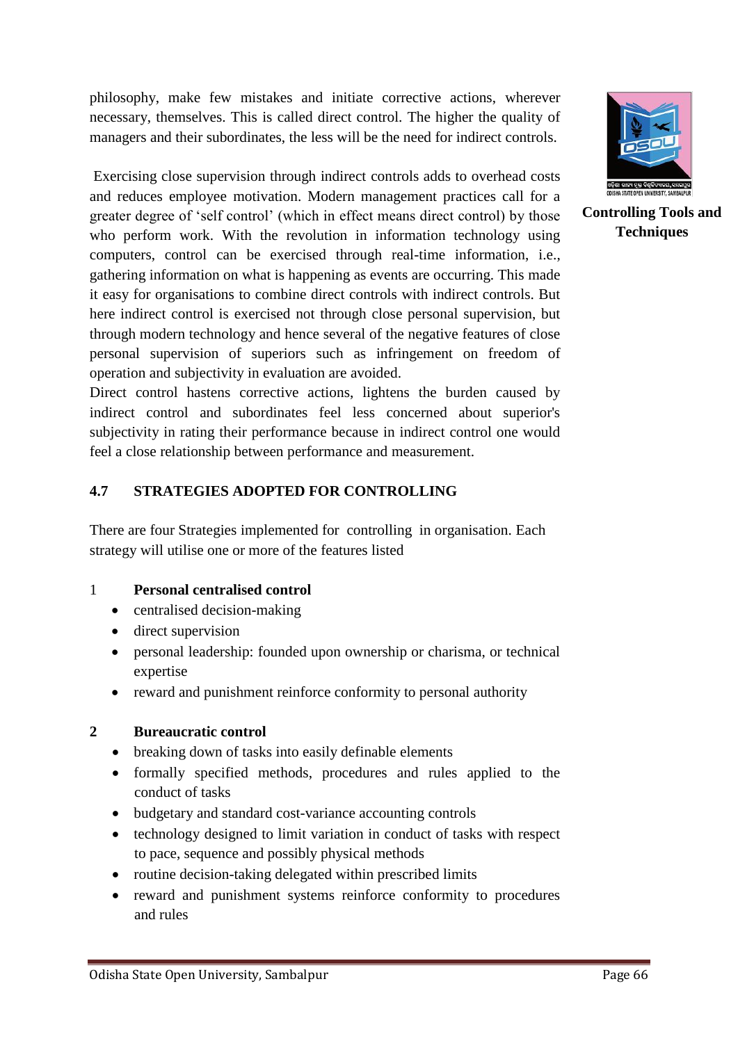philosophy, make few mistakes and initiate corrective actions, wherever necessary, themselves. This is called direct control. The higher the quality of managers and their subordinates, the less will be the need for indirect controls.

Exercising close supervision through indirect controls adds to overhead costs and reduces employee motivation. Modern management practices call for a greater degree of 'self control' (which in effect means direct control) by those who perform work. With the revolution in information technology using computers, control can be exercised through real-time information, i.e., gathering information on what is happening as events are occurring. This made it easy for organisations to combine direct controls with indirect controls. But here indirect control is exercised not through close personal supervision, but through modern technology and hence several of the negative features of close personal supervision of superiors such as infringement on freedom of operation and subjectivity in evaluation are avoided.

Direct control hastens corrective actions, lightens the burden caused by indirect control and subordinates feel less concerned about superior's subjectivity in rating their performance because in indirect control one would feel a close relationship between performance and measurement.

## 4.7 STRATEGIES ADOPTED FOR CONTROLLING

There are four Strategies implemented for controlling in organisation. Each strategy will utilise one or more of the features listed

1 **Personal centralised control**

- centralised decision-making
- direct supervision
- personal leadership: founded upon ownership or charisma, or technical expertise
- reward and punishment reinforce conformity to personal authority

**2 Bureaucratic control**

- breaking down of tasks into easily definable elements
- formally specified methods, procedures and rules applied to the conduct of tasks
- budgetary and standard cost-variance accounting controls
- technology designed to limit variation in conduct of tasks with respect to pace, sequence and possibly physical methods
- routine decision-taking delegated within prescribed limits
- reward and punishment systems reinforce conformity to procedures and rules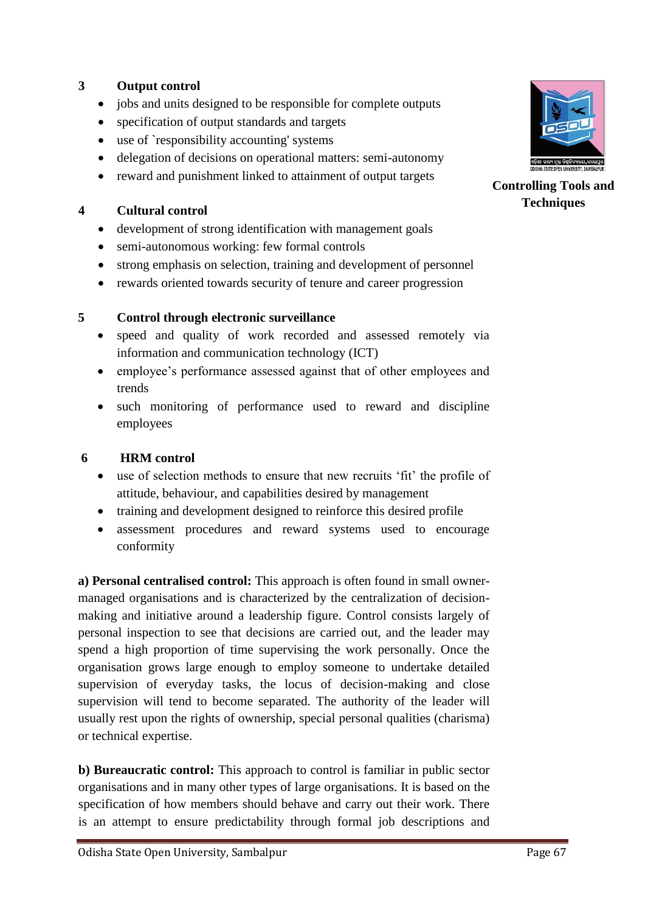**3 Output control**

- jobs and units designed to be responsible for complete outputs
- specification of output standards and targets
- use of `responsibility accounting' systems
- delegation of decisions on operational matters: semi-autonomy
- reward and punishment linked to attainment of output targets

**4 Cultural control**

- development of strong identification with management goals
- semi-autonomous working: few formal controls
- strong emphasis on selection, training and development of personnel
- rewards oriented towards security of tenure and career progression

**5 Control through electronic surveillance**

- speed and quality of work recorded and assessed remotely via information and communication technology (ICT)
- employee's performance assessed against that of other employees and trends
- such monitoring of performance used to reward and discipline employees

**6 HRM control**

- use of selection methods to ensure that new recruits 'fit' the profile of attitude, behaviour, and capabilities desired by management
- training and development designed to reinforce this desired profile
- assessment procedures and reward systems used to encourage conformity

**a) Personal centralised control:** This approach is often found in small owner-managed organisations and is characterized by the centralization of decision-making and initiative around a leadership figure. Control consists largely of personal inspection to see that decisions are carried out, and the leader may spend a high proportion of time supervising the work personally. Once the organisation grows large enough to employ someone to undertake detailed supervision of everyday tasks, the locus of decision-making and close supervision will tend to become separated. The authority of the leader will usually rest upon the rights of ownership, special personal qualities (charisma) or technical expertise.

**b) Bureaucratic control:** This approach to control is familiar in public sector organisations and in many other types of large organisations. It is based on the specification of how members should behave and carry out their work. There is an attempt to ensure predictability through formal job descriptions and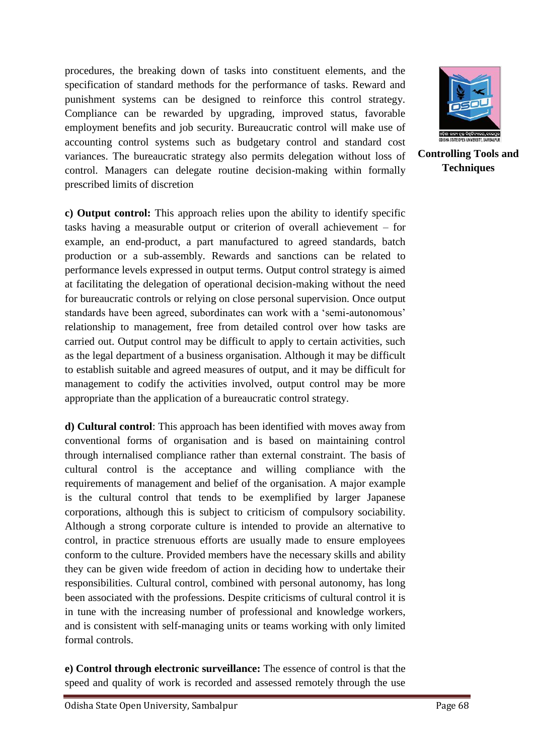procedures, the breaking down of tasks into constituent elements, and the specification of standard methods for the performance of tasks. Reward and punishment systems can be designed to reinforce this control strategy. Compliance can be rewarded by upgrading, improved status, favorable employment benefits and job security. Bureaucratic control will make use of accounting control systems such as budgetary control and standard cost variances. The bureaucratic strategy also permits delegation without loss of control. Managers can delegate routine decision-making within formally prescribed limits of discretion

**c) Output control:** This approach relies upon the ability to identify specific tasks having a measurable output or criterion of overall achievement – for example, an end-product, a part manufactured to agreed standards, batch production or a sub-assembly. Rewards and sanctions can be related to performance levels expressed in output terms. Output control strategy is aimed at facilitating the delegation of operational decision-making without the need for bureaucratic controls or relying on close personal supervision. Once output standards have been agreed, subordinates can work with a 'semi-autonomous' relationship to management, free from detailed control over how tasks are carried out. Output control may be difficult to apply to certain activities, such as the legal department of a business organisation. Although it may be difficult to establish suitable and agreed measures of output, and it may be difficult for management to codify the activities involved, output control may be more appropriate than the application of a bureaucratic control strategy.

**d) Cultural control**: This approach has been identified with moves away from conventional forms of organisation and is based on maintaining control through internalised compliance rather than external constraint. The basis of cultural control is the acceptance and willing compliance with the requirements of management and belief of the organisation. A major example is the cultural control that tends to be exemplified by larger Japanese corporations, although this is subject to criticism of compulsory sociability. Although a strong corporate culture is intended to provide an alternative to control, in practice strenuous efforts are usually made to ensure employees conform to the culture. Provided members have the necessary skills and ability they can be given wide freedom of action in deciding how to undertake their responsibilities. Cultural control, combined with personal autonomy, has long been associated with the professions. Despite criticisms of cultural control it is in tune with the increasing number of professional and knowledge workers, and is consistent with self-managing units or teams working with only limited formal controls.

**e) Control through electronic surveillance:** The essence of control is that the speed and quality of work is recorded and assessed remotely through the use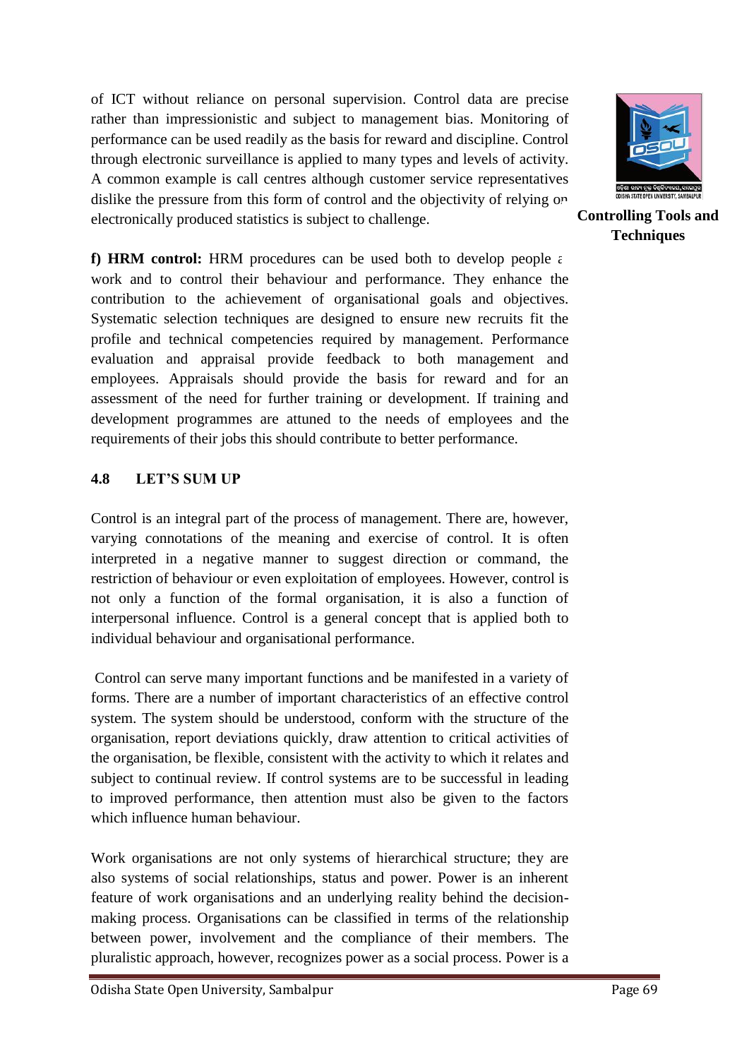of ICT without reliance on personal supervision. Control data are precise rather than impressionistic and subject to management bias. Monitoring of performance can be used readily as the basis for reward and discipline. Control through electronic surveillance is applied to many types and levels of activity. A common example is call centres although customer service representatives dislike the pressure from this form of control and the objectivity of relying on electronically produced statistics is subject to challenge.

**f) HRM control:** HRM procedures can be used both to develop people at work and to control their behaviour and performance. They enhance the contribution to the achievement of organisational goals and objectives. Systematic selection techniques are designed to ensure new recruits fit the profile and technical competencies required by management. Performance evaluation and appraisal provide feedback to both management and employees. Appraisals should provide the basis for reward and for an assessment of the need for further training or development. If training and development programmes are attuned to the needs of employees and the requirements of their jobs this should contribute to better performance.

## 4.8 LET'S SUM UP

Control is an integral part of the process of management. There are, however, varying connotations of the meaning and exercise of control. It is often interpreted in a negative manner to suggest direction or command, the restriction of behaviour or even exploitation of employees. However, control is not only a function of the formal organisation, it is also a function of interpersonal influence. Control is a general concept that is applied both to individual behaviour and organisational performance.

Control can serve many important functions and be manifested in a variety of forms. There are a number of important characteristics of an effective control system. The system should be understood, conform with the structure of the organisation, report deviations quickly, draw attention to critical activities of the organisation, be flexible, consistent with the activity to which it relates and subject to continual review. If control systems are to be successful in leading to improved performance, then attention must also be given to the factors which influence human behaviour.

Work organisations are not only systems of hierarchical structure; they are also systems of social relationships, status and power. Power is an inherent feature of work organisations and an underlying reality behind the decision-making process. Organisations can be classified in terms of the relationship between power, involvement and the compliance of their members. The pluralistic approach, however, recognizes power as a social process. Power is a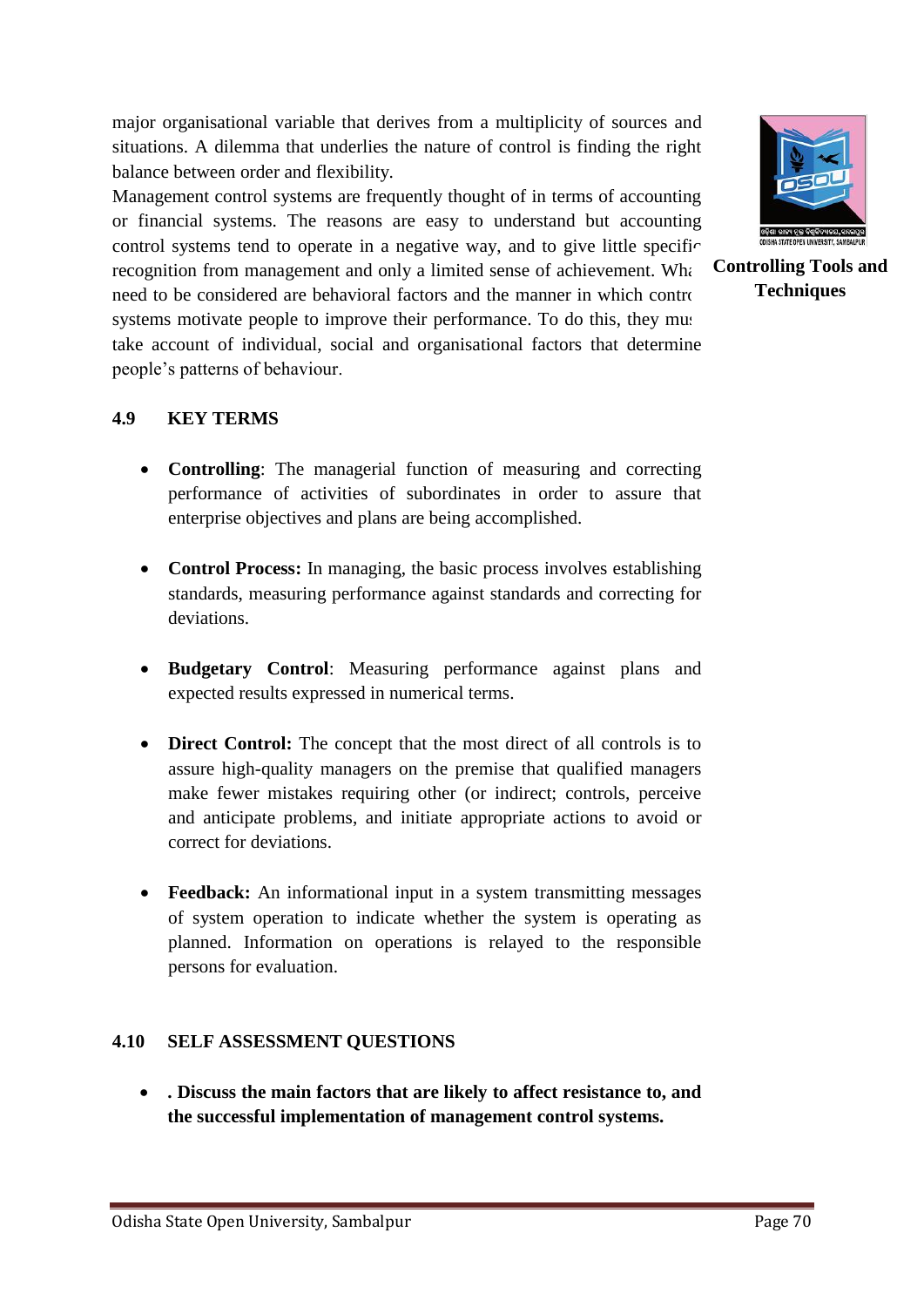major organisational variable that derives from a multiplicity of sources and situations. A dilemma that underlies the nature of control is finding the right balance between order and flexibility.

Management control systems are frequently thought of in terms of accounting or financial systems. The reasons are easy to understand but accounting control systems tend to operate in a negative way, and to give little specific recognition from management and only a limited sense of achievement. What need to be considered are behavioral factors and the manner in which control systems motivate people to improve their performance. To do this, they must take account of individual, social and organisational factors that determine people's patterns of behaviour.

## 4.9 KEY TERMS

- **Controlling**: The managerial function of measuring and correcting performance of activities of subordinates in order to assure that enterprise objectives and plans are being accomplished.

- **Control Process:** In managing, the basic process involves establishing standards, measuring performance against standards and correcting for deviations.

- **Budgetary Control**: Measuring performance against plans and expected results expressed in numerical terms.

- **Direct Control:** The concept that the most direct of all controls is to assure high-quality managers on the premise that qualified managers make fewer mistakes requiring other (or indirect; controls, perceive and anticipate problems, and initiate appropriate actions to avoid or correct for deviations.

- **Feedback:** An informational input in a system transmitting messages of system operation to indicate whether the system is operating as planned. Information on operations is relayed to the responsible persons for evaluation.

## 4.10 SELF ASSESSMENT QUESTIONS

- **. Discuss the main factors that are likely to affect resistance to, and the successful implementation of management control systems.**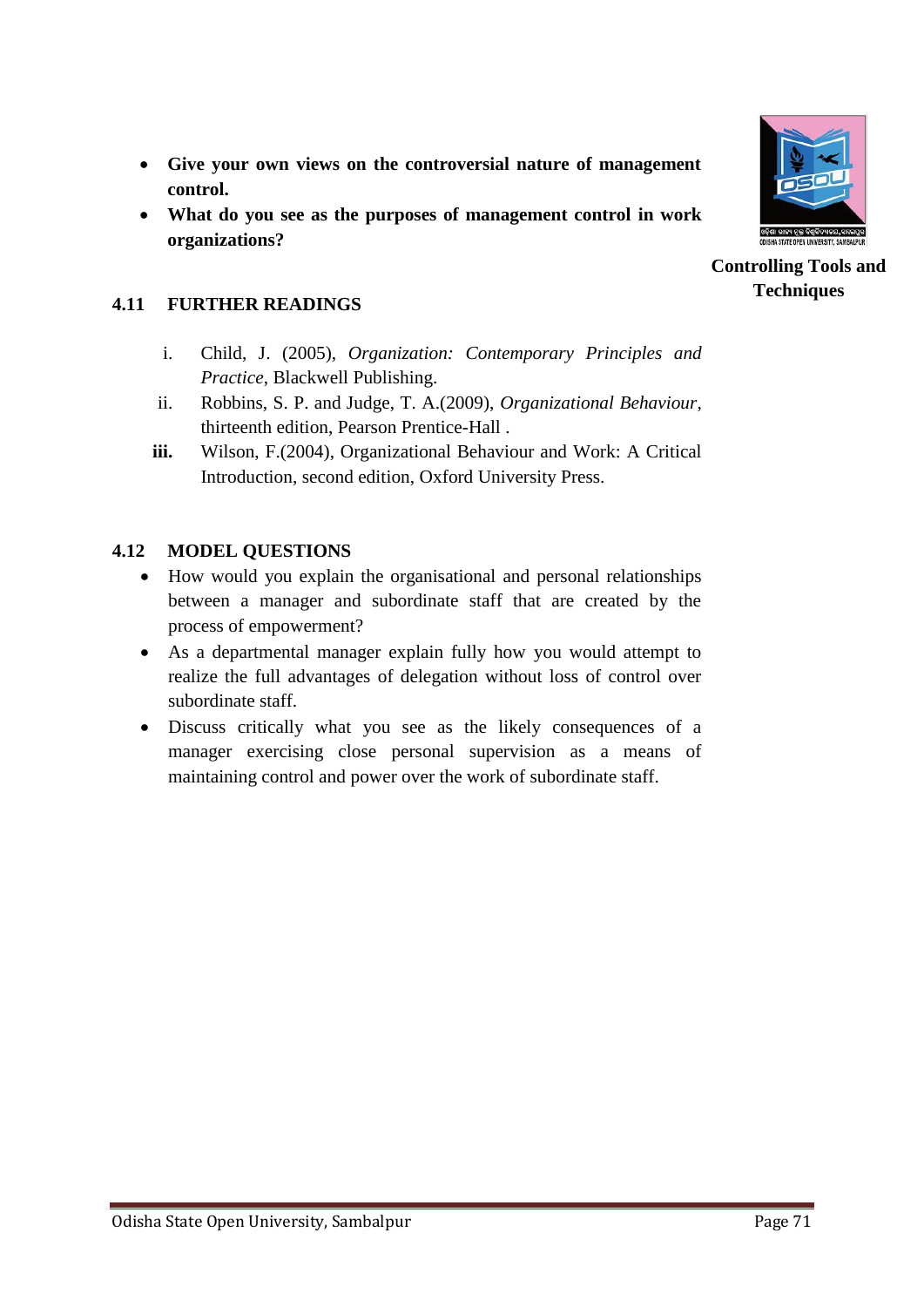- **Give your own views on the controversial nature of management control.**
- **What do you see as the purposes of management control in work organizations?**

## 4.11 FURTHER READINGS

i. Child, J. (2005), *Organization: Contemporary Principles and Practice*, Blackwell Publishing.

ii. Robbins, S. P. and Judge, T. A.(2009), *Organizational Behaviour*, thirteenth edition, Pearson Prentice-Hall .

**iii.** Wilson, F.(2004), Organizational Behaviour and Work: A Critical Introduction, second edition, Oxford University Press.

## 4.12 MODEL QUESTIONS

- How would you explain the organisational and personal relationships between a manager and subordinate staff that are created by the process of empowerment?
- As a departmental manager explain fully how you would attempt to realize the full advantages of delegation without loss of control over subordinate staff.
- Discuss critically what you see as the likely consequences of a manager exercising close personal supervision as a means of maintaining control and power over the work of subordinate staff.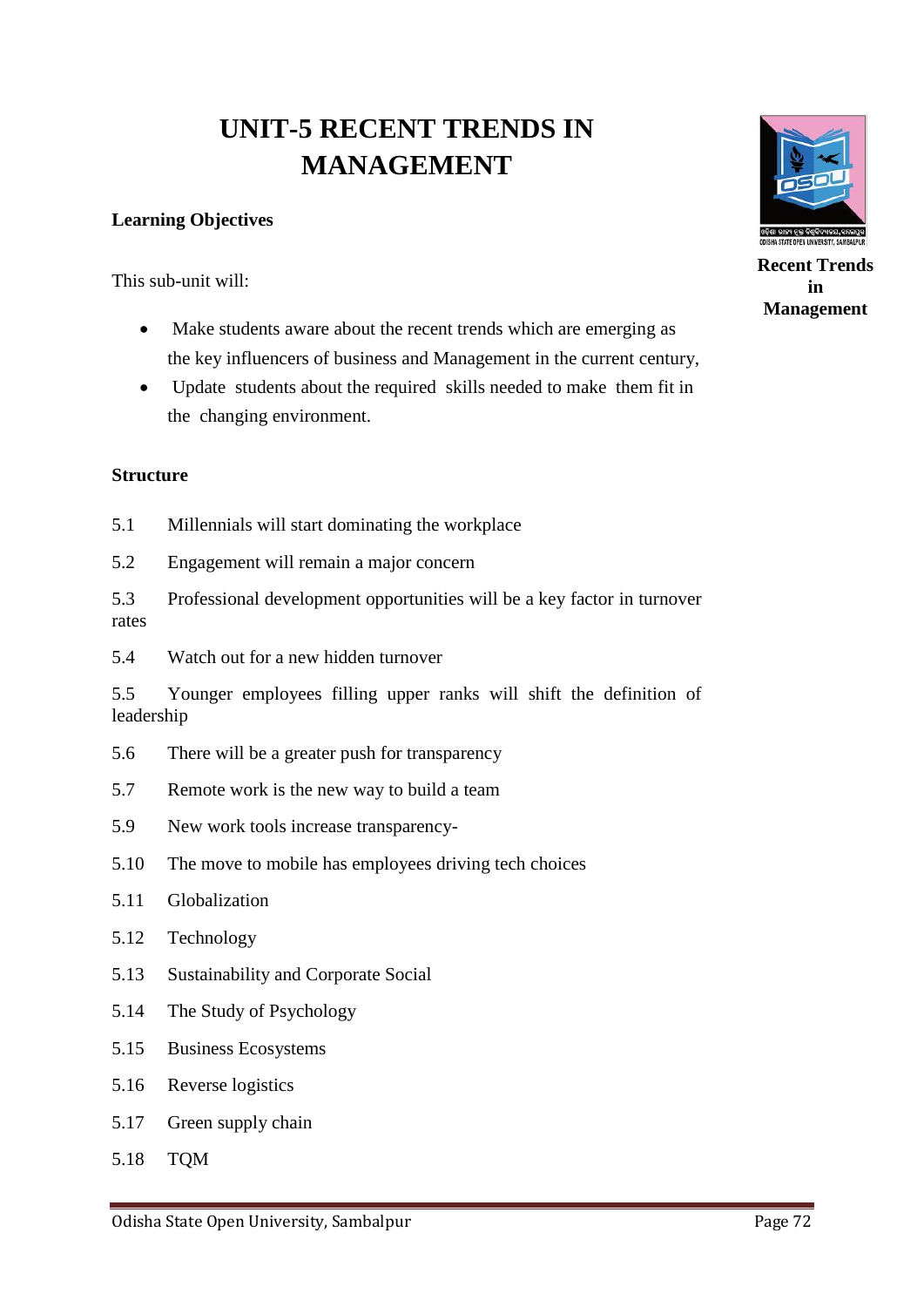# UNIT-5 RECENT TRENDS IN MANAGEMENT

**Recent Trends in Management**

**Learning Objectives**

This sub-unit will:

- Make students aware about the recent trends which are emerging as the key influencers of business and Management in the current century,
- Update students about the required skills needed to make them fit in the changing environment.

**Structure**

5.1 Millennials will start dominating the workplace

5.2 Engagement will remain a major concern

5.3 Professional development opportunities will be a key factor in turnover rates

5.4 Watch out for a new hidden turnover

5.5 Younger employees filling upper ranks will shift the definition of leadership

5.6 There will be a greater push for transparency

5.7 Remote work is the new way to build a team

5.9 New work tools increase transparency-

5.10 The move to mobile has employees driving tech choices

5.11 Globalization

5.12 Technology

5.13 Sustainability and Corporate Social

5.14 The Study of Psychology

5.15 Business Ecosystems

5.16 Reverse logistics

5.17 Green supply chain

5.18 TQM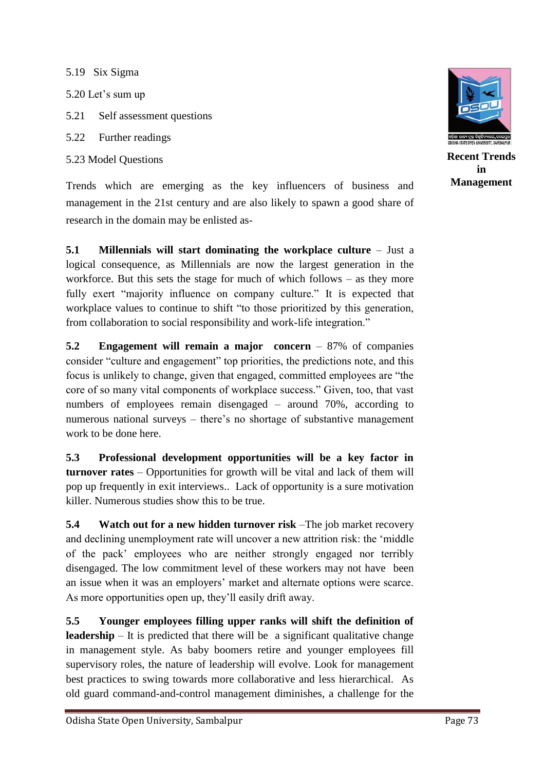5.19 Six Sigma

5.20 Let's sum up

5.21 Self assessment questions

5.22 Further readings

5.23 Model Questions

Trends which are emerging as the key influencers of business and management in the 21st century and are also likely to spawn a good share of research in the domain may be enlisted as-

**5.1 Millennials will start dominating the workplace culture** – Just a logical consequence, as Millennials are now the largest generation in the workforce. But this sets the stage for much of which follows – as they more fully exert "majority influence on company culture." It is expected that workplace values to continue to shift "to those prioritized by this generation, from collaboration to social responsibility and work-life integration."

**5.2 Engagement will remain a major concern** – 87% of companies consider "culture and engagement" top priorities, the predictions note, and this focus is unlikely to change, given that engaged, committed employees are "the core of so many vital components of workplace success." Given, too, that vast numbers of employees remain disengaged – around 70%, according to numerous national surveys – there's no shortage of substantive management work to be done here.

**5.3 Professional development opportunities will be a key factor in turnover rates** – Opportunities for growth will be vital and lack of them will pop up frequently in exit interviews.. Lack of opportunity is a sure motivation killer. Numerous studies show this to be true.

**5.4 Watch out for a new hidden turnover risk** –The job market recovery and declining unemployment rate will uncover a new attrition risk: the 'middle of the pack' employees who are neither strongly engaged nor terribly disengaged. The low commitment level of these workers may not have been an issue when it was an employers' market and alternate options were scarce. As more opportunities open up, they'll easily drift away.

**5.5 Younger employees filling upper ranks will shift the definition of leadership** – It is predicted that there will be a significant qualitative change in management style. As baby boomers retire and younger employees fill supervisory roles, the nature of leadership will evolve. Look for management best practices to swing towards more collaborative and less hierarchical. As old guard command-and-control management diminishes, a challenge for the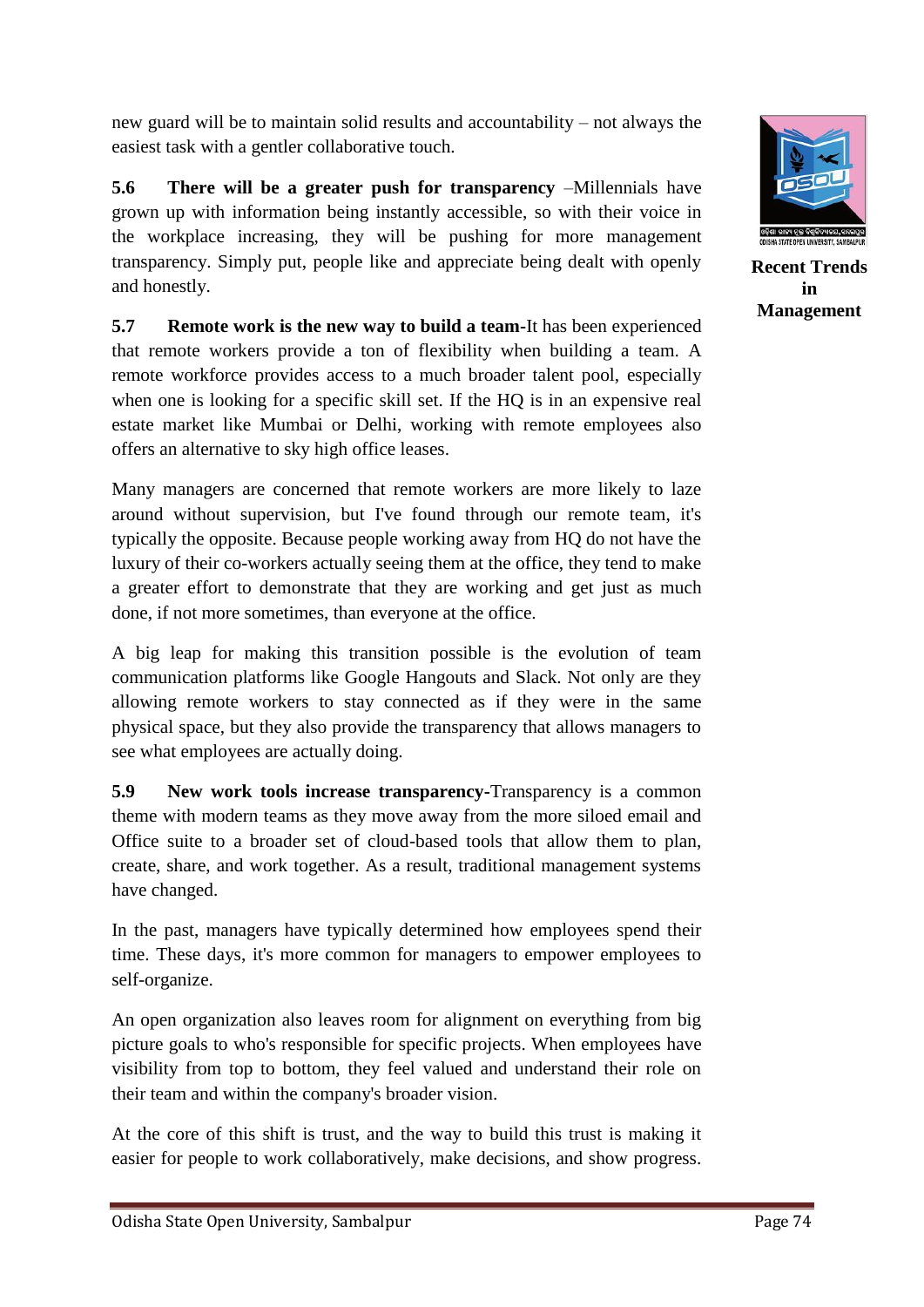new guard will be to maintain solid results and accountability – not always the easiest task with a gentler collaborative touch.

**5.6 There will be a greater push for transparency** –Millennials have grown up with information being instantly accessible, so with their voice in the workplace increasing, they will be pushing for more management transparency. Simply put, people like and appreciate being dealt with openly and honestly.

**5.7 Remote work is the new way to build a team**-It has been experienced that remote workers provide a ton of flexibility when building a team. A remote workforce provides access to a much broader talent pool, especially when one is looking for a specific skill set. If the HQ is in an expensive real estate market like Mumbai or Delhi, working with remote employees also offers an alternative to sky high office leases.

Many managers are concerned that remote workers are more likely to laze around without supervision, but I've found through our remote team, it's typically the opposite. Because people working away from HQ do not have the luxury of their co-workers actually seeing them at the office, they tend to make a greater effort to demonstrate that they are working and get just as much done, if not more sometimes, than everyone at the office.

A big leap for making this transition possible is the evolution of team communication platforms like Google Hangouts and Slack. Not only are they allowing remote workers to stay connected as if they were in the same physical space, but they also provide the transparency that allows managers to see what employees are actually doing.

**5.9 New work tools increase transparency**-Transparency is a common theme with modern teams as they move away from the more siloed email and Office suite to a broader set of cloud-based tools that allow them to plan, create, share, and work together. As a result, traditional management systems have changed.

In the past, managers have typically determined how employees spend their time. These days, it's more common for managers to empower employees to self-organize.

An open organization also leaves room for alignment on everything from big picture goals to who's responsible for specific projects. When employees have visibility from top to bottom, they feel valued and understand their role on their team and within the company's broader vision.

At the core of this shift is trust, and the way to build this trust is making it easier for people to work collaboratively, make decisions, and show progress.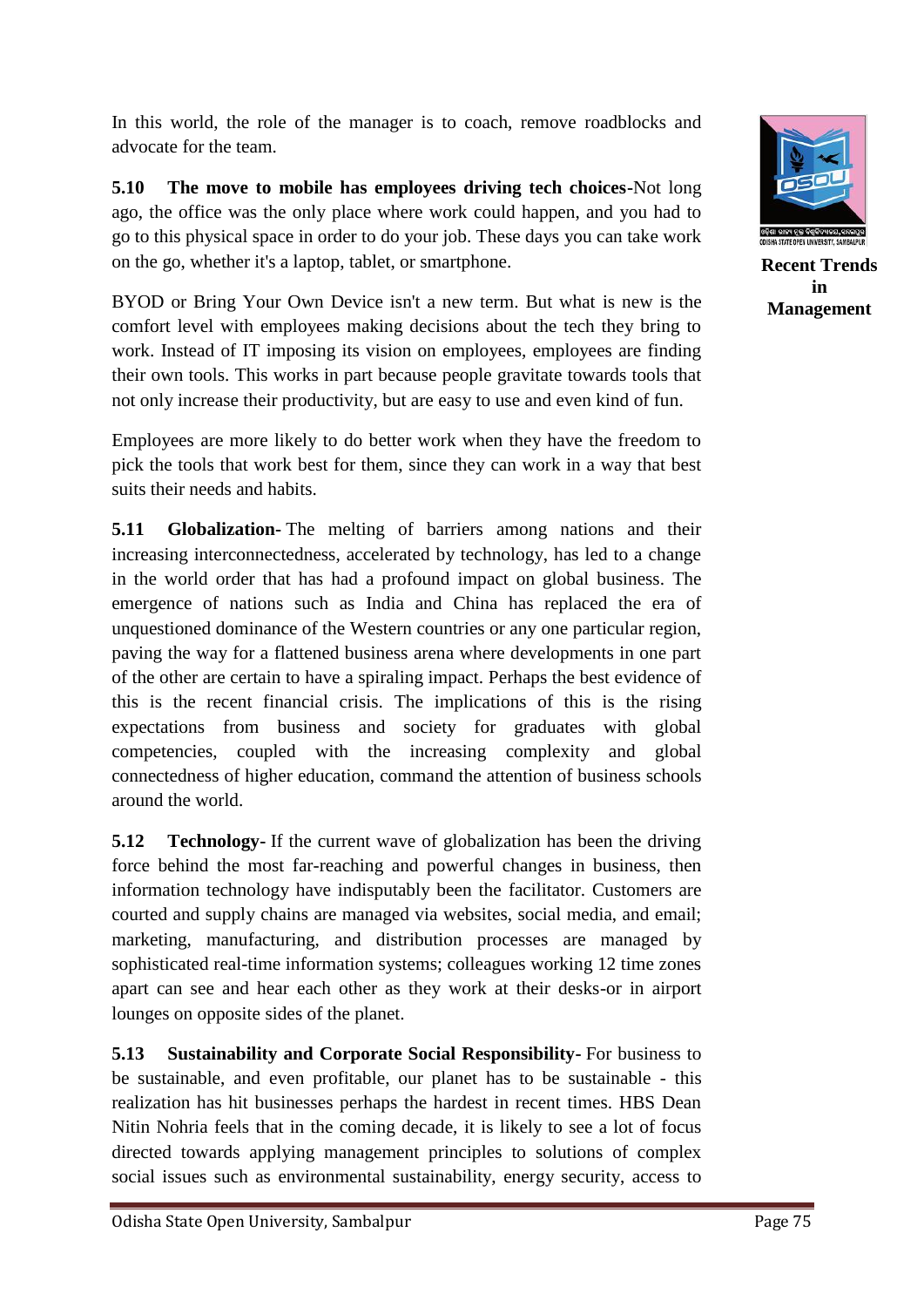In this world, the role of the manager is to coach, remove roadblocks and advocate for the team.

**5.10 The move to mobile has employees driving tech choices**-Not long ago, the office was the only place where work could happen, and you had to go to this physical space in order to do your job. These days you can take work on the go, whether it's a laptop, tablet, or smartphone.

BYOD or Bring Your Own Device isn't a new term. But what is new is the comfort level with employees making decisions about the tech they bring to work. Instead of IT imposing its vision on employees, employees are finding their own tools. This works in part because people gravitate towards tools that not only increase their productivity, but are easy to use and even kind of fun.

Employees are more likely to do better work when they have the freedom to pick the tools that work best for them, since they can work in a way that best suits their needs and habits.

**5.11 Globalization-** The melting of barriers among nations and their increasing interconnectedness, accelerated by technology, has led to a change in the world order that has had a profound impact on global business. The emergence of nations such as India and China has replaced the era of unquestioned dominance of the Western countries or any one particular region, paving the way for a flattened business arena where developments in one part of the other are certain to have a spiraling impact. Perhaps the best evidence of this is the recent financial crisis. The implications of this is the rising expectations from business and society for graduates with global competencies, coupled with the increasing complexity and global connectedness of higher education, command the attention of business schools around the world.

**5.12 Technology-** If the current wave of globalization has been the driving force behind the most far-reaching and powerful changes in business, then information technology have indisputably been the facilitator. Customers are courted and supply chains are managed via websites, social media, and email; marketing, manufacturing, and distribution processes are managed by sophisticated real-time information systems; colleagues working 12 time zones apart can see and hear each other as they work at their desks-or in airport lounges on opposite sides of the planet.

**5.13 Sustainability and Corporate Social Responsibility-** For business to be sustainable, and even profitable, our planet has to be sustainable - this realization has hit businesses perhaps the hardest in recent times. HBS Dean Nitin Nohria feels that in the coming decade, it is likely to see a lot of focus directed towards applying management principles to solutions of complex social issues such as environmental sustainability, energy security, access to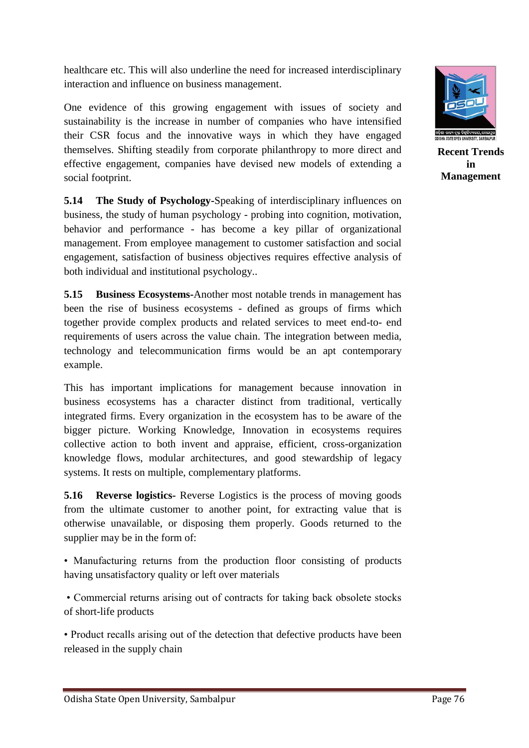healthcare etc. This will also underline the need for increased interdisciplinary interaction and influence on business management.

One evidence of this growing engagement with issues of society and sustainability is the increase in number of companies who have intensified their CSR focus and the innovative ways in which they have engaged themselves. Shifting steadily from corporate philanthropy to more direct and effective engagement, companies have devised new models of extending a social footprint.

**5.14 The Study of Psychology**-Speaking of interdisciplinary influences on business, the study of human psychology - probing into cognition, motivation, behavior and performance - has become a key pillar of organizational management. From employee management to customer satisfaction and social engagement, satisfaction of business objectives requires effective analysis of both individual and institutional psychology..

**5.15 Business Ecosystems**-Another most notable trends in management has been the rise of business ecosystems - defined as groups of firms which together provide complex products and related services to meet end-to- end requirements of users across the value chain. The integration between media, technology and telecommunication firms would be an apt contemporary example.

This has important implications for management because innovation in business ecosystems has a character distinct from traditional, vertically integrated firms. Every organization in the ecosystem has to be aware of the bigger picture. Working Knowledge, Innovation in ecosystems requires collective action to both invent and appraise, efficient, cross-organization knowledge flows, modular architectures, and good stewardship of legacy systems. It rests on multiple, complementary platforms.

**5.16 Reverse logistics-** Reverse Logistics is the process of moving goods from the ultimate customer to another point, for extracting value that is otherwise unavailable, or disposing them properly. Goods returned to the supplier may be in the form of:

- Manufacturing returns from the production floor consisting of products having unsatisfactory quality or left over materials
- Commercial returns arising out of contracts for taking back obsolete stocks of short-life products
- Product recalls arising out of the detection that defective products have been released in the supply chain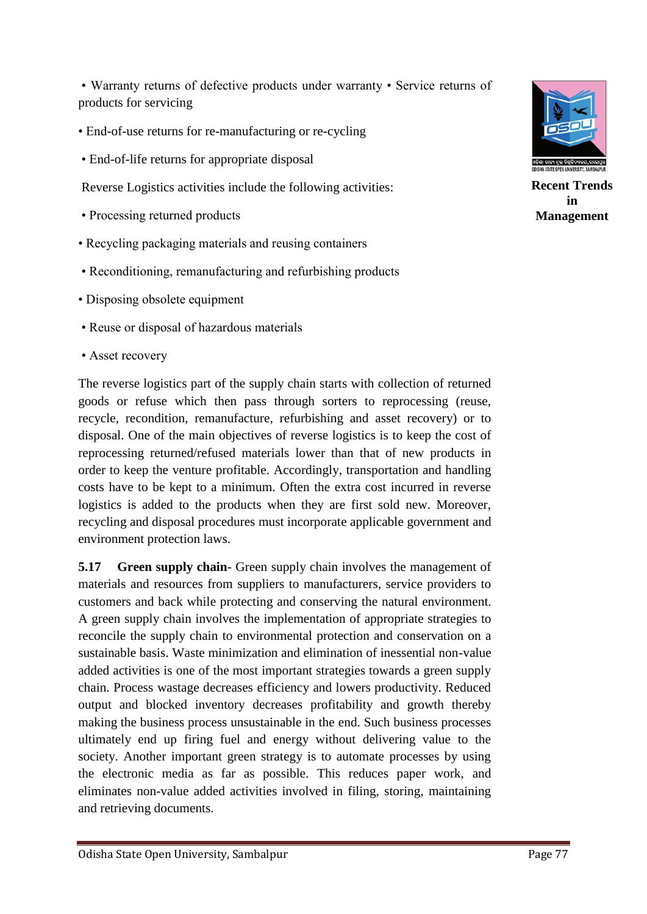- Warranty returns of defective products under warranty • Service returns of products for servicing
- End-of-use returns for re-manufacturing or re-cycling
- End-of-life returns for appropriate disposal

Reverse Logistics activities include the following activities:

- Processing returned products
- Recycling packaging materials and reusing containers
- Reconditioning, remanufacturing and refurbishing products
- Disposing obsolete equipment
- Reuse or disposal of hazardous materials
- Asset recovery

The reverse logistics part of the supply chain starts with collection of returned goods or refuse which then pass through sorters to reprocessing (reuse, recycle, recondition, remanufacture, refurbishing and asset recovery) or to disposal. One of the main objectives of reverse logistics is to keep the cost of reprocessing returned/refused materials lower than that of new products in order to keep the venture profitable. Accordingly, transportation and handling costs have to be kept to a minimum. Often the extra cost incurred in reverse logistics is added to the products when they are first sold new. Moreover, recycling and disposal procedures must incorporate applicable government and environment protection laws.

**5.17 Green supply chain**- Green supply chain involves the management of materials and resources from suppliers to manufacturers, service providers to customers and back while protecting and conserving the natural environment. A green supply chain involves the implementation of appropriate strategies to reconcile the supply chain to environmental protection and conservation on a sustainable basis. Waste minimization and elimination of inessential non-value added activities is one of the most important strategies towards a green supply chain. Process wastage decreases efficiency and lowers productivity. Reduced output and blocked inventory decreases profitability and growth thereby making the business process unsustainable in the end. Such business processes ultimately end up firing fuel and energy without delivering value to the society. Another important green strategy is to automate processes by using the electronic media as far as possible. This reduces paper work, and eliminates non-value added activities involved in filing, storing, maintaining and retrieving documents.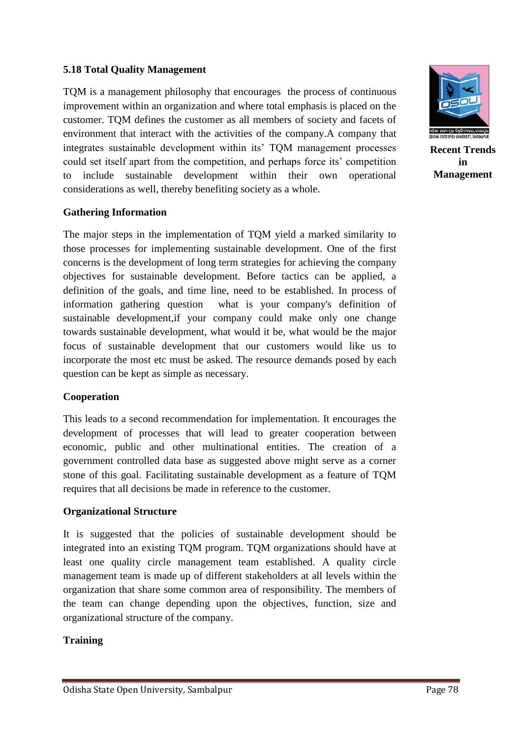### 5.18 Total Quality Management

TQM is a management philosophy that encourages the process of continuous improvement within an organization and where total emphasis is placed on the customer. TQM defines the customer as all members of society and facets of environment that interact with the activities of the company.A company that integrates sustainable development within its' TQM management processes could set itself apart from the competition, and perhaps force its' competition to include sustainable development within their own operational considerations as well, thereby benefiting society as a whole.

**Gathering Information**

The major steps in the implementation of TQM yield a marked similarity to those processes for implementing sustainable development. One of the first concerns is the development of long term strategies for achieving the company objectives for sustainable development. Before tactics can be applied, a definition of the goals, and time line, need to be established. In process of information gathering question what is your company's definition of sustainable development,if your company could make only one change towards sustainable development, what would it be, what would be the major focus of sustainable development that our customers would like us to incorporate the most etc must be asked. The resource demands posed by each question can be kept as simple as necessary.

**Cooperation**

This leads to a second recommendation for implementation. It encourages the development of processes that will lead to greater cooperation between economic, public and other multinational entities. The creation of a government controlled data base as suggested above might serve as a corner stone of this goal. Facilitating sustainable development as a feature of TQM requires that all decisions be made in reference to the customer.

**Organizational Structure**

It is suggested that the policies of sustainable development should be integrated into an existing TQM program. TQM organizations should have at least one quality circle management team established. A quality circle management team is made up of different stakeholders at all levels within the organization that share some common area of responsibility. The members of the team can change depending upon the objectives, function, size and organizational structure of the company.

**Training**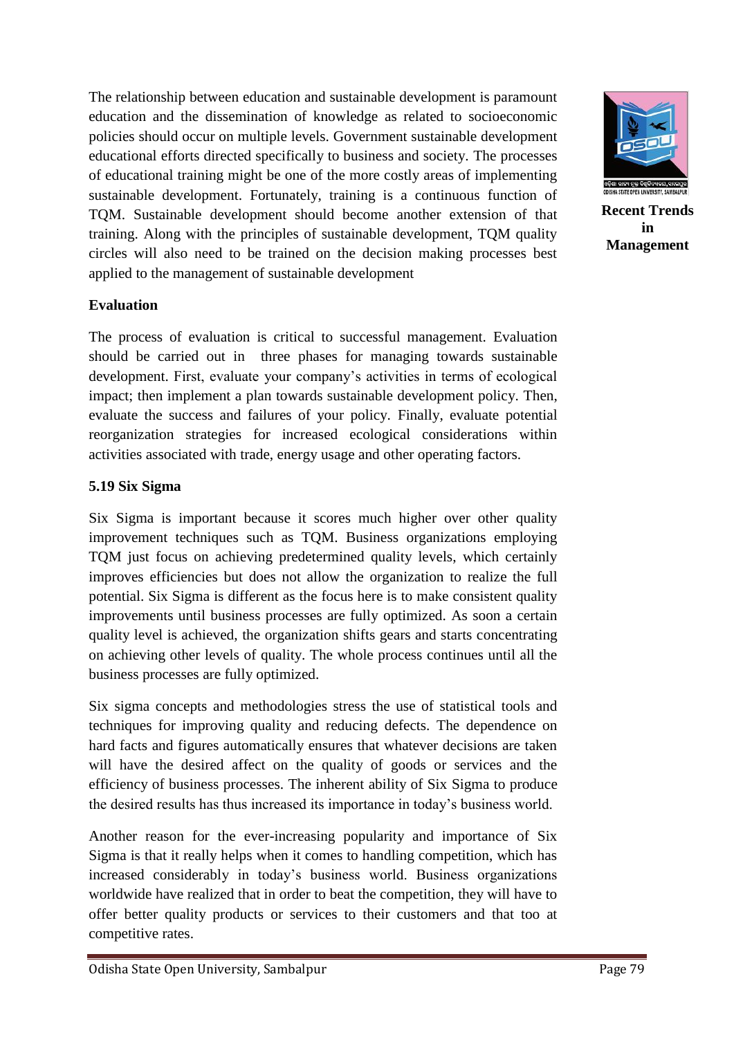The relationship between education and sustainable development is paramount education and the dissemination of knowledge as related to socioeconomic policies should occur on multiple levels. Government sustainable development educational efforts directed specifically to business and society. The processes of educational training might be one of the more costly areas of implementing sustainable development. Fortunately, training is a continuous function of TQM. Sustainable development should become another extension of that training. Along with the principles of sustainable development, TQM quality circles will also need to be trained on the decision making processes best applied to the management of sustainable development

**Evaluation**

The process of evaluation is critical to successful management. Evaluation should be carried out in three phases for managing towards sustainable development. First, evaluate your company's activities in terms of ecological impact; then implement a plan towards sustainable development policy. Then, evaluate the success and failures of your policy. Finally, evaluate potential reorganization strategies for increased ecological considerations within activities associated with trade, energy usage and other operating factors.

## 5.19 Six Sigma

Six Sigma is important because it scores much higher over other quality improvement techniques such as TQM. Business organizations employing TQM just focus on achieving predetermined quality levels, which certainly improves efficiencies but does not allow the organization to realize the full potential. Six Sigma is different as the focus here is to make consistent quality improvements until business processes are fully optimized. As soon a certain quality level is achieved, the organization shifts gears and starts concentrating on achieving other levels of quality. The whole process continues until all the business processes are fully optimized.

Six sigma concepts and methodologies stress the use of statistical tools and techniques for improving quality and reducing defects. The dependence on hard facts and figures automatically ensures that whatever decisions are taken will have the desired affect on the quality of goods or services and the efficiency of business processes. The inherent ability of Six Sigma to produce the desired results has thus increased its importance in today's business world.

Another reason for the ever-increasing popularity and importance of Six Sigma is that it really helps when it comes to handling competition, which has increased considerably in today's business world. Business organizations worldwide have realized that in order to beat the competition, they will have to offer better quality products or services to their customers and that too at competitive rates.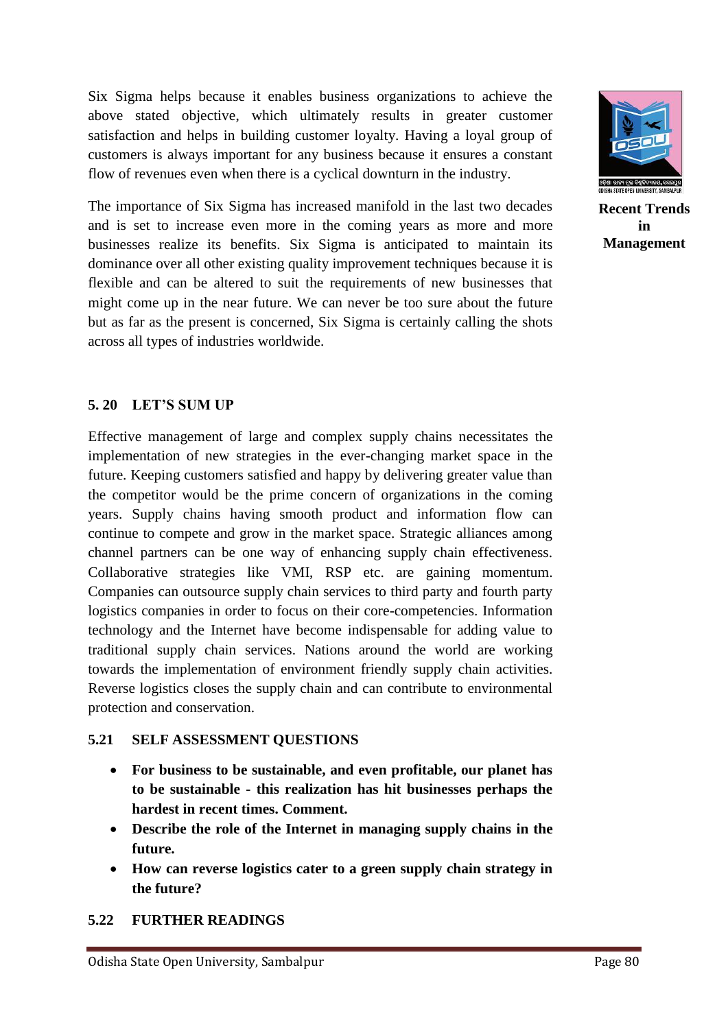Six Sigma helps because it enables business organizations to achieve the above stated objective, which ultimately results in greater customer satisfaction and helps in building customer loyalty. Having a loyal group of customers is always important for any business because it ensures a constant flow of revenues even when there is a cyclical downturn in the industry.

The importance of Six Sigma has increased manifold in the last two decades and is set to increase even more in the coming years as more and more businesses realize its benefits. Six Sigma is anticipated to maintain its dominance over all other existing quality improvement techniques because it is flexible and can be altered to suit the requirements of new businesses that might come up in the near future. We can never be too sure about the future but as far as the present is concerned, Six Sigma is certainly calling the shots across all types of industries worldwide.

## 5. 20 LET'S SUM UP

Effective management of large and complex supply chains necessitates the implementation of new strategies in the ever-changing market space in the future. Keeping customers satisfied and happy by delivering greater value than the competitor would be the prime concern of organizations in the coming years. Supply chains having smooth product and information flow can continue to compete and grow in the market space. Strategic alliances among channel partners can be one way of enhancing supply chain effectiveness. Collaborative strategies like VMI, RSP etc. are gaining momentum. Companies can outsource supply chain services to third party and fourth party logistics companies in order to focus on their core-competencies. Information technology and the Internet have become indispensable for adding value to traditional supply chain services. Nations around the world are working towards the implementation of environment friendly supply chain activities. Reverse logistics closes the supply chain and can contribute to environmental protection and conservation.

## 5.21 SELF ASSESSMENT QUESTIONS

- **For business to be sustainable, and even profitable, our planet has to be sustainable - this realization has hit businesses perhaps the hardest in recent times. Comment.**
- **Describe the role of the Internet in managing supply chains in the future.**
- **How can reverse logistics cater to a green supply chain strategy in the future?**

## 5.22 FURTHER READINGS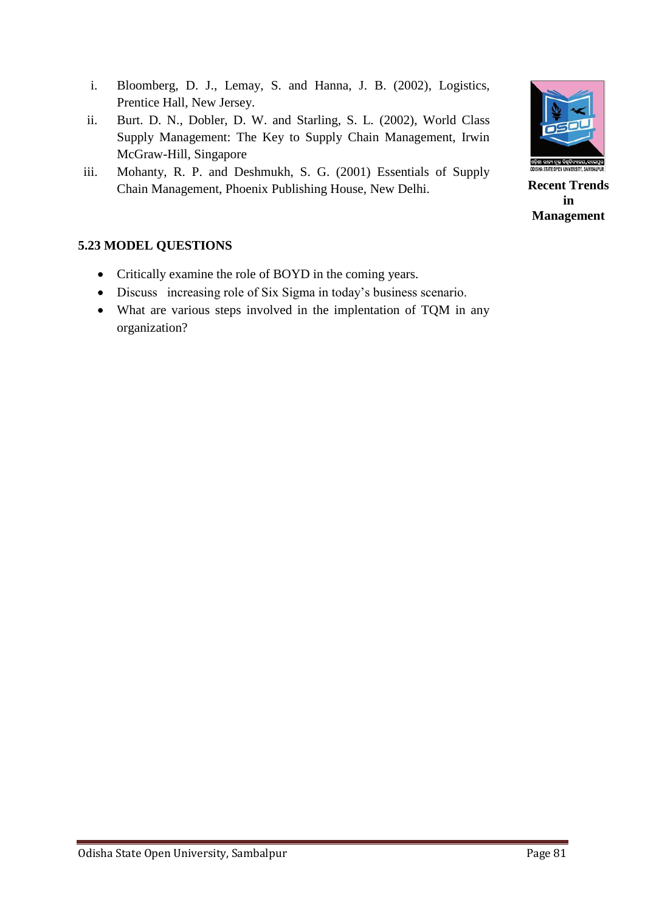i. Bloomberg, D. J., Lemay, S. and Hanna, J. B. (2002), Logistics, Prentice Hall, New Jersey.
ii. Burt. D. N., Dobler, D. W. and Starling, S. L. (2002), World Class Supply Management: The Key to Supply Chain Management, Irwin McGraw-Hill, Singapore
iii. Mohanty, R. P. and Deshmukh, S. G. (2001) Essentials of Supply Chain Management, Phoenix Publishing House, New Delhi.

### 5.23 MODEL QUESTIONS

- Critically examine the role of BOYD in the coming years.
- Discuss increasing role of Six Sigma in today's business scenario.
- What are various steps involved in the implentation of TQM in any organization?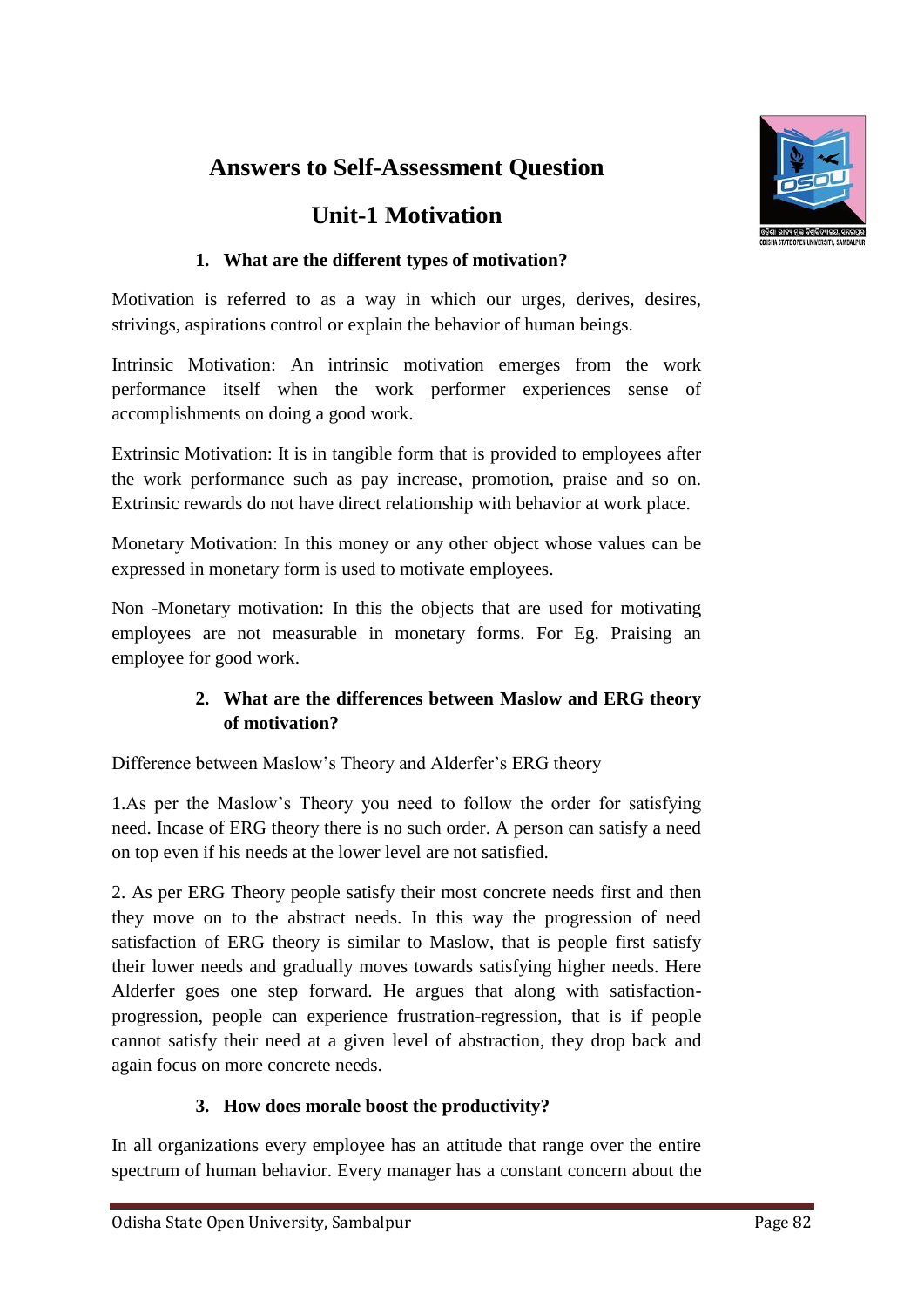# Answers to Self-Assessment Question

## Unit-1 Motivation

**1. What are the different types of motivation?**

Motivation is referred to as a way in which our urges, derives, desires, strivings, aspirations control or explain the behavior of human beings.

Intrinsic Motivation: An intrinsic motivation emerges from the work performance itself when the work performer experiences sense of accomplishments on doing a good work.

Extrinsic Motivation: It is in tangible form that is provided to employees after the work performance such as pay increase, promotion, praise and so on. Extrinsic rewards do not have direct relationship with behavior at work place.

Monetary Motivation: In this money or any other object whose values can be expressed in monetary form is used to motivate employees.

Non -Monetary motivation: In this the objects that are used for motivating employees are not measurable in monetary forms. For Eg. Praising an employee for good work.

**2. What are the differences between Maslow and ERG theory of motivation?**

Difference between Maslow's Theory and Alderfer's ERG theory

1.As per the Maslow's Theory you need to follow the order for satisfying need. Incase of ERG theory there is no such order. A person can satisfy a need on top even if his needs at the lower level are not satisfied.

2. As per ERG Theory people satisfy their most concrete needs first and then they move on to the abstract needs. In this way the progression of need satisfaction of ERG theory is similar to Maslow, that is people first satisfy their lower needs and gradually moves towards satisfying higher needs. Here Alderfer goes one step forward. He argues that along with satisfaction-progression, people can experience frustration-regression, that is if people cannot satisfy their need at a given level of abstraction, they drop back and again focus on more concrete needs.

**3. How does morale boost the productivity?**

In all organizations every employee has an attitude that range over the entire spectrum of human behavior. Every manager has a constant concern about the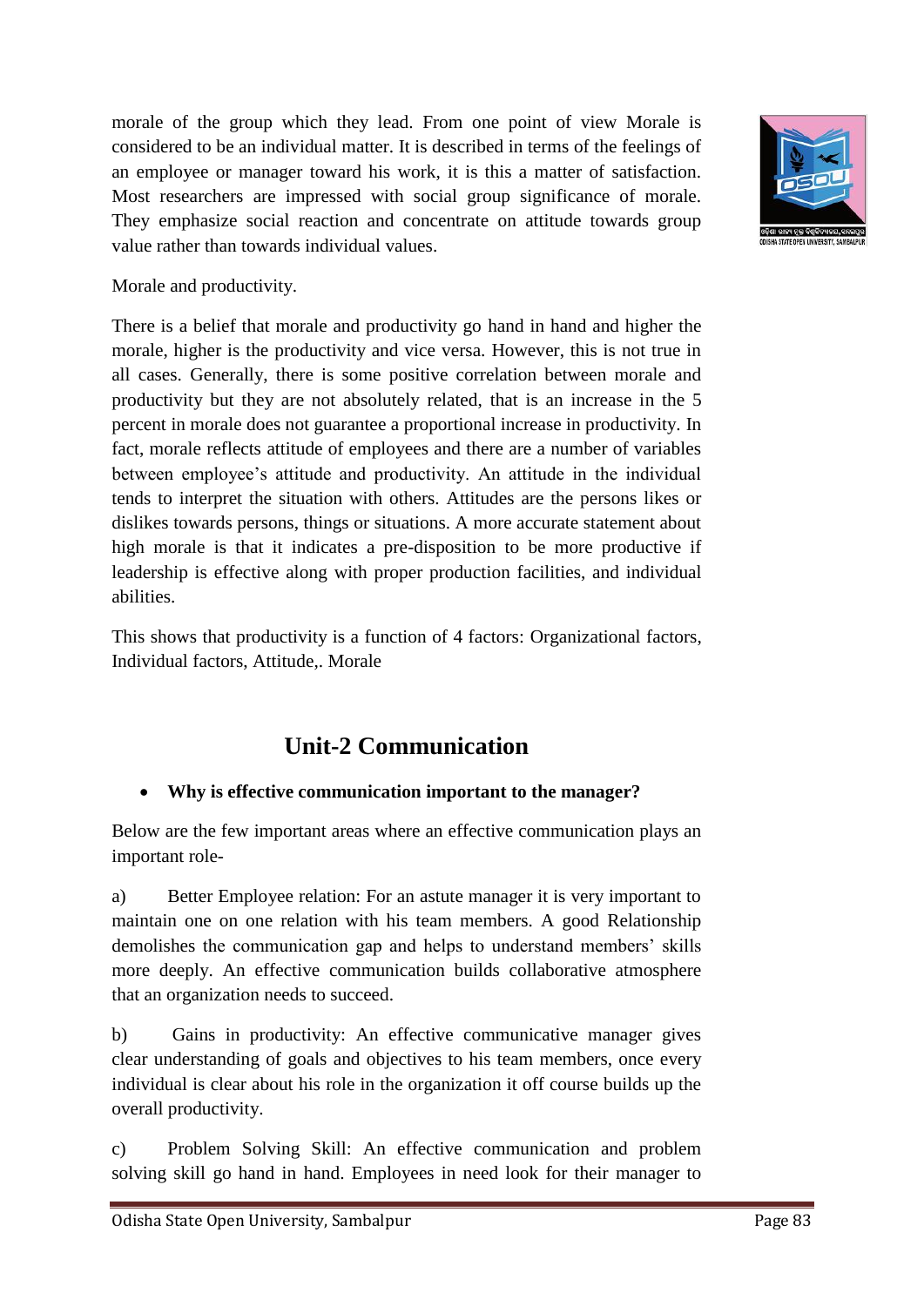morale of the group which they lead. From one point of view Morale is considered to be an individual matter. It is described in terms of the feelings of an employee or manager toward his work, it is this a matter of satisfaction. Most researchers are impressed with social group significance of morale. They emphasize social reaction and concentrate on attitude towards group value rather than towards individual values.

Morale and productivity.

There is a belief that morale and productivity go hand in hand and higher the morale, higher is the productivity and vice versa. However, this is not true in all cases. Generally, there is some positive correlation between morale and productivity but they are not absolutely related, that is an increase in the 5 percent in morale does not guarantee a proportional increase in productivity. In fact, morale reflects attitude of employees and there are a number of variables between employee's attitude and productivity. An attitude in the individual tends to interpret the situation with others. Attitudes are the persons likes or dislikes towards persons, things or situations. A more accurate statement about high morale is that it indicates a pre-disposition to be more productive if leadership is effective along with proper production facilities, and individual abilities.

This shows that productivity is a function of 4 factors: Organizational factors, Individual factors, Attitude,. Morale

## Unit-2 Communication

- **Why is effective communication important to the manager?**

Below are the few important areas where an effective communication plays an important role-

a) Better Employee relation: For an astute manager it is very important to maintain one on one relation with his team members. A good Relationship demolishes the communication gap and helps to understand members' skills more deeply. An effective communication builds collaborative atmosphere that an organization needs to succeed.

b) Gains in productivity: An effective communicative manager gives clear understanding of goals and objectives to his team members, once every individual is clear about his role in the organization it off course builds up the overall productivity.

c) Problem Solving Skill: An effective communication and problem solving skill go hand in hand. Employees in need look for their manager to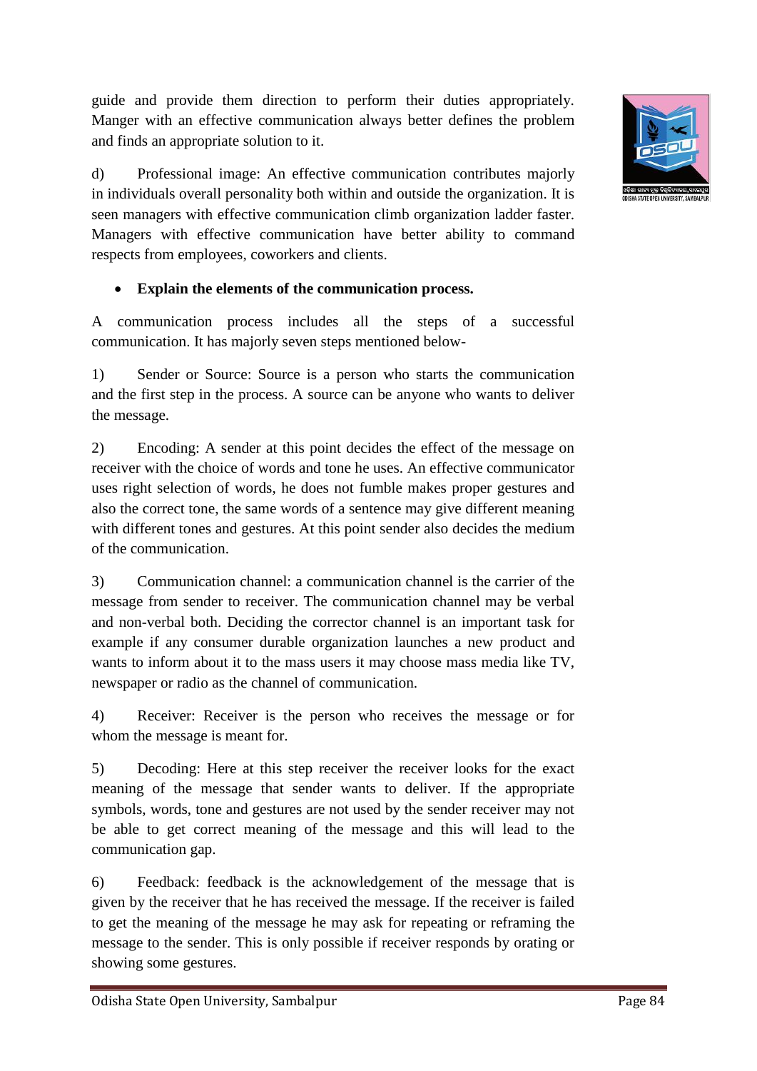guide and provide them direction to perform their duties appropriately. Manger with an effective communication always better defines the problem and finds an appropriate solution to it.

d) Professional image: An effective communication contributes majorly in individuals overall personality both within and outside the organization. It is seen managers with effective communication climb organization ladder faster. Managers with effective communication have better ability to command respects from employees, coworkers and clients.

- **Explain the elements of the communication process.**

A communication process includes all the steps of a successful communication. It has majorly seven steps mentioned below-

1) Sender or Source: Source is a person who starts the communication and the first step in the process. A source can be anyone who wants to deliver the message.

2) Encoding: A sender at this point decides the effect of the message on receiver with the choice of words and tone he uses. An effective communicator uses right selection of words, he does not fumble makes proper gestures and also the correct tone, the same words of a sentence may give different meaning with different tones and gestures. At this point sender also decides the medium of the communication.

3) Communication channel: a communication channel is the carrier of the message from sender to receiver. The communication channel may be verbal and non-verbal both. Deciding the corrector channel is an important task for example if any consumer durable organization launches a new product and wants to inform about it to the mass users it may choose mass media like TV, newspaper or radio as the channel of communication.

4) Receiver: Receiver is the person who receives the message or for whom the message is meant for.

5) Decoding: Here at this step receiver the receiver looks for the exact meaning of the message that sender wants to deliver. If the appropriate symbols, words, tone and gestures are not used by the sender receiver may not be able to get correct meaning of the message and this will lead to the communication gap.

6) Feedback: feedback is the acknowledgement of the message that is given by the receiver that he has received the message. If the receiver is failed to get the meaning of the message he may ask for repeating or reframing the message to the sender. This is only possible if receiver responds by orating or showing some gestures.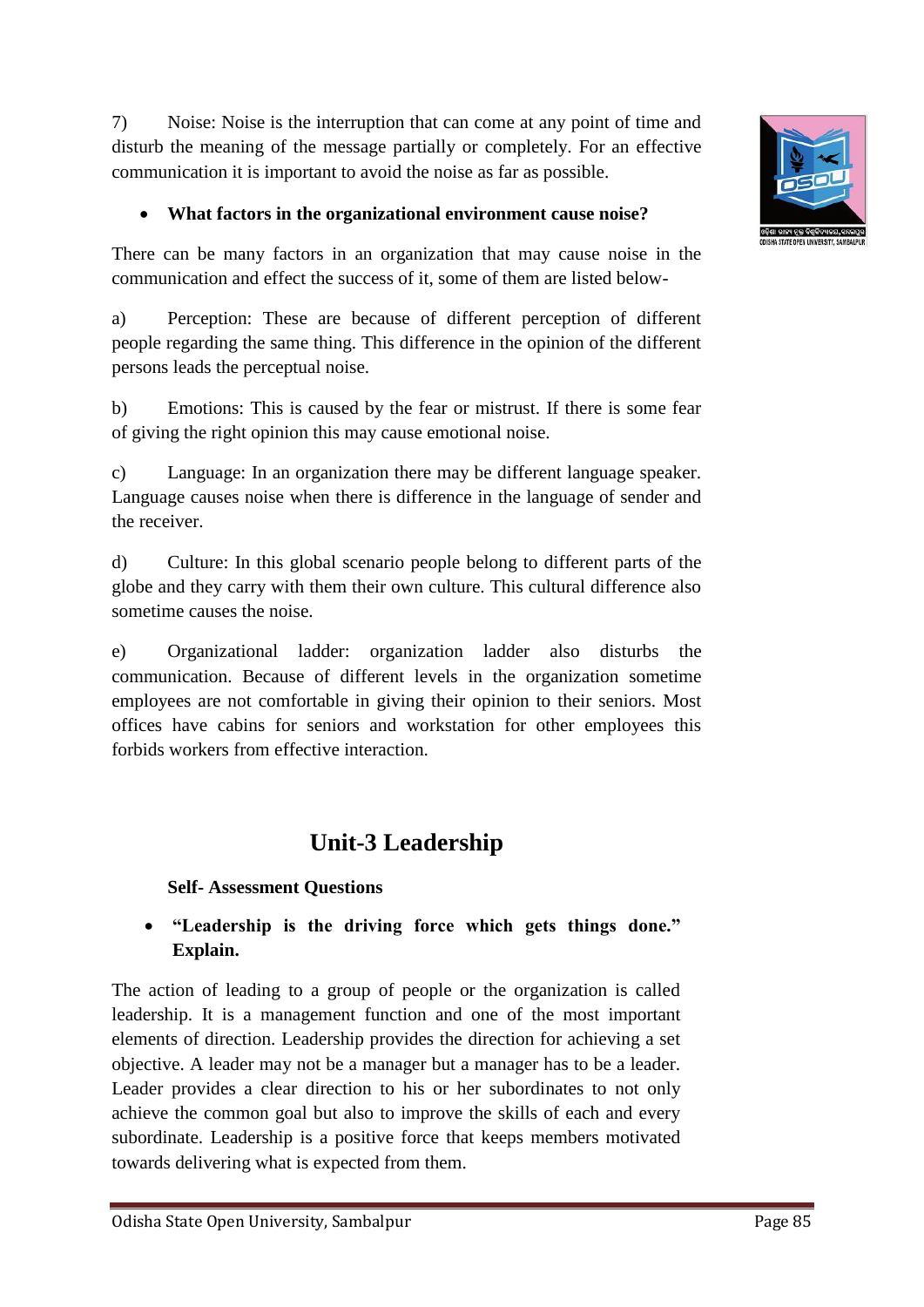7) Noise: Noise is the interruption that can come at any point of time and disturb the meaning of the message partially or completely. For an effective communication it is important to avoid the noise as far as possible.

- **What factors in the organizational environment cause noise?**

There can be many factors in an organization that may cause noise in the communication and effect the success of it, some of them are listed below-

a) Perception: These are because of different perception of different people regarding the same thing. This difference in the opinion of the different persons leads the perceptual noise.

b) Emotions: This is caused by the fear or mistrust. If there is some fear of giving the right opinion this may cause emotional noise.

c) Language: In an organization there may be different language speaker. Language causes noise when there is difference in the language of sender and the receiver.

d) Culture: In this global scenario people belong to different parts of the globe and they carry with them their own culture. This cultural difference also sometime causes the noise.

e) Organizational ladder: organization ladder also disturbs the communication. Because of different levels in the organization sometime employees are not comfortable in giving their opinion to their seniors. Most offices have cabins for seniors and workstation for other employees this forbids workers from effective interaction.

# Unit-3 Leadership

**Self- Assessment Questions**

- **"Leadership is the driving force which gets things done." Explain.**

The action of leading to a group of people or the organization is called leadership. It is a management function and one of the most important elements of direction. Leadership provides the direction for achieving a set objective. A leader may not be a manager but a manager has to be a leader. Leader provides a clear direction to his or her subordinates to not only achieve the common goal but also to improve the skills of each and every subordinate. Leadership is a positive force that keeps members motivated towards delivering what is expected from them.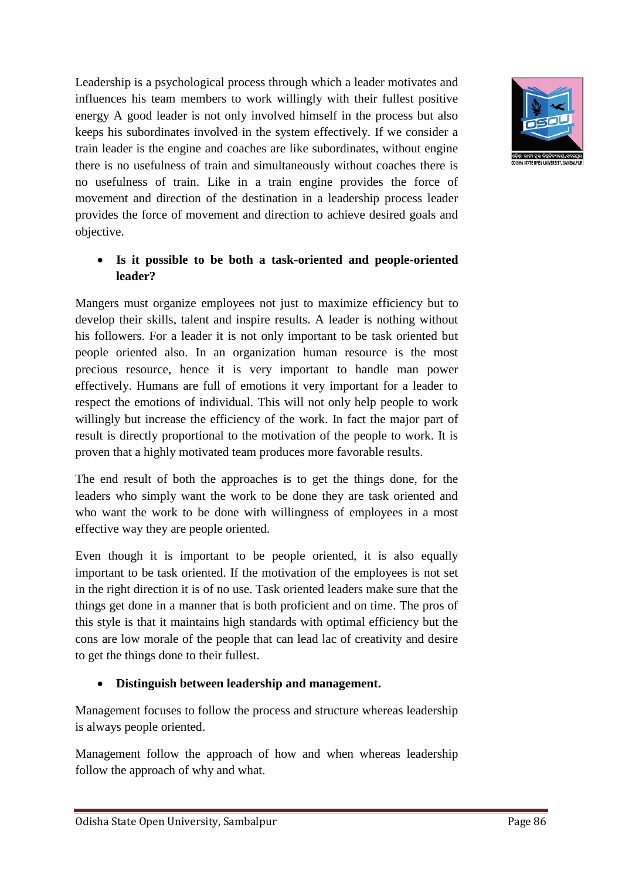Leadership is a psychological process through which a leader motivates and influences his team members to work willingly with their fullest positive energy A good leader is not only involved himself in the process but also keeps his subordinates involved in the system effectively. If we consider a train leader is the engine and coaches are like subordinates, without engine there is no usefulness of train and simultaneously without coaches there is no usefulness of train. Like in a train engine provides the force of movement and direction of the destination in a leadership process leader provides the force of movement and direction to achieve desired goals and objective.

- **Is it possible to be both a task-oriented and people-oriented leader?**

Mangers must organize employees not just to maximize efficiency but to develop their skills, talent and inspire results. A leader is nothing without his followers. For a leader it is not only important to be task oriented but people oriented also. In an organization human resource is the most precious resource, hence it is very important to handle man power effectively. Humans are full of emotions it very important for a leader to respect the emotions of individual. This will not only help people to work willingly but increase the efficiency of the work. In fact the major part of result is directly proportional to the motivation of the people to work. It is proven that a highly motivated team produces more favorable results.

The end result of both the approaches is to get the things done, for the leaders who simply want the work to be done they are task oriented and who want the work to be done with willingness of employees in a most effective way they are people oriented.

Even though it is important to be people oriented, it is also equally important to be task oriented. If the motivation of the employees is not set in the right direction it is of no use. Task oriented leaders make sure that the things get done in a manner that is both proficient and on time. The pros of this style is that it maintains high standards with optimal efficiency but the cons are low morale of the people that can lead lac of creativity and desire to get the things done to their fullest.

- **Distinguish between leadership and management.**

Management focuses to follow the process and structure whereas leadership is always people oriented.

Management follow the approach of how and when whereas leadership follow the approach of why and what.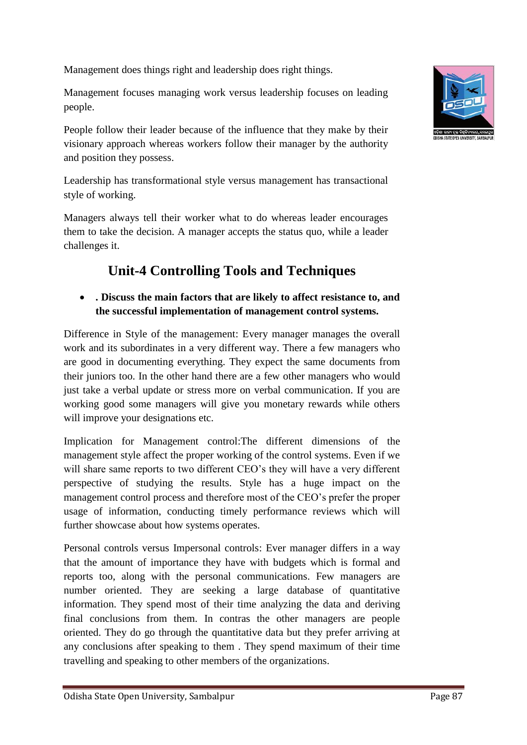Management does things right and leadership does right things.

Management focuses managing work versus leadership focuses on leading people.

People follow their leader because of the influence that they make by their visionary approach whereas workers follow their manager by the authority and position they possess.

Leadership has transformational style versus management has transactional style of working.

Managers always tell their worker what to do whereas leader encourages them to take the decision. A manager accepts the status quo, while a leader challenges it.

## Unit-4 Controlling Tools and Techniques

- **. Discuss the main factors that are likely to affect resistance to, and the successful implementation of management control systems.**

Difference in Style of the management: Every manager manages the overall work and its subordinates in a very different way. There a few managers who are good in documenting everything. They expect the same documents from their juniors too. In the other hand there are a few other managers who would just take a verbal update or stress more on verbal communication. If you are working good some managers will give you monetary rewards while others will improve your designations etc.

Implication for Management control:The different dimensions of the management style affect the proper working of the control systems. Even if we will share same reports to two different CEO's they will have a very different perspective of studying the results. Style has a huge impact on the management control process and therefore most of the CEO's prefer the proper usage of information, conducting timely performance reviews which will further showcase about how systems operates.

Personal controls versus Impersonal controls: Ever manager differs in a way that the amount of importance they have with budgets which is formal and reports too, along with the personal communications. Few managers are number oriented. They are seeking a large database of quantitative information. They spend most of their time analyzing the data and deriving final conclusions from them. In contras the other managers are people oriented. They do go through the quantitative data but they prefer arriving at any conclusions after speaking to them . They spend maximum of their time travelling and speaking to other members of the organizations.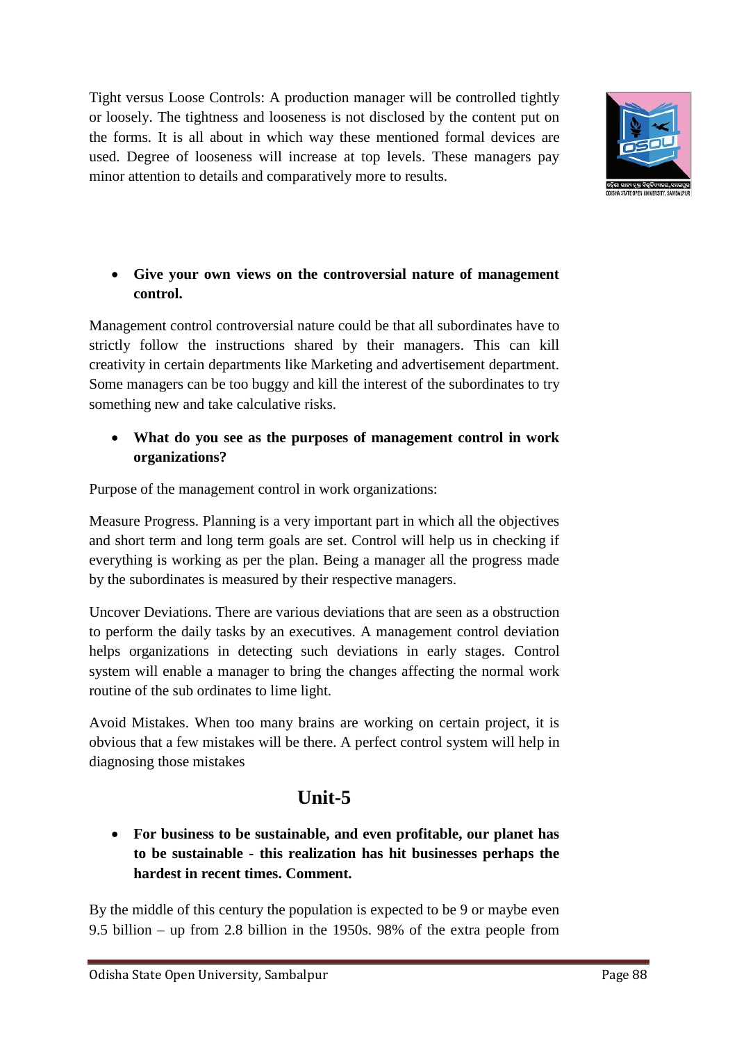Tight versus Loose Controls: A production manager will be controlled tightly or loosely. The tightness and looseness is not disclosed by the content put on the forms. It is all about in which way these mentioned formal devices are used. Degree of looseness will increase at top levels. These managers pay minor attention to details and comparatively more to results.

- **Give your own views on the controversial nature of management control.**

Management control controversial nature could be that all subordinates have to strictly follow the instructions shared by their managers. This can kill creativity in certain departments like Marketing and advertisement department. Some managers can be too buggy and kill the interest of the subordinates to try something new and take calculative risks.

- **What do you see as the purposes of management control in work organizations?**

Purpose of the management control in work organizations:

Measure Progress. Planning is a very important part in which all the objectives and short term and long term goals are set. Control will help us in checking if everything is working as per the plan. Being a manager all the progress made by the subordinates is measured by their respective managers.

Uncover Deviations. There are various deviations that are seen as a obstruction to perform the daily tasks by an executives. A management control deviation helps organizations in detecting such deviations in early stages. Control system will enable a manager to bring the changes affecting the normal work routine of the sub ordinates to lime light.

Avoid Mistakes. When too many brains are working on certain project, it is obvious that a few mistakes will be there. A perfect control system will help in diagnosing those mistakes

## Unit-5

- **For business to be sustainable, and even profitable, our planet has to be sustainable - this realization has hit businesses perhaps the hardest in recent times. Comment.**

By the middle of this century the population is expected to be 9 or maybe even 9.5 billion – up from 2.8 billion in the 1950s. 98% of the extra people from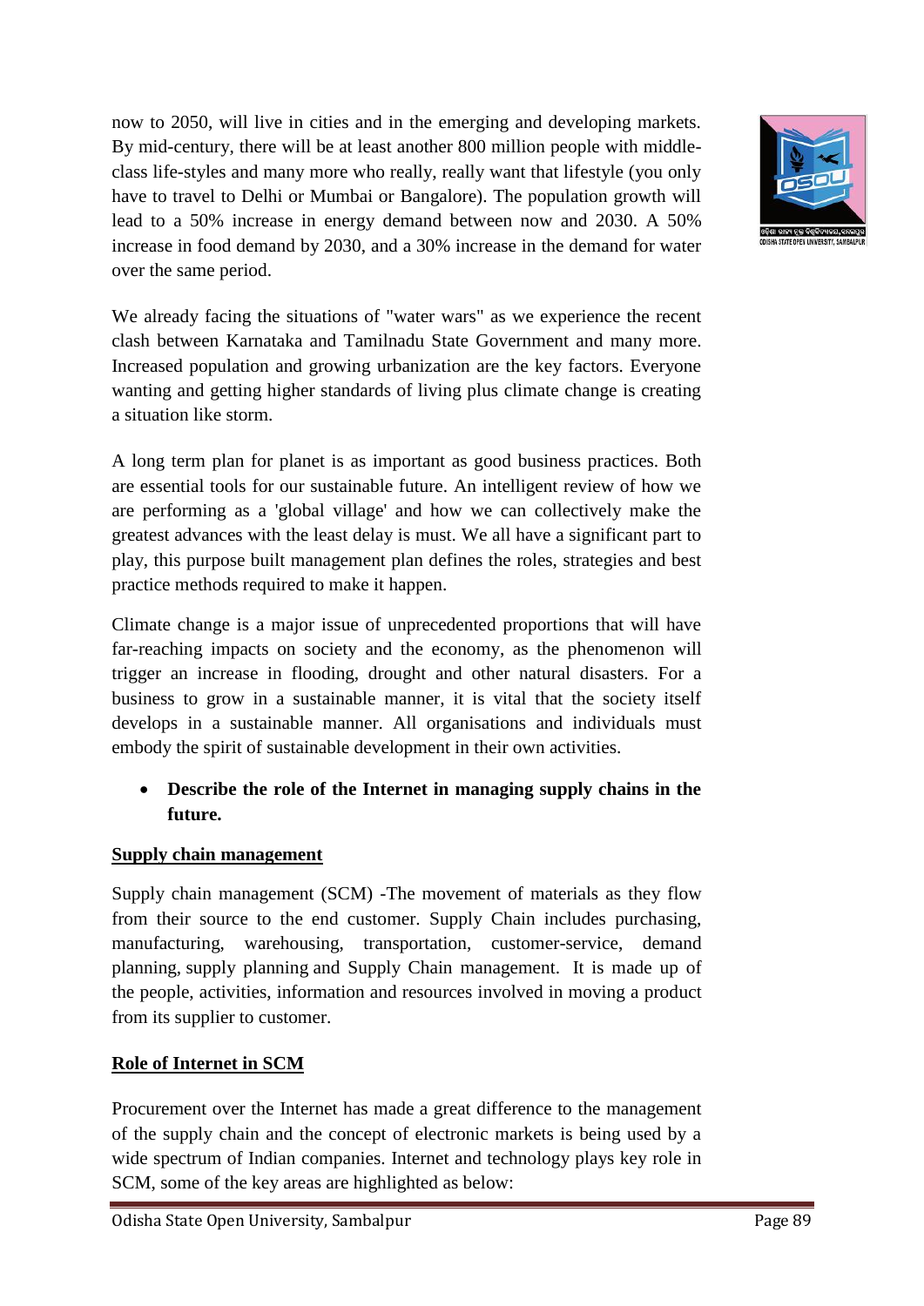now to 2050, will live in cities and in the emerging and developing markets. By mid-century, there will be at least another 800 million people with middle-class life-styles and many more who really, really want that lifestyle (you only have to travel to Delhi or Mumbai or Bangalore). The population growth will lead to a 50% increase in energy demand between now and 2030. A 50% increase in food demand by 2030, and a 30% increase in the demand for water over the same period.

We already facing the situations of "water wars" as we experience the recent clash between Karnataka and Tamilnadu State Government and many more. Increased population and growing urbanization are the key factors. Everyone wanting and getting higher standards of living plus climate change is creating a situation like storm.

A long term plan for planet is as important as good business practices. Both are essential tools for our sustainable future. An intelligent review of how we are performing as a 'global village' and how we can collectively make the greatest advances with the least delay is must. We all have a significant part to play, this purpose built management plan defines the roles, strategies and best practice methods required to make it happen.

Climate change is a major issue of unprecedented proportions that will have far-reaching impacts on society and the economy, as the phenomenon will trigger an increase in flooding, drought and other natural disasters. For a business to grow in a sustainable manner, it is vital that the society itself develops in a sustainable manner. All organisations and individuals must embody the spirit of sustainable development in their own activities.

- **Describe the role of the Internet in managing supply chains in the future.**

**Supply chain management**

Supply chain management (SCM) -The movement of materials as they flow from their source to the end customer. Supply Chain includes purchasing, manufacturing, warehousing, transportation, customer-service, demand planning, supply planning and Supply Chain management. It is made up of the people, activities, information and resources involved in moving a product from its supplier to customer.

**Role of Internet in SCM**

Procurement over the Internet has made a great difference to the management of the supply chain and the concept of electronic markets is being used by a wide spectrum of Indian companies. Internet and technology plays key role in SCM, some of the key areas are highlighted as below: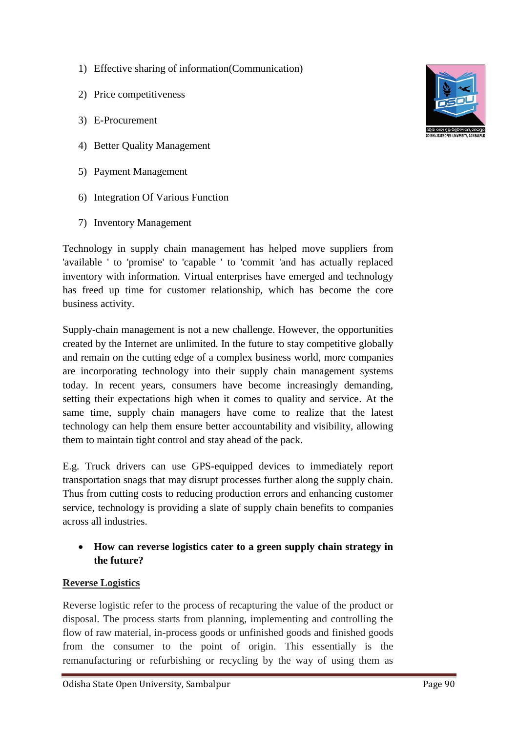1) Effective sharing of information(Communication)

2) Price competitiveness

3) E-Procurement

4) Better Quality Management

5) Payment Management

6) Integration Of Various Function

7) Inventory Management

Technology in supply chain management has helped move suppliers from 'available ' to 'promise' to 'capable ' to 'commit 'and has actually replaced inventory with information. Virtual enterprises have emerged and technology has freed up time for customer relationship, which has become the core business activity.

Supply-chain management is not a new challenge. However, the opportunities created by the Internet are unlimited. In the future to stay competitive globally and remain on the cutting edge of a complex business world, more companies are incorporating technology into their supply chain management systems today. In recent years, consumers have become increasingly demanding, setting their expectations high when it comes to quality and service. At the same time, supply chain managers have come to realize that the latest technology can help them ensure better accountability and visibility, allowing them to maintain tight control and stay ahead of the pack.

E.g. Truck drivers can use GPS-equipped devices to immediately report transportation snags that may disrupt processes further along the supply chain. Thus from cutting costs to reducing production errors and enhancing customer service, technology is providing a slate of supply chain benefits to companies across all industries.

- **How can reverse logistics cater to a green supply chain strategy in the future?**

**<u>Reverse Logistics</u>**

Reverse logistic refer to the process of recapturing the value of the product or disposal. The process starts from planning, implementing and controlling the flow of raw material, in-process goods or unfinished goods and finished goods from the consumer to the point of origin. This essentially is the remanufacturing or refurbishing or recycling by the way of using them as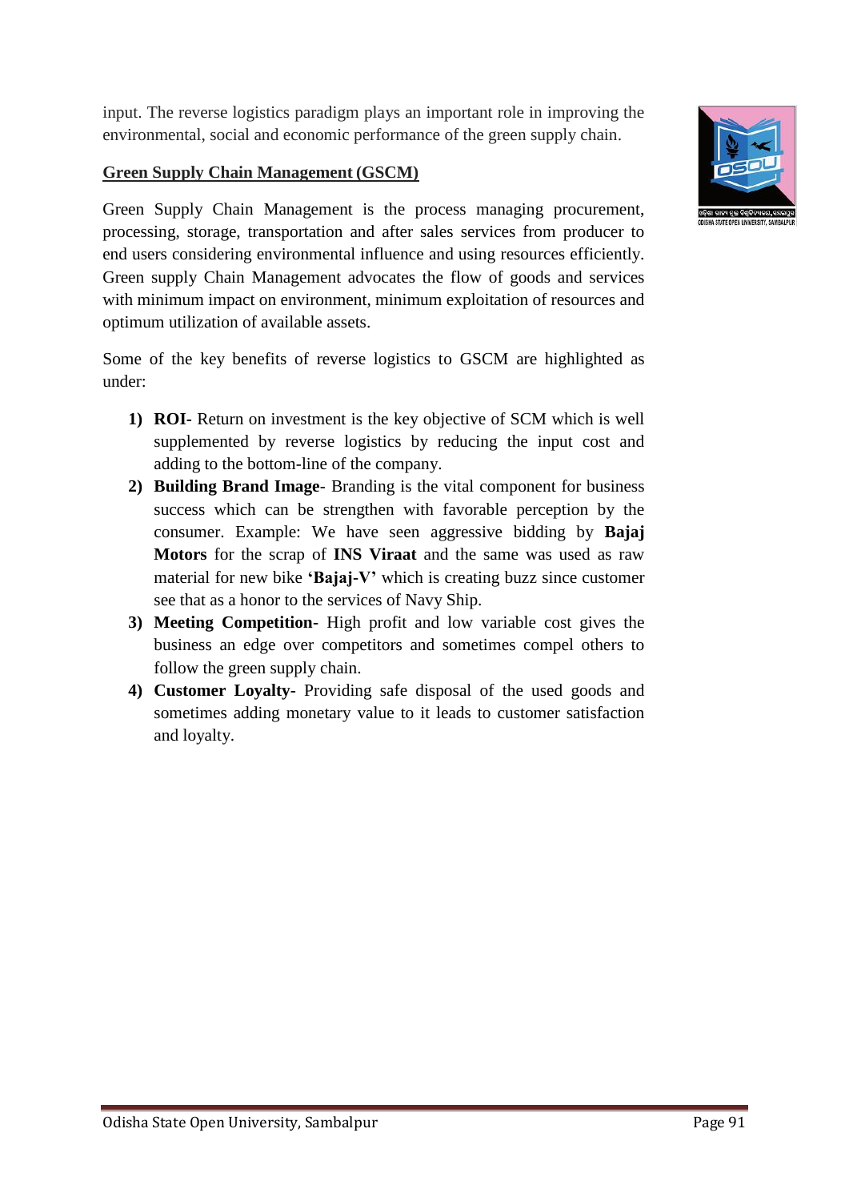input. The reverse logistics paradigm plays an important role in improving the environmental, social and economic performance of the green supply chain.

## Green Supply Chain Management (GSCM)

Green Supply Chain Management is the process managing procurement, processing, storage, transportation and after sales services from producer to end users considering environmental influence and using resources efficiently. Green supply Chain Management advocates the flow of goods and services with minimum impact on environment, minimum exploitation of resources and optimum utilization of available assets.

Some of the key benefits of reverse logistics to GSCM are highlighted as under:

1) **ROI-** Return on investment is the key objective of SCM which is well supplemented by reverse logistics by reducing the input cost and adding to the bottom-line of the company.
2) **Building Brand Image**- Branding is the vital component for business success which can be strengthen with favorable perception by the consumer. Example: We have seen aggressive bidding by **Bajaj Motors** for the scrap of **INS Viraat** and the same was used as raw material for new bike **'Bajaj-V'** which is creating buzz since customer see that as a honor to the services of Navy Ship.
3) **Meeting Competition-** High profit and low variable cost gives the business an edge over competitors and sometimes compel others to follow the green supply chain.
4) **Customer Loyalty-** Providing safe disposal of the used goods and sometimes adding monetary value to it leads to customer satisfaction and loyalty.